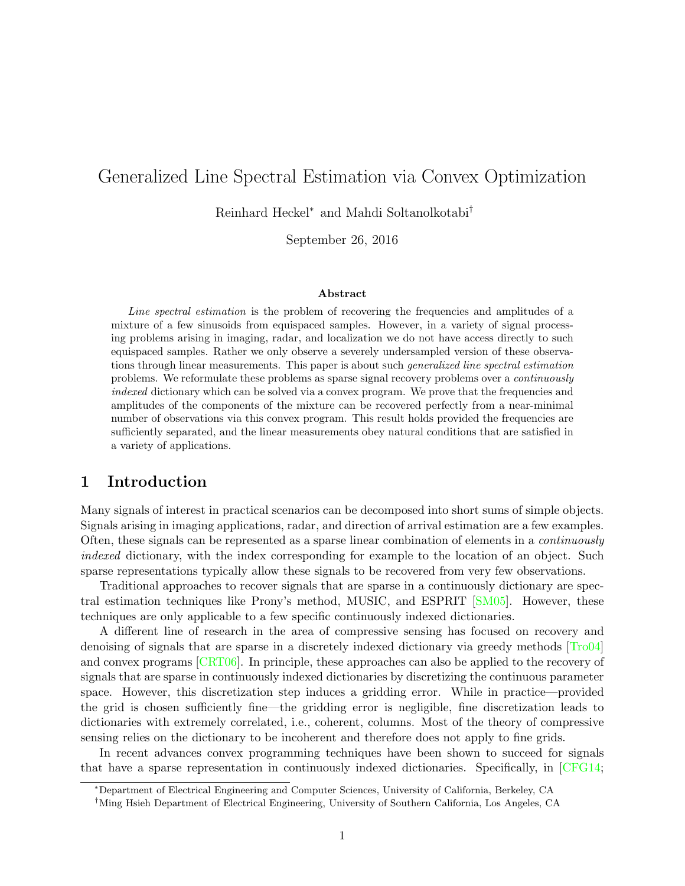# Generalized Line Spectral Estimation via Convex Optimization

Reinhard Heckel* and Mahdi Soltanolkotabi†

September 26, 2016

### Abstract

*Line spectral estimation* is the problem of recovering the frequencies and amplitudes of a mixture of a few sinusoids from equispaced samples. However, in a variety of signal processing problems arising in imaging, radar, and localization we do not have access directly to such equispaced samples. Rather we only observe a severely undersampled version of these observations through linear measurements. This paper is about such *generalized line spectral estimation* problems. We reformulate these problems as sparse signal recovery problems over a *continuously indexed* dictionary which can be solved via a convex program. We prove that the frequencies and amplitudes of the components of the mixture can be recovered perfectly from a near-minimal number of observations via this convex program. This result holds provided the frequencies are sufficiently separated, and the linear measurements obey natural conditions that are satisfied in a variety of applications.

## 1 Introduction

Many signals of interest in practical scenarios can be decomposed into short sums of simple objects. Signals arising in imaging applications, radar, and direction of arrival estimation are a few examples. Often, these signals can be represented as a sparse linear combination of elements in a *continuously indexed* dictionary, with the index corresponding for example to the location of an object. Such sparse representations typically allow these signals to be recovered from very few observations.

Traditional approaches to recover signals that are sparse in a continuously dictionary are spectral estimation techniques like Prony's method, MUSIC, and ESPRIT [SM05]. However, these techniques are only applicable to a few specific continuously indexed dictionaries.

A different line of research in the area of compressive sensing has focused on recovery and denoising of signals that are sparse in a discretely indexed dictionary via greedy methods [Tro04] and convex programs [CRT06]. In principle, these approaches can also be applied to the recovery of signals that are sparse in continuously indexed dictionaries by discretizing the continuous parameter space. However, this discretization step induces a gridding error. While in practice—provided the grid is chosen sufficiently fine—the gridding error is negligible, fine discretization leads to dictionaries with extremely correlated, i.e., coherent, columns. Most of the theory of compressive sensing relies on the dictionary to be incoherent and therefore does not apply to fine grids.

In recent advances convex programming techniques have been shown to succeed for signals that have a sparse representation in continuously indexed dictionaries. Specifically, in [CFG14;

*Department of Electrical Engineering and Computer Sciences, University of California, Berkeley, CA

†Ming Hsieh Department of Electrical Engineering, University of Southern California, Los Angeles, CA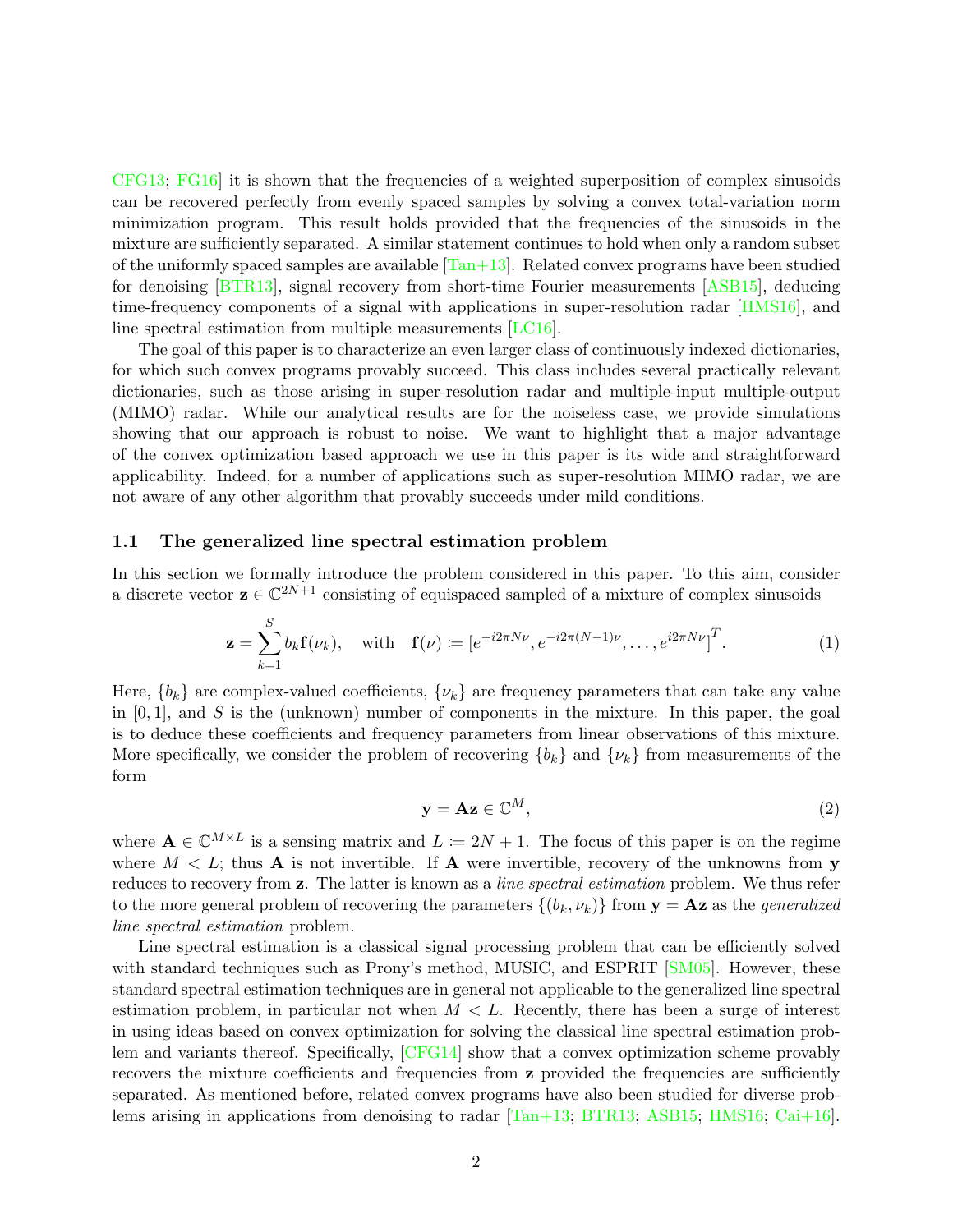CFG13; FG16] it is shown that the frequencies of a weighted superposition of complex sinusoids can be recovered perfectly from evenly spaced samples by solving a convex total-variation norm minimization program. This result holds provided that the frequencies of the sinusoids in the mixture are sufficiently separated. A similar statement continues to hold when only a random subset of the uniformly spaced samples are available [Tan+13]. Related convex programs have been studied for denoising [BTR13], signal recovery from short-time Fourier measurements [ASB15], deducing time-frequency components of a signal with applications in super-resolution radar [HMS16], and line spectral estimation from multiple measurements [LC16].

The goal of this paper is to characterize an even larger class of continuously indexed dictionaries, for which such convex programs provably succeed. This class includes several practically relevant dictionaries, such as those arising in super-resolution radar and multiple-input multiple-output (MIMO) radar. While our analytical results are for the noiseless case, we provide simulations showing that our approach is robust to noise. We want to highlight that a major advantage of the convex optimization based approach we use in this paper is its wide and straightforward applicability. Indeed, for a number of applications such as super-resolution MIMO radar, we are not aware of any other algorithm that provably succeeds under mild conditions.

### 1.1 The generalized line spectral estimation problem

In this section we formally introduce the problem considered in this paper. To this aim, consider a discrete vector $\mathbf{z} \in \mathbb{C}^{2N+1}$ consisting of equispaced sampled of a mixture of complex sinusoids

$$\mathbf{z} = \sum_{k=1}^{S} b_k \mathbf{f}(\nu_k), \quad \text{with} \quad \mathbf{f}(\nu) \coloneqq \left[e^{-i2\pi N\nu}, e^{-i2\pi(N-1)\nu}, \ldots, e^{i2\pi N\nu}\right]^T. \tag{1}$$

Here, $\{b_k\}$ are complex-valued coefficients, $\{\nu_k\}$ are frequency parameters that can take any value in $[0,1]$, and $S$ is the (unknown) number of components in the mixture. In this paper, the goal is to deduce these coefficients and frequency parameters from linear observations of this mixture. More specifically, we consider the problem of recovering $\{b_k\}$ and $\{\nu_k\}$ from measurements of the form

$$\mathbf{y} = \mathbf{A}\mathbf{z} \in \mathbb{C}^M, \tag{2}$$

where $\mathbf{A} \in \mathbb{C}^{M \times L}$ is a sensing matrix and $L \coloneqq 2N+1$. The focus of this paper is on the regime where $M < L$; thus $\mathbf{A}$ is not invertible. If $\mathbf{A}$ were invertible, recovery of the unknowns from $\mathbf{y}$ reduces to recovery from $\mathbf{z}$. The latter is known as a *line spectral estimation* problem. We thus refer to the more general problem of recovering the parameters $\{(b_k, \nu_k)\}$ from $\mathbf{y} = \mathbf{A}\mathbf{z}$ as the *generalized line spectral estimation* problem.

Line spectral estimation is a classical signal processing problem that can be efficiently solved with standard techniques such as Prony's method, MUSIC, and ESPRIT [SM05]. However, these standard spectral estimation techniques are in general not applicable to the generalized line spectral estimation problem, in particular not when $M < L$. Recently, there has been a surge of interest in using ideas based on convex optimization for solving the classical line spectral estimation problem and variants thereof. Specifically, [CFG14] show that a convex optimization scheme provably recovers the mixture coefficients and frequencies from $\mathbf{z}$ provided the frequencies are sufficiently separated. As mentioned before, related convex programs have also been studied for diverse problems arising in applications from denoising to radar [Tan+13; BTR13; ASB15; HMS16; Cai+16].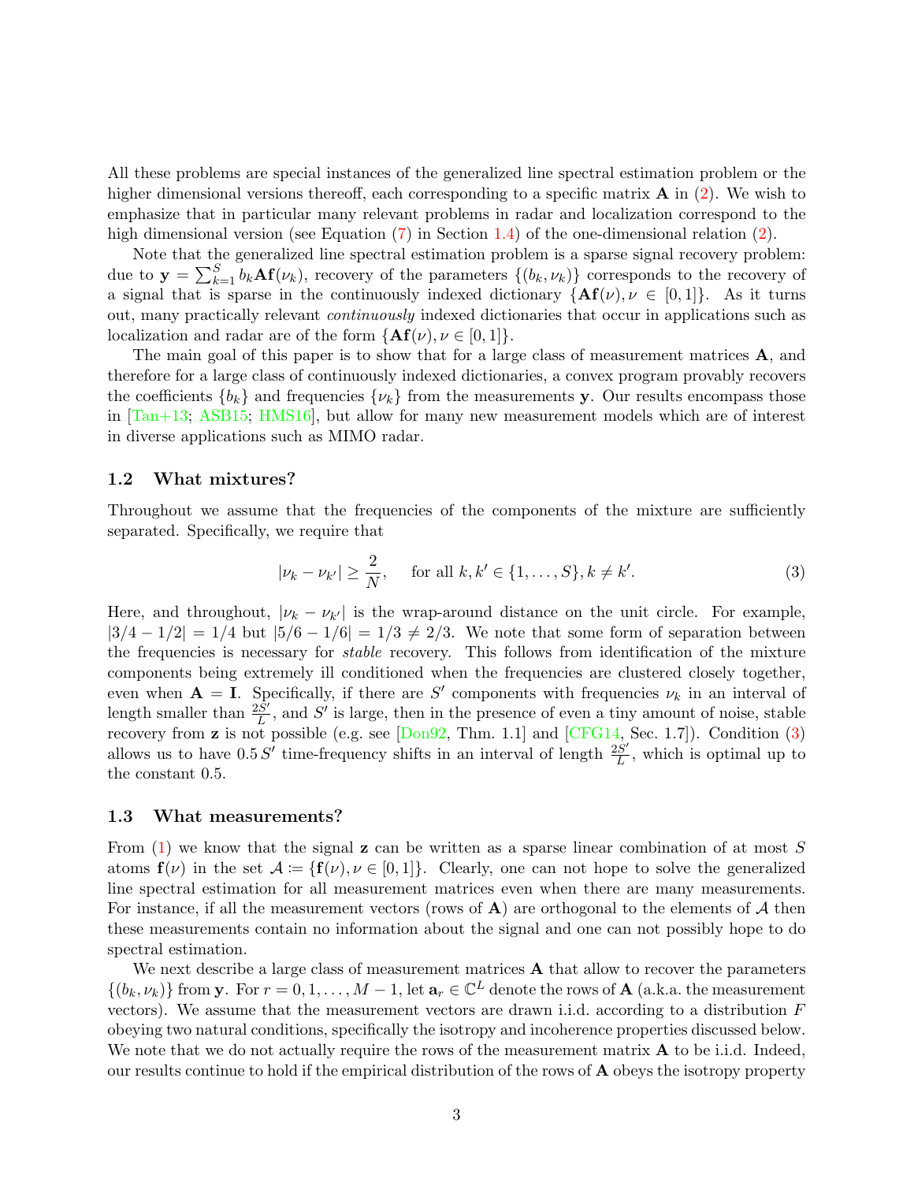All these problems are special instances of the generalized line spectral estimation problem or the higher dimensional versions thereoff, each corresponding to a specific matrix $\mathbf{A}$ in (2). We wish to emphasize that in particular many relevant problems in radar and localization correspond to the high dimensional version (see Equation (7) in Section 1.4) of the one-dimensional relation (2).

Note that the generalized line spectral estimation problem is a sparse signal recovery problem: due to $\mathbf{y} = \sum_{k=1}^{S} b_k \mathbf{A}\mathbf{f}(\nu_k)$, recovery of the parameters $\{(b_k, \nu_k)\}$ corresponds to the recovery of a signal that is sparse in the continuously indexed dictionary $\{\mathbf{A}\mathbf{f}(\nu), \nu \in [0,1]\}$. As it turns out, many practically relevant *continuously* indexed dictionaries that occur in applications such as localization and radar are of the form $\{\mathbf{A}\mathbf{f}(\nu), \nu \in [0,1]\}$.

The main goal of this paper is to show that for a large class of measurement matrices $\mathbf{A}$, and therefore for a large class of continuously indexed dictionaries, a convex program provably recovers the coefficients $\{b_k\}$ and frequencies $\{\nu_k\}$ from the measurements $\mathbf{y}$. Our results encompass those in [Tan+13; ASB15; HMS16], but allow for many new measurement models which are of interest in diverse applications such as MIMO radar.

### 1.2 What mixtures?

Throughout we assume that the frequencies of the components of the mixture are sufficiently separated. Specifically, we require that

$$|\nu_k - \nu_{k'}| \geq \frac{2}{N}, \quad \text{for all } k, k' \in \{1, \ldots, S\}, k \neq k'. \tag{3}$$

Here, and throughout, $|\nu_k - \nu_{k'}|$ is the wrap-around distance on the unit circle. For example, $|3/4 - 1/2| = 1/4$ but $|5/6 - 1/6| = 1/3 \neq 2/3$. We note that some form of separation between the frequencies is necessary for *stable* recovery. This follows from identification of the mixture components being extremely ill conditioned when the frequencies are clustered closely together, even when $\mathbf{A} = \mathbf{I}$. Specifically, if there are $S'$ components with frequencies $\nu_k$ in an interval of length smaller than $\frac{2S'}{L}$, and $S'$ is large, then in the presence of even a tiny amount of noise, stable recovery from $\mathbf{z}$ is not possible (e.g. see [Don92, Thm. 1.1] and [CFG14, Sec. 1.7]). Condition (3) allows us to have $0.5\, S'$ time-frequency shifts in an interval of length $\frac{2S'}{L}$, which is optimal up to the constant 0.5.

### 1.3 What measurements?

From (1) we know that the signal $\mathbf{z}$ can be written as a sparse linear combination of at most $S$ atoms $\mathbf{f}(\nu)$ in the set $\mathcal{A} \coloneqq \{\mathbf{f}(\nu), \nu \in [0,1]\}$. Clearly, one can not hope to solve the generalized line spectral estimation for all measurement matrices even when there are many measurements. For instance, if all the measurement vectors (rows of $\mathbf{A}$) are orthogonal to the elements of $\mathcal{A}$ then these measurements contain no information about the signal and one can not possibly hope to do spectral estimation.

We next describe a large class of measurement matrices $\mathbf{A}$ that allow to recover the parameters $\{(b_k, \nu_k)\}$ from $\mathbf{y}$. For $r = 0, 1, \ldots, M-1$, let $\mathbf{a}_r \in \mathbb{C}^L$ denote the rows of $\mathbf{A}$ (a.k.a. the measurement vectors). We assume that the measurement vectors are drawn i.i.d. according to a distribution $F$ obeying two natural conditions, specifically the isotropy and incoherence properties discussed below. We note that we do not actually require the rows of the measurement matrix $\mathbf{A}$ to be i.i.d. Indeed, our results continue to hold if the empirical distribution of the rows of $\mathbf{A}$ obeys the isotropy property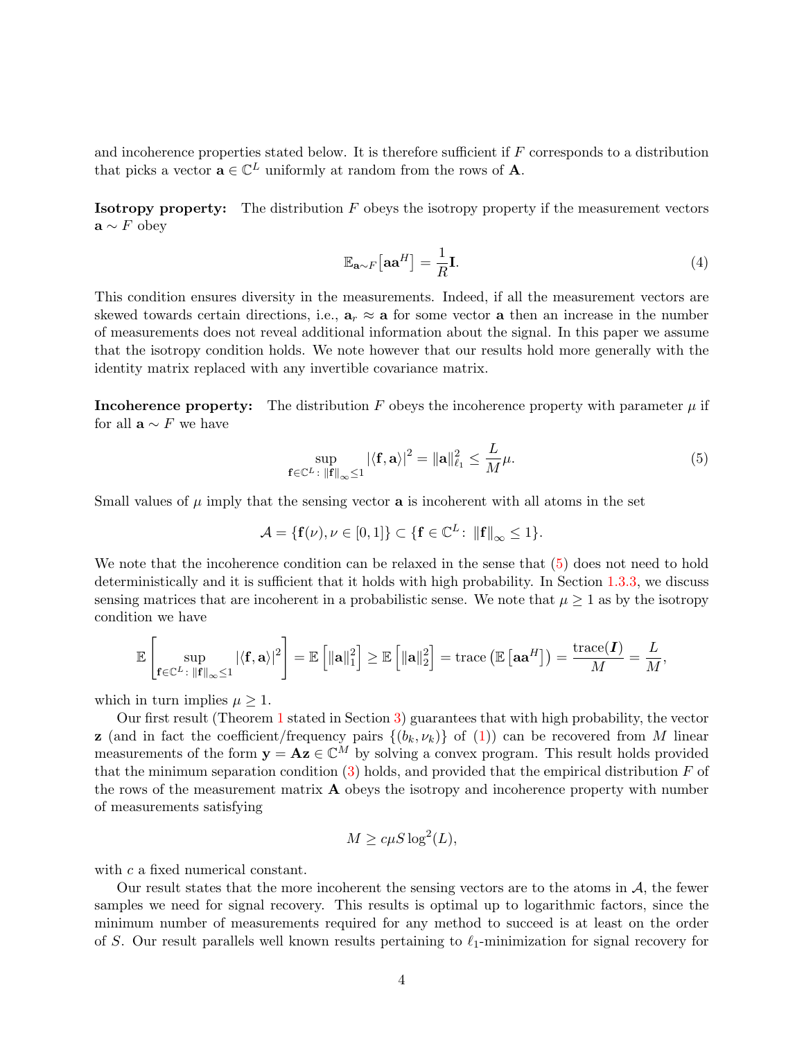and incoherence properties stated below. It is therefore sufficient if $F$ corresponds to a distribution that picks a vector $\mathbf{a} \in \mathbb{C}^L$ uniformly at random from the rows of $\mathbf{A}$.

**Isotropy property:** The distribution $F$ obeys the isotropy property if the measurement vectors $\mathbf{a} \sim F$ obey

$$\mathbb{E}_{\mathbf{a}\sim F}\left[\mathbf{a}\mathbf{a}^H\right] = \frac{1}{R}\mathbf{I}. \tag{4}$$

This condition ensures diversity in the measurements. Indeed, if all the measurement vectors are skewed towards certain directions, i.e., $\mathbf{a}_r \approx \mathbf{a}$ for some vector $\mathbf{a}$ then an increase in the number of measurements does not reveal additional information about the signal. In this paper we assume that the isotropy condition holds. We note however that our results hold more generally with the identity matrix replaced with any invertible covariance matrix.

**Incoherence property:** The distribution $F$ obeys the incoherence property with parameter $\mu$ if for all $\mathbf{a} \sim F$ we have

$$\sup_{\mathbf{f}\in\mathbb{C}^L:\ \|\mathbf{f}\|_\infty \leq 1} |\langle \mathbf{f}, \mathbf{a}\rangle|^2 = \|\mathbf{a}\|_{\ell_1}^2 \leq \frac{L}{M}\mu. \tag{5}$$

Small values of $\mu$ imply that the sensing vector $\mathbf{a}$ is incoherent with all atoms in the set

$$\mathcal{A} = \{\mathbf{f}(\nu), \nu \in [0,1]\} \subset \{\mathbf{f} \in \mathbb{C}^L:\ \|\mathbf{f}\|_\infty \leq 1\}.$$

We note that the incoherence condition can be relaxed in the sense that (5) does not need to hold deterministically and it is sufficient that it holds with high probability. In Section 1.3.3, we discuss sensing matrices that are incoherent in a probabilistic sense. We note that $\mu \geq 1$ as by the isotropy condition we have

$$\mathbb{E}\left[\sup_{\mathbf{f}\in\mathbb{C}^L:\ \|\mathbf{f}\|_\infty \leq 1} |\langle \mathbf{f}, \mathbf{a}\rangle|^2\right] = \mathbb{E}\left[\|\mathbf{a}\|_1^2\right] \geq \mathbb{E}\left[\|\mathbf{a}\|_2^2\right] = \operatorname{trace}\left(\mathbb{E}\left[\mathbf{a}\mathbf{a}^H\right]\right) = \frac{\operatorname{trace}(\boldsymbol{I})}{M} = \frac{L}{M},$$

which in turn implies $\mu \geq 1$.

Our first result (Theorem 1 stated in Section 3) guarantees that with high probability, the vector $\mathbf{z}$ (and in fact the coefficient/frequency pairs $\{(b_k, \nu_k)\}$ of (1)) can be recovered from $M$ linear measurements of the form $\mathbf{y} = \mathbf{A}\mathbf{z} \in \mathbb{C}^M$ by solving a convex program. This result holds provided that the minimum separation condition (3) holds, and provided that the empirical distribution $F$ of the rows of the measurement matrix $\mathbf{A}$ obeys the isotropy and incoherence property with number of measurements satisfying

$$M \geq c\mu S \log^2(L),$$

with $c$ a fixed numerical constant.

Our result states that the more incoherent the sensing vectors are to the atoms in $\mathcal{A}$, the fewer samples we need for signal recovery. This results is optimal up to logarithmic factors, since the minimum number of measurements required for any method to succeed is at least on the order of $S$. Our result parallels well known results pertaining to $\ell_1$-minimization for signal recovery for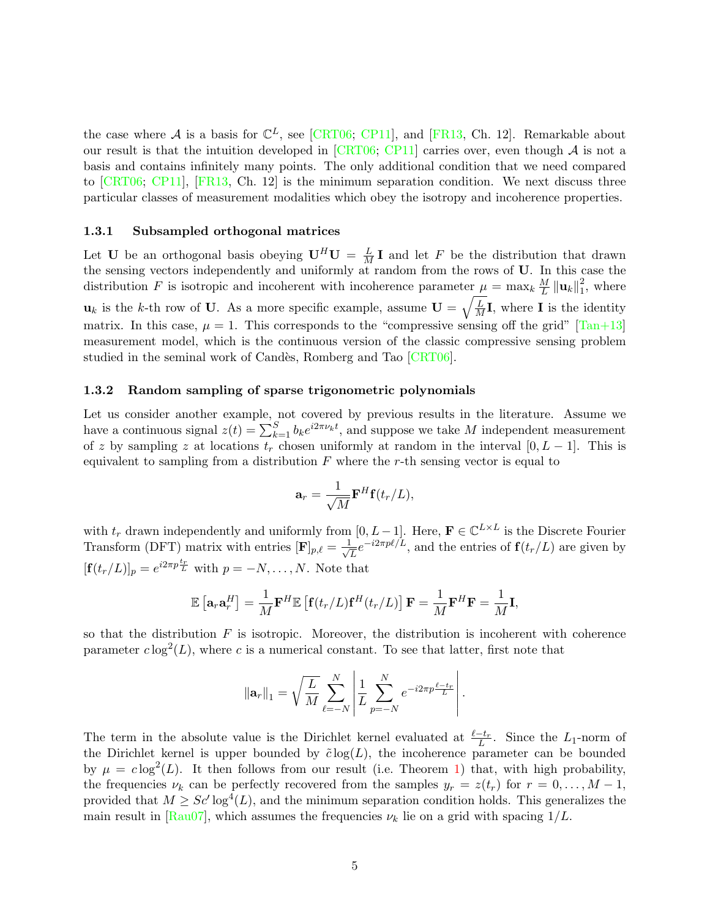the case where $\mathcal{A}$ is a basis for $\mathbb{C}^L$, see [CRT06; CP11], and [FR13, Ch. 12]. Remarkable about our result is that the intuition developed in [CRT06; CP11] carries over, even though $\mathcal{A}$ is not a basis and contains infinitely many points. The only additional condition that we need compared to [CRT06; CP11], [FR13, Ch. 12] is the minimum separation condition. We next discuss three particular classes of measurement modalities which obey the isotropy and incoherence properties.

### 1.3.1 Subsampled orthogonal matrices

Let $\mathbf{U}$ be an orthogonal basis obeying $\mathbf{U}^H\mathbf{U} = \frac{L}{M}\mathbf{I}$ and let $F$ be the distribution that drawn the sensing vectors independently and uniformly at random from the rows of $\mathbf{U}$. In this case the distribution $F$ is isotropic and incoherent with incoherence parameter $\mu = \max_k \frac{M}{L}\left\|\mathbf{u}_k\right\|_1^2$, where $\mathbf{u}_k$ is the $k$-th row of $\mathbf{U}$. As a more specific example, assume $\mathbf{U} = \sqrt{\frac{L}{M}}\mathbf{I}$, where $\mathbf{I}$ is the identity matrix. In this case, $\mu = 1$. This corresponds to the "compressive sensing off the grid" [Tan+13] measurement model, which is the continuous version of the classic compressive sensing problem studied in the seminal work of Candès, Romberg and Tao [CRT06].

### 1.3.2 Random sampling of sparse trigonometric polynomials

Let us consider another example, not covered by previous results in the literature. Assume we have a continuous signal $z(t) = \sum_{k=1}^{S} b_k e^{i2\pi\nu_k t}$, and suppose we take $M$ independent measurement of $z$ by sampling $z$ at locations $t_r$ chosen uniformly at random in the interval $[0, L-1]$. This is equivalent to sampling from a distribution $F$ where the $r$-th sensing vector is equal to

$$\mathbf{a}_r = \frac{1}{\sqrt{M}}\mathbf{F}^H\mathbf{f}(t_r/L),$$

with $t_r$ drawn independently and uniformly from $[0, L-1]$. Here, $\mathbf{F} \in \mathbb{C}^{L\times L}$ is the Discrete Fourier Transform (DFT) matrix with entries $[\mathbf{F}]_{p,\ell} = \frac{1}{\sqrt{L}}e^{-i2\pi p\ell/L}$, and the entries of $\mathbf{f}(t_r/L)$ are given by $[\mathbf{f}(t_r/L)]_p = e^{i2\pi p\frac{t_r}{L}}$ with $p = -N, \ldots, N$. Note that

$$\mathbb{E}\left[\mathbf{a}_r\mathbf{a}_r^H\right] = \frac{1}{M}\mathbf{F}^H\mathbb{E}\left[\mathbf{f}(t_r/L)\mathbf{f}^H(t_r/L)\right]\mathbf{F} = \frac{1}{M}\mathbf{F}^H\mathbf{F} = \frac{1}{M}\mathbf{I},$$

so that the distribution $F$ is isotropic. Moreover, the distribution is incoherent with coherence parameter $c\log^2(L)$, where $c$ is a numerical constant. To see that latter, first note that

$$\left\|\mathbf{a}_r\right\|_1 = \sqrt{\frac{L}{M}}\sum_{\ell=-N}^{N}\left|\frac{1}{L}\sum_{p=-N}^{N} e^{-i2\pi p\frac{\ell-t_r}{L}}\right|.$$

The term in the absolute value is the Dirichlet kernel evaluated at $\frac{\ell-t_r}{L}$. Since the $L_1$-norm of the Dirichlet kernel is upper bounded by $\tilde{c}\log(L)$, the incoherence parameter can be bounded by $\mu = c\log^2(L)$. It then follows from our result (i.e. Theorem 1) that, with high probability, the frequencies $\nu_k$ can be perfectly recovered from the samples $y_r = z(t_r)$ for $r = 0, \ldots, M-1$, provided that $M \geq Sc'\log^4(L)$, and the minimum separation condition holds. This generalizes the main result in [Rau07], which assumes the frequencies $\nu_k$ lie on a grid with spacing $1/L$.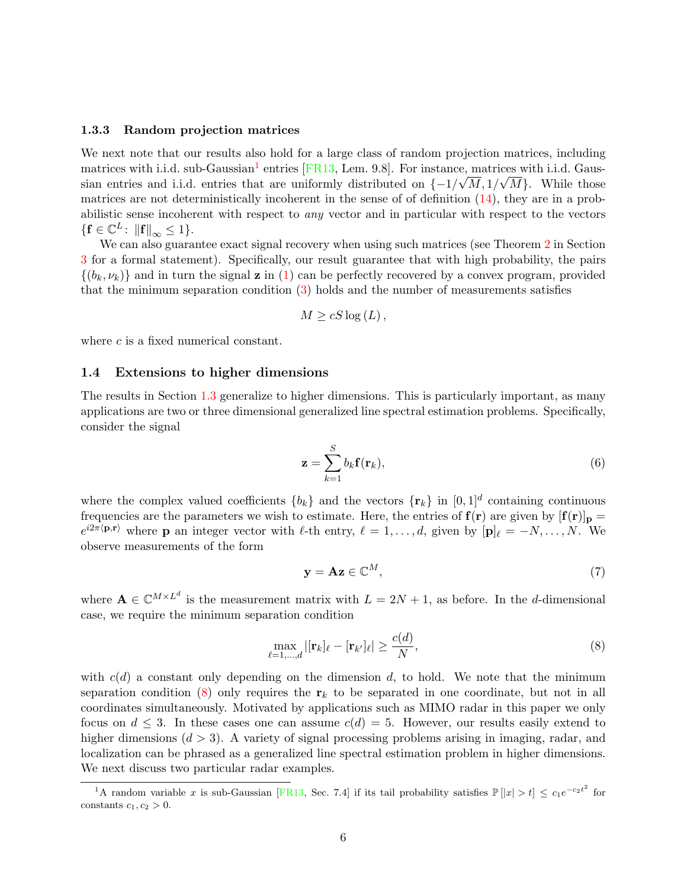### 1.3.3 Random projection matrices

We next note that our results also hold for a large class of random projection matrices, including matrices with i.i.d. sub-Gaussian[1] entries [FR13, Lem. 9.8]. For instance, matrices with i.i.d. Gaussian entries and i.i.d. entries that are uniformly distributed on $\{-1/\sqrt{M}, 1/\sqrt{M}\}$. While those matrices are not deterministically incoherent in the sense of of definition (14), they are in a probabilistic sense incoherent with respect to *any* vector and in particular with respect to the vectors $\{\mathbf{f} \in \mathbb{C}^L \colon \|\mathbf{f}\|_\infty \leq 1\}$.

We can also guarantee exact signal recovery when using such matrices (see Theorem 2 in Section 3 for a formal statement). Specifically, our result guarantee that with high probability, the pairs $\{(b_k, \nu_k)\}$ and in turn the signal $\mathbf{z}$ in (1) can be perfectly recovered by a convex program, provided that the minimum separation condition (3) holds and the number of measurements satisfies

$$M \geq cS \log(L),$$

where $c$ is a fixed numerical constant.

## 1.4 Extensions to higher dimensions

The results in Section 1.3 generalize to higher dimensions. This is particularly important, as many applications are two or three dimensional generalized line spectral estimation problems. Specifically, consider the signal

$$\mathbf{z} = \sum_{k=1}^{S} b_k \mathbf{f}(\mathbf{r}_k), \tag{6}$$

where the complex valued coefficients $\{b_k\}$ and the vectors $\{\mathbf{r}_k\}$ in $[0,1]^d$ containing continuous frequencies are the parameters we wish to estimate. Here, the entries of $\mathbf{f}(\mathbf{r})$ are given by $[\mathbf{f}(\mathbf{r})]_{\mathbf{p}} = e^{i2\pi\langle \mathbf{p}, \mathbf{r}\rangle}$ where $\mathbf{p}$ an integer vector with $\ell$-th entry, $\ell = 1, \ldots, d$, given by $[\mathbf{p}]_\ell = -N, \ldots, N$. We observe measurements of the form

$$\mathbf{y} = \mathbf{A}\mathbf{z} \in \mathbb{C}^M, \tag{7}$$

where $\mathbf{A} \in \mathbb{C}^{M \times L^d}$ is the measurement matrix with $L = 2N+1$, as before. In the $d$-dimensional case, we require the minimum separation condition

$$\max_{\ell=1,\ldots,d} |[\mathbf{r}_k]_\ell - [\mathbf{r}_{k'}]_\ell| \geq \frac{c(d)}{N}, \tag{8}$$

with $c(d)$ a constant only depending on the dimension $d$, to hold. We note that the minimum separation condition (8) only requires the $\mathbf{r}_k$ to be separated in one coordinate, but not in all coordinates simultaneously. Motivated by applications such as MIMO radar in this paper we only focus on $d \leq 3$. In these cases one can assume $c(d) = 5$. However, our results easily extend to higher dimensions ($d > 3$). A variety of signal processing problems arising in imaging, radar, and localization can be phrased as a generalized line spectral estimation problem in higher dimensions. We next discuss two particular radar examples.

---

[1] A random variable $x$ is sub-Gaussian [FR13, Sec. 7.4] if its tail probability satisfies $\mathbb{P}[|x| > t] \leq c_1 e^{-c_2 t^2}$ for constants $c_1, c_2 > 0$.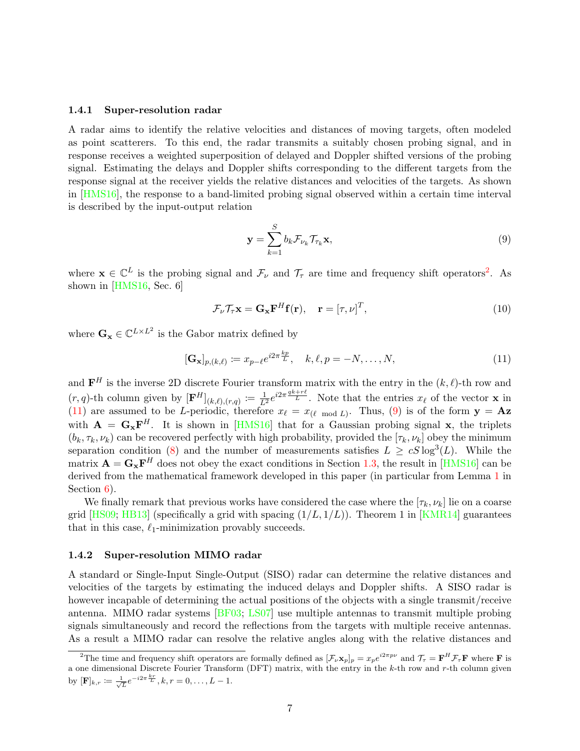### 1.4.1 Super-resolution radar

A radar aims to identify the relative velocities and distances of moving targets, often modeled as point scatterers. To this end, the radar transmits a suitably chosen probing signal, and in response receives a weighted superposition of delayed and Doppler shifted versions of the probing signal. Estimating the delays and Doppler shifts corresponding to the different targets from the response signal at the receiver yields the relative distances and velocities of the targets. As shown in [HMS16], the response to a band-limited probing signal observed within a certain time interval is described by the input-output relation

$$\mathbf{y} = \sum_{k=1}^{S} b_k \mathcal{F}_{\nu_k} \mathcal{T}_{\tau_k} \mathbf{x}, \tag{9}$$

where $\mathbf{x} \in \mathbb{C}^L$ is the probing signal and $\mathcal{F}_\nu$ and $\mathcal{T}_\tau$ are time and frequency shift operators[2]. As shown in [HMS16, Sec. 6]

$$\mathcal{F}_\nu \mathcal{T}_\tau \mathbf{x} = \mathbf{G}_\mathbf{x} \mathbf{F}^H \mathbf{f}(\mathbf{r}), \quad \mathbf{r} = [\tau, \nu]^T, \tag{10}$$

where $\mathbf{G}_\mathbf{x} \in \mathbb{C}^{L \times L^2}$ is the Gabor matrix defined by

$$[\mathbf{G}_\mathbf{x}]_{p,(k,\ell)} := x_{p-\ell} e^{i2\pi \frac{kp}{L}}, \quad k, \ell, p = -N, \dots, N, \tag{11}$$

and $\mathbf{F}^H$ is the inverse 2D discrete Fourier transform matrix with the entry in the $(k,\ell)$-th row and $(r,q)$-th column given by $[\mathbf{F}^H]_{(k,\ell),(r,q)} := \frac{1}{L^2} e^{i2\pi \frac{qk+r\ell}{L}}$. Note that the entries $x_\ell$ of the vector $\mathbf{x}$ in (11) are assumed to be $L$-periodic, therefore $x_\ell = x_{(\ell \bmod L)}$. Thus, (9) is of the form $\mathbf{y} = \mathbf{A}\mathbf{z}$ with $\mathbf{A} = \mathbf{G}_\mathbf{x}\mathbf{F}^H$. It is shown in [HMS16] that for a Gaussian probing signal $\mathbf{x}$, the triplets $(b_k, \tau_k, \nu_k)$ can be recovered perfectly with high probability, provided the $[\tau_k, \nu_k]$ obey the minimum separation condition (8) and the number of measurements satisfies $L \geq cS \log^3(L)$. While the matrix $\mathbf{A} = \mathbf{G}_\mathbf{x}\mathbf{F}^H$ does not obey the exact conditions in Section 1.3, the result in [HMS16] can be derived from the mathematical framework developed in this paper (in particular from Lemma 1 in Section 6).

We finally remark that previous works have considered the case where the $[\tau_k, \nu_k]$ lie on a coarse grid [HS09; HB13] (specifically a grid with spacing $(1/L, 1/L)$). Theorem 1 in [KMR14] guarantees that in this case, $\ell_1$-minimization provably succeeds.

### 1.4.2 Super-resolution MIMO radar

A standard or Single-Input Single-Output (SISO) radar can determine the relative distances and velocities of the targets by estimating the induced delays and Doppler shifts. A SISO radar is however incapable of determining the actual positions of the objects with a single transmit/receive antenna. MIMO radar systems [BF03; LS07] use multiple antennas to transmit multiple probing signals simultaneously and record the reflections from the targets with multiple receive antennas. As a result a MIMO radar can resolve the relative angles along with the relative distances and

[2] The time and frequency shift operators are formally defined as $[\mathcal{F}_\nu \mathbf{x}_p]_p = x_p e^{i2\pi p\nu}$ and $\mathcal{T}_\tau = \mathbf{F}^H \mathcal{F}_\tau \mathbf{F}$ where $\mathbf{F}$ is a one dimensional Discrete Fourier Transform (DFT) matrix, with the entry in the $k$-th row and $r$-th column given by $[\mathbf{F}]_{k,r} := \frac{1}{\sqrt{L}} e^{-i2\pi \frac{kr}{L}}, k, r = 0, \dots, L-1$.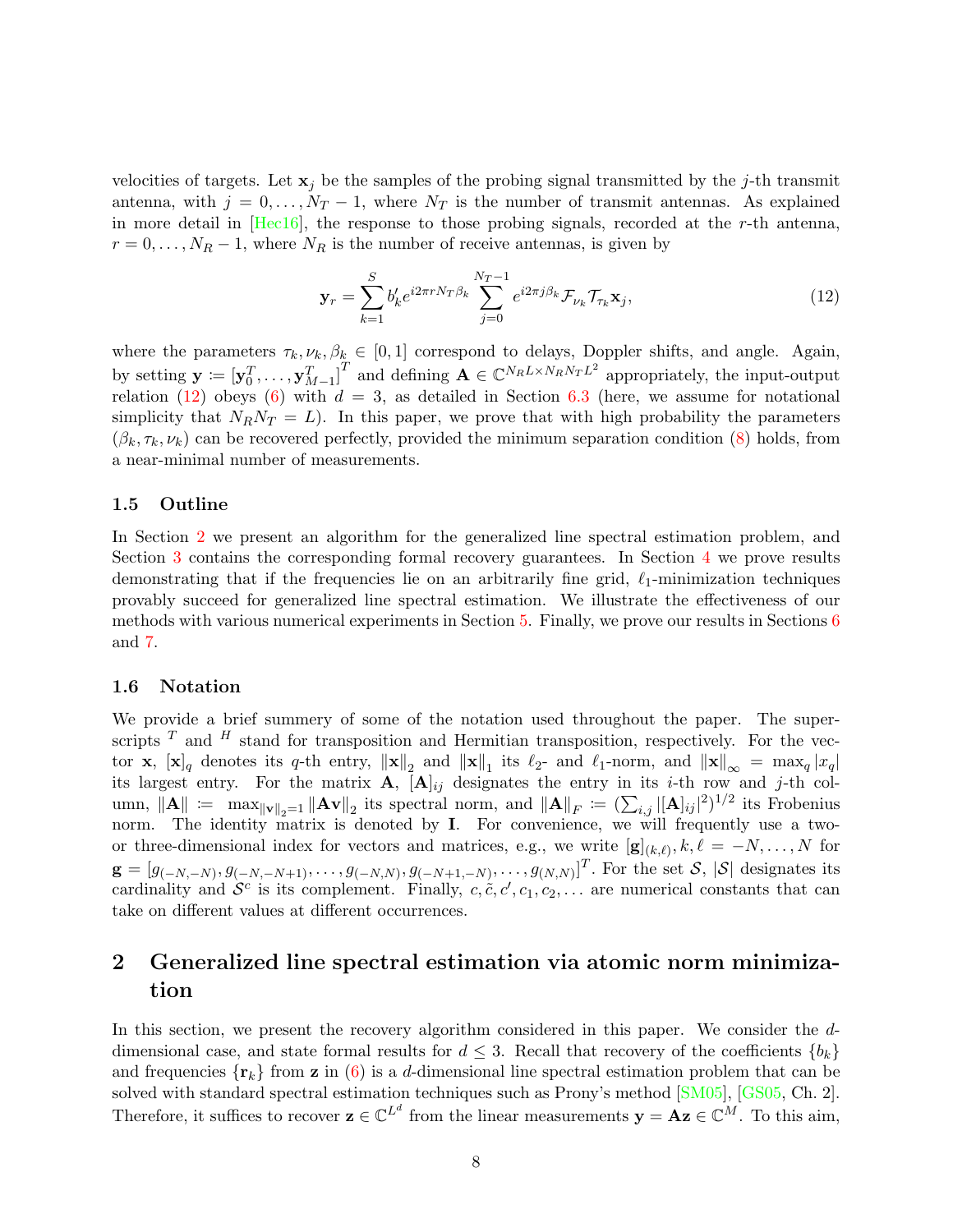velocities of targets. Let $\mathbf{x}_j$ be the samples of the probing signal transmitted by the $j$-th transmit antenna, with $j = 0, \ldots, N_T - 1$, where $N_T$ is the number of transmit antennas. As explained in more detail in [Hec16], the response to those probing signals, recorded at the $r$-th antenna, $r = 0, \ldots, N_R - 1$, where $N_R$ is the number of receive antennas, is given by

$$\mathbf{y}_r = \sum_{k=1}^{S} b'_k e^{i2\pi r N_T \beta_k} \sum_{j=0}^{N_T-1} e^{i2\pi j \beta_k} \mathcal{F}_{\nu_k} \mathcal{T}_{\tau_k} \mathbf{x}_j, \tag{12}$$

where the parameters $\tau_k, \nu_k, \beta_k \in [0,1]$ correspond to delays, Doppler shifts, and angle. Again, by setting $\mathbf{y} := [\mathbf{y}_0^T, \ldots, \mathbf{y}_{M-1}^T]^T$ and defining $\mathbf{A} \in \mathbb{C}^{N_R L \times N_R N_T L^2}$ appropriately, the input-output relation (12) obeys (6) with $d = 3$, as detailed in Section 6.3 (here, we assume for notational simplicity that $N_R N_T = L$). In this paper, we prove that with high probability the parameters $(\beta_k, \tau_k, \nu_k)$ can be recovered perfectly, provided the minimum separation condition (8) holds, from a near-minimal number of measurements.

### 1.5 Outline

In Section 2 we present an algorithm for the generalized line spectral estimation problem, and Section 3 contains the corresponding formal recovery guarantees. In Section 4 we prove results demonstrating that if the frequencies lie on an arbitrarily fine grid, $\ell_1$-minimization techniques provably succeed for generalized line spectral estimation. We illustrate the effectiveness of our methods with various numerical experiments in Section 5. Finally, we prove our results in Sections 6 and 7.

### 1.6 Notation

We provide a brief summery of some of the notation used throughout the paper. The superscripts $^T$ and $^H$ stand for transposition and Hermitian transposition, respectively. For the vector $\mathbf{x}$, $[\mathbf{x}]_q$ denotes its $q$-th entry, $\|\mathbf{x}\|_2$ and $\|\mathbf{x}\|_1$ its $\ell_2$- and $\ell_1$-norm, and $\|\mathbf{x}\|_\infty = \max_q |x_q|$ its largest entry. For the matrix $\mathbf{A}$, $[\mathbf{A}]_{ij}$ designates the entry in its $i$-th row and $j$-th column, $\|\mathbf{A}\| := \max_{\|\mathbf{v}\|_2 = 1} \|\mathbf{A}\mathbf{v}\|_2$ its spectral norm, and $\|\mathbf{A}\|_F := (\sum_{i,j} |[\mathbf{A}]_{ij}|^2)^{1/2}$ its Frobenius norm. The identity matrix is denoted by $\mathbf{I}$. For convenience, we will frequently use a two- or three-dimensional index for vectors and matrices, e.g., we write $[\mathbf{g}]_{(k,\ell)}, k, \ell = -N, \ldots, N$ for $\mathbf{g} = [g_{(-N,-N)}, g_{(-N,-N+1)}, \ldots, g_{(-N,N)}, g_{(-N+1,-N)}, \ldots, g_{(N,N)}]^T$. For the set $\mathcal{S}$, $|\mathcal{S}|$ designates its cardinality and $\mathcal{S}^c$ is its complement. Finally, $c, \tilde{c}, c', c_1, c_2, \ldots$ are numerical constants that can take on different values at different occurrences.

## 2 Generalized line spectral estimation via atomic norm minimization

In this section, we present the recovery algorithm considered in this paper. We consider the $d$-dimensional case, and state formal results for $d \leq 3$. Recall that recovery of the coefficients $\{b_k\}$ and frequencies $\{\mathbf{r}_k\}$ from $\mathbf{z}$ in (6) is a $d$-dimensional line spectral estimation problem that can be solved with standard spectral estimation techniques such as Prony's method [SM05], [GS05, Ch. 2]. Therefore, it suffices to recover $\mathbf{z} \in \mathbb{C}^{L^d}$ from the linear measurements $\mathbf{y} = \mathbf{A}\mathbf{z} \in \mathbb{C}^M$. To this aim,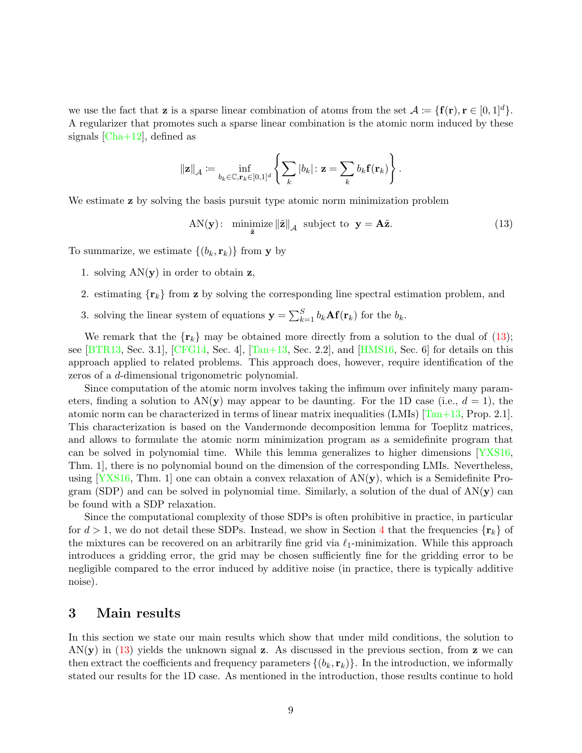we use the fact that $\mathbf{z}$ is a sparse linear combination of atoms from the set $\mathcal{A} \coloneqq \{\mathbf{f}(\mathbf{r}), \mathbf{r} \in [0,1]^d\}$. A regularizer that promotes such a sparse linear combination is the atomic norm induced by these signals [Cha+12], defined as

$$\|\mathbf{z}\|_{\mathcal{A}} \coloneqq \inf_{b_k \in \mathbb{C}, \mathbf{r}_k \in [0,1]^d} \left\{ \sum_k |b_k| \colon \mathbf{z} = \sum_k b_k \mathbf{f}(\mathbf{r}_k) \right\}.$$

We estimate $\mathbf{z}$ by solving the basis pursuit type atomic norm minimization problem

$$\mathrm{AN}(\mathbf{y})\colon \quad \underset{\tilde{\mathbf{z}}}{\text{minimize}} \, \|\tilde{\mathbf{z}}\|_{\mathcal{A}} \text{ subject to } \mathbf{y} = \mathbf{A}\tilde{\mathbf{z}}. \tag{13}$$

To summarize, we estimate $\{(b_k, \mathbf{r}_k)\}$ from $\mathbf{y}$ by

1. solving $\mathrm{AN}(\mathbf{y})$ in order to obtain $\mathbf{z}$,
2. estimating $\{\mathbf{r}_k\}$ from $\mathbf{z}$ by solving the corresponding line spectral estimation problem, and
3. solving the linear system of equations $\mathbf{y} = \sum_{k=1}^{S} b_k \mathbf{A}\mathbf{f}(\mathbf{r}_k)$ for the $b_k$.

We remark that the $\{\mathbf{r}_k\}$ may be obtained more directly from a solution to the dual of (13); see [BTR13, Sec. 3.1], [CFG14, Sec. 4], [Tan+13, Sec. 2.2], and [HMS16, Sec. 6] for details on this approach applied to related problems. This approach does, however, require identification of the zeros of a $d$-dimensional trigonometric polynomial.

Since computation of the atomic norm involves taking the infimum over infinitely many parameters, finding a solution to $\mathrm{AN}(\mathbf{y})$ may appear to be daunting. For the 1D case (i.e., $d = 1$), the atomic norm can be characterized in terms of linear matrix inequalities (LMIs) [Tan+13, Prop. 2.1]. This characterization is based on the Vandermonde decomposition lemma for Toeplitz matrices, and allows to formulate the atomic norm minimization program as a semidefinite program that can be solved in polynomial time. While this lemma generalizes to higher dimensions [YXS16, Thm. 1], there is no polynomial bound on the dimension of the corresponding LMIs. Nevertheless, using [YXS16, Thm. 1] one can obtain a convex relaxation of $\mathrm{AN}(\mathbf{y})$, which is a Semidefinite Program (SDP) and can be solved in polynomial time. Similarly, a solution of the dual of $\mathrm{AN}(\mathbf{y})$ can be found with a SDP relaxation.

Since the computational complexity of those SDPs is often prohibitive in practice, in particular for $d > 1$, we do not detail these SDPs. Instead, we show in Section 4 that the frequencies $\{\mathbf{r}_k\}$ of the mixtures can be recovered on an arbitrarily fine grid via $\ell_1$-minimization. While this approach introduces a gridding error, the grid may be chosen sufficiently fine for the gridding error to be negligible compared to the error induced by additive noise (in practice, there is typically additive noise).

## 3 Main results

In this section we state our main results which show that under mild conditions, the solution to $\mathrm{AN}(\mathbf{y})$ in (13) yields the unknown signal $\mathbf{z}$. As discussed in the previous section, from $\mathbf{z}$ we can then extract the coefficients and frequency parameters $\{(b_k, \mathbf{r}_k)\}$. In the introduction, we informally stated our results for the 1D case. As mentioned in the introduction, those results continue to hold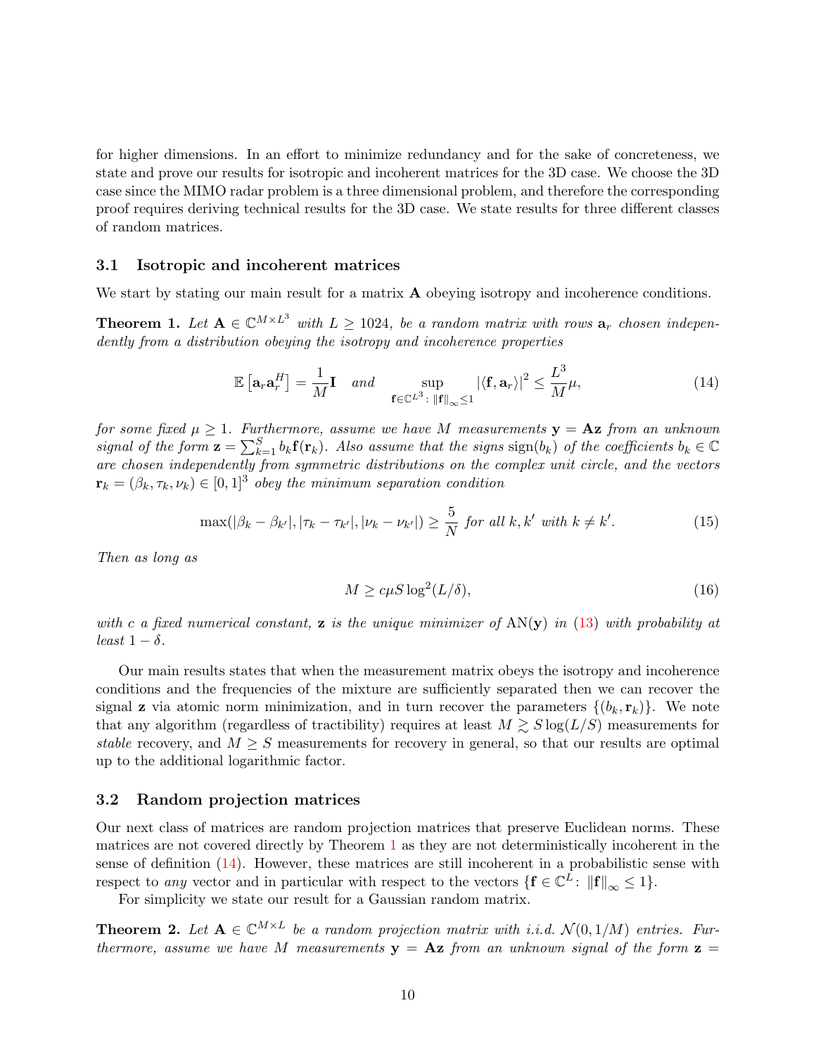for higher dimensions. In an effort to minimize redundancy and for the sake of concreteness, we state and prove our results for isotropic and incoherent matrices for the 3D case. We choose the 3D case since the MIMO radar problem is a three dimensional problem, and therefore the corresponding proof requires deriving technical results for the 3D case. We state results for three different classes of random matrices.

### 3.1 Isotropic and incoherent matrices

We start by stating our main result for a matrix $\mathbf{A}$ obeying isotropy and incoherence conditions.

**Theorem 1.** *Let $\mathbf{A} \in \mathbb{C}^{M \times L^3}$ with $L \geq 1024$, be a random matrix with rows $\mathbf{a}_r$ chosen independently from a distribution obeying the isotropy and incoherence properties*

$$\mathbb{E}\left[\mathbf{a}_r \mathbf{a}_r^H\right] = \frac{1}{M}\mathbf{I} \quad \text{and} \quad \sup_{\mathbf{f} \in \mathbb{C}^{L^3}:\ \|\mathbf{f}\|_\infty \leq 1} |\langle \mathbf{f}, \mathbf{a}_r \rangle|^2 \leq \frac{L^3}{M}\mu, \tag{14}$$

*for some fixed $\mu \geq 1$. Furthermore, assume we have $M$ measurements $\mathbf{y} = \mathbf{A}\mathbf{z}$ from an unknown signal of the form $\mathbf{z} = \sum_{k=1}^{S} b_k \mathbf{f}(\mathbf{r}_k)$. Also assume that the signs $\mathrm{sign}(b_k)$ of the coefficients $b_k \in \mathbb{C}$ are chosen independently from symmetric distributions on the complex unit circle, and the vectors $\mathbf{r}_k = (\beta_k, \tau_k, \nu_k) \in [0,1]^3$ obey the minimum separation condition*

$$\max(|\beta_k - \beta_{k'}|, |\tau_k - \tau_{k'}|, |\nu_k - \nu_{k'}|) \geq \frac{5}{N} \text{ for all } k, k' \text{ with } k \neq k'. \tag{15}$$

*Then as long as*

$$M \geq c\mu S \log^2(L/\delta), \tag{16}$$

*with $c$ a fixed numerical constant, $\mathbf{z}$ is the unique minimizer of $\mathrm{AN}(\mathbf{y})$ in (13) with probability at least $1 - \delta$.*

Our main results states that when the measurement matrix obeys the isotropy and incoherence conditions and the frequencies of the mixture are sufficiently separated then we can recover the signal $\mathbf{z}$ via atomic norm minimization, and in turn recover the parameters $\{(b_k, \mathbf{r}_k)\}$. We note that any algorithm (regardless of tractibility) requires at least $M \gtrsim S \log(L/S)$ measurements for *stable* recovery, and $M \geq S$ measurements for recovery in general, so that our results are optimal up to the additional logarithmic factor.

### 3.2 Random projection matrices

Our next class of matrices are random projection matrices that preserve Euclidean norms. These matrices are not covered directly by Theorem 1 as they are not deterministically incoherent in the sense of definition (14). However, these matrices are still incoherent in a probabilistic sense with respect to *any* vector and in particular with respect to the vectors $\{\mathbf{f} \in \mathbb{C}^L:\ \|\mathbf{f}\|_\infty \leq 1\}$.

For simplicity we state our result for a Gaussian random matrix.

**Theorem 2.** *Let $\mathbf{A} \in \mathbb{C}^{M \times L}$ be a random projection matrix with i.i.d. $\mathcal{N}(0, 1/M)$ entries. Furthermore, assume we have $M$ measurements $\mathbf{y} = \mathbf{A}\mathbf{z}$ from an unknown signal of the form $\mathbf{z} =$*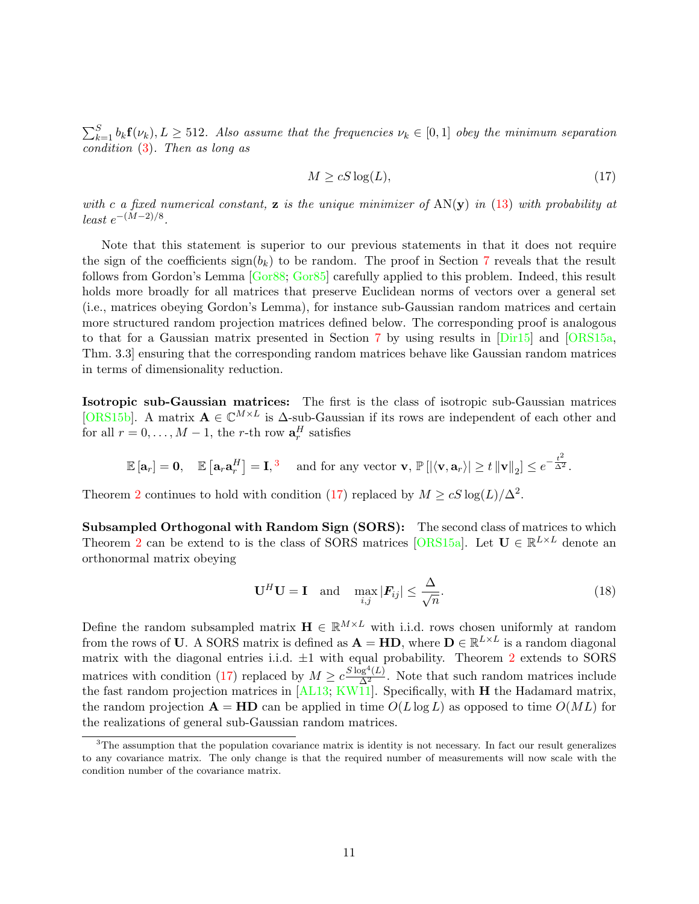$\sum_{k=1}^{S} b_k \mathbf{f}(\nu_k), L \geq 512$. *Also assume that the frequencies* $\nu_k \in [0,1]$ *obey the minimum separation condition* (3). *Then as long as*

$$M \geq cS\log(L), \tag{17}$$

*with* $c$ *a fixed numerical constant,* $\mathbf{z}$ *is the unique minimizer of* $\mathrm{AN}(\mathbf{y})$ *in* (13) *with probability at least* $e^{-(M-2)/8}$.

Note that this statement is superior to our previous statements in that it does not require the sign of the coefficients $\mathrm{sign}(b_k)$ to be random. The proof in Section 7 reveals that the result follows from Gordon's Lemma [Gor88; Gor85] carefully applied to this problem. Indeed, this result holds more broadly for all matrices that preserve Euclidean norms of vectors over a general set (i.e., matrices obeying Gordon's Lemma), for instance sub-Gaussian random matrices and certain more structured random projection matrices defined below. The corresponding proof is analogous to that for a Gaussian matrix presented in Section 7 by using results in [Dir15] and [ORS15a, Thm. 3.3] ensuring that the corresponding random matrices behave like Gaussian random matrices in terms of dimensionality reduction.

**Isotropic sub-Gaussian matrices:** The first is the class of isotropic sub-Gaussian matrices [ORS15b]. A matrix $\mathbf{A} \in \mathbb{C}^{M\times L}$ is $\Delta$-sub-Gaussian if its rows are independent of each other and for all $r = 0, \ldots, M-1$, the $r$-th row $\mathbf{a}_r^H$ satisfies

$$\mathbb{E}\left[\mathbf{a}_r\right] = \mathbf{0}, \quad \mathbb{E}\left[\mathbf{a}_r\mathbf{a}_r^H\right] = \mathbf{I},^{3} \quad \text{and for any vector } \mathbf{v},\ \mathbb{P}\left[|\langle \mathbf{v}, \mathbf{a}_r\rangle| \geq t\left\|\mathbf{v}\right\|_2\right] \leq e^{-\frac{t^2}{\Delta^2}}.$$

Theorem 2 continues to hold with condition (17) replaced by $M \geq cS\log(L)/\Delta^2$.

**Subsampled Orthogonal with Random Sign (SORS):** The second class of matrices to which Theorem 2 can be extend to is the class of SORS matrices [ORS15a]. Let $\mathbf{U} \in \mathbb{R}^{L\times L}$ denote an orthonormal matrix obeying

$$\mathbf{U}^H\mathbf{U} = \mathbf{I} \quad \text{and} \quad \max_{i,j} |\boldsymbol{F}_{ij}| \leq \frac{\Delta}{\sqrt{n}}. \tag{18}$$

Define the random subsampled matrix $\mathbf{H} \in \mathbb{R}^{M\times L}$ with i.i.d. rows chosen uniformly at random from the rows of $\mathbf{U}$. A SORS matrix is defined as $\mathbf{A} = \mathbf{HD}$, where $\mathbf{D} \in \mathbb{R}^{L\times L}$ is a random diagonal matrix with the diagonal entries i.i.d. $\pm 1$ with equal probability. Theorem 2 extends to SORS matrices with condition (17) replaced by $M \geq c\frac{S\log^4(L)}{\Delta^2}$. Note that such random matrices include the fast random projection matrices in [AL13; KW11]. Specifically, with $\mathbf{H}$ the Hadamard matrix, the random projection $\mathbf{A} = \mathbf{HD}$ can be applied in time $O(L\log L)$ as opposed to time $O(ML)$ for the realizations of general sub-Gaussian random matrices.

[3] The assumption that the population covariance matrix is identity is not necessary. In fact our result generalizes to any covariance matrix. The only change is that the required number of measurements will now scale with the condition number of the covariance matrix.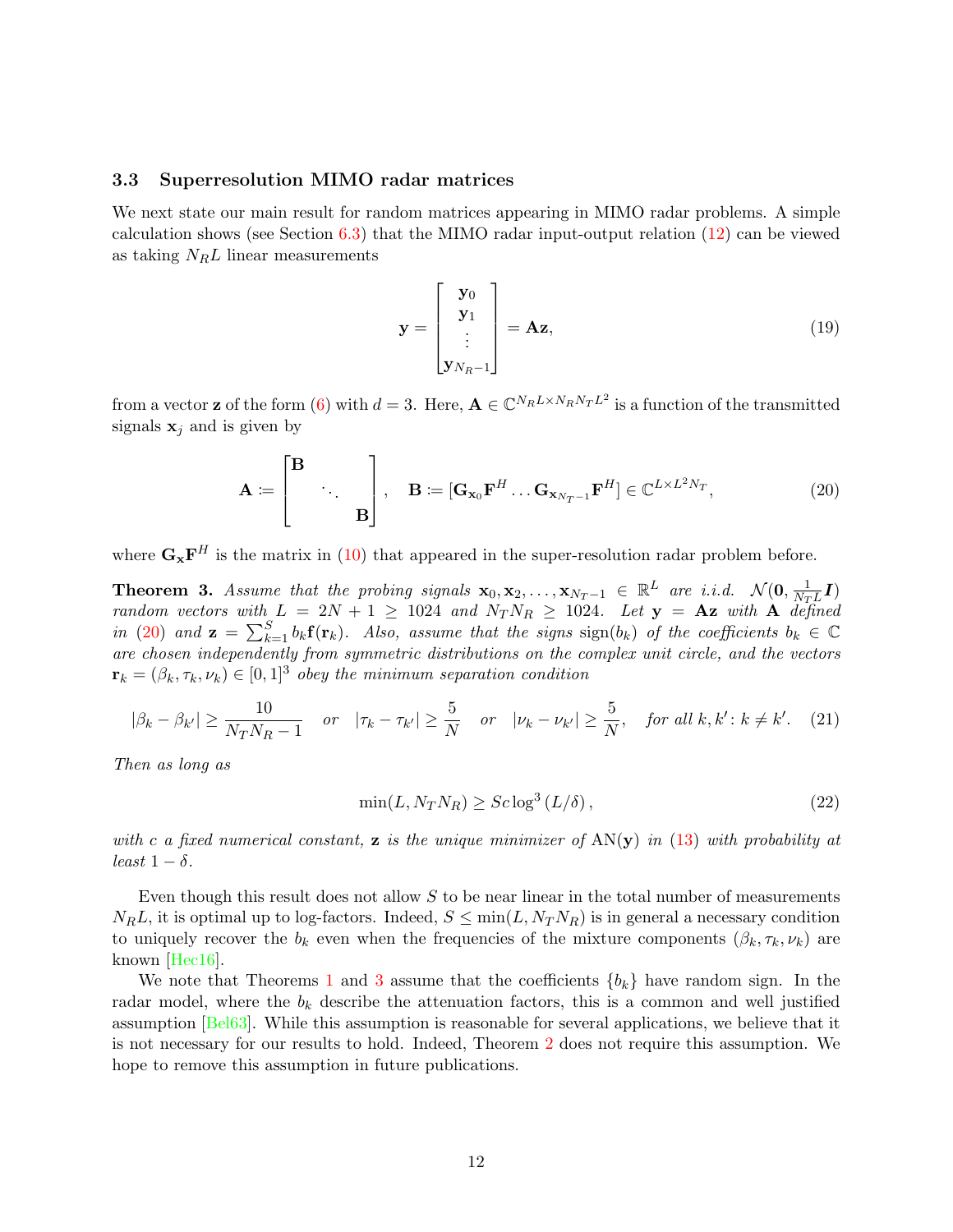### 3.3 Superresolution MIMO radar matrices

We next state our main result for random matrices appearing in MIMO radar problems. A simple calculation shows (see Section 6.3) that the MIMO radar input-output relation (12) can be viewed as taking $N_R L$ linear measurements

$$
\mathbf{y} = \begin{bmatrix} \mathbf{y}_0 \\ \mathbf{y}_1 \\ \vdots \\ \mathbf{y}_{N_R-1} \end{bmatrix} = \mathbf{A}\mathbf{z}, \tag{19}
$$

from a vector $\mathbf{z}$ of the form (6) with $d = 3$. Here, $\mathbf{A} \in \mathbb{C}^{N_R L \times N_R N_T L^2}$ is a function of the transmitted signals $\mathbf{x}_j$ and is given by

$$
\mathbf{A} := \begin{bmatrix} \mathbf{B} & & \\ & \ddots & \\ & & \mathbf{B} \end{bmatrix}, \quad \mathbf{B} := [\mathbf{G}_{\mathbf{x}_0}\mathbf{F}^H \ldots \mathbf{G}_{\mathbf{x}_{N_T-1}}\mathbf{F}^H] \in \mathbb{C}^{L \times L^2 N_T}, \tag{20}
$$

where $\mathbf{G}_{\mathbf{x}}\mathbf{F}^H$ is the matrix in (10) that appeared in the super-resolution radar problem before.

**Theorem 3.** *Assume that the probing signals $\mathbf{x}_0, \mathbf{x}_2, \ldots, \mathbf{x}_{N_T-1} \in \mathbb{R}^L$ are i.i.d. $\mathcal{N}(\mathbf{0}, \frac{1}{N_T L}\boldsymbol{I})$ random vectors with $L = 2N + 1 \geq 1024$ and $N_T N_R \geq 1024$. Let $\mathbf{y} = \mathbf{A}\mathbf{z}$ with $\mathbf{A}$ defined in (20) and $\mathbf{z} = \sum_{k=1}^{S} b_k \mathbf{f}(\mathbf{r}_k)$. Also, assume that the signs $\operatorname{sign}(b_k)$ of the coefficients $b_k \in \mathbb{C}$ are chosen independently from symmetric distributions on the complex unit circle, and the vectors $\mathbf{r}_k = (\beta_k, \tau_k, \nu_k) \in [0,1]^3$ obey the minimum separation condition*

$$
|\beta_k - \beta_{k'}| \geq \frac{10}{N_T N_R - 1} \quad \text{or} \quad |\tau_k - \tau_{k'}| \geq \frac{5}{N} \quad \text{or} \quad |\nu_k - \nu_{k'}| \geq \frac{5}{N}, \quad \text{for all } k, k' \colon k \neq k'. \tag{21}
$$

*Then as long as*

$$
\min(L, N_T N_R) \geq S c \log^3 (L/\delta), \tag{22}
$$

*with $c$ a fixed numerical constant, $\mathbf{z}$ is the unique minimizer of $\operatorname{AN}(\mathbf{y})$ in (13) with probability at least $1 - \delta$.*

Even though this result does not allow $S$ to be near linear in the total number of measurements $N_R L$, it is optimal up to log-factors. Indeed, $S \leq \min(L, N_T N_R)$ is in general a necessary condition to uniquely recover the $b_k$ even when the frequencies of the mixture components $(\beta_k, \tau_k, \nu_k)$ are known [Hec16].

We note that Theorems 1 and 3 assume that the coefficients $\{b_k\}$ have random sign. In the radar model, where the $b_k$ describe the attenuation factors, this is a common and well justified assumption [Bel63]. While this assumption is reasonable for several applications, we believe that it is not necessary for our results to hold. Indeed, Theorem 2 does not require this assumption. We hope to remove this assumption in future publications.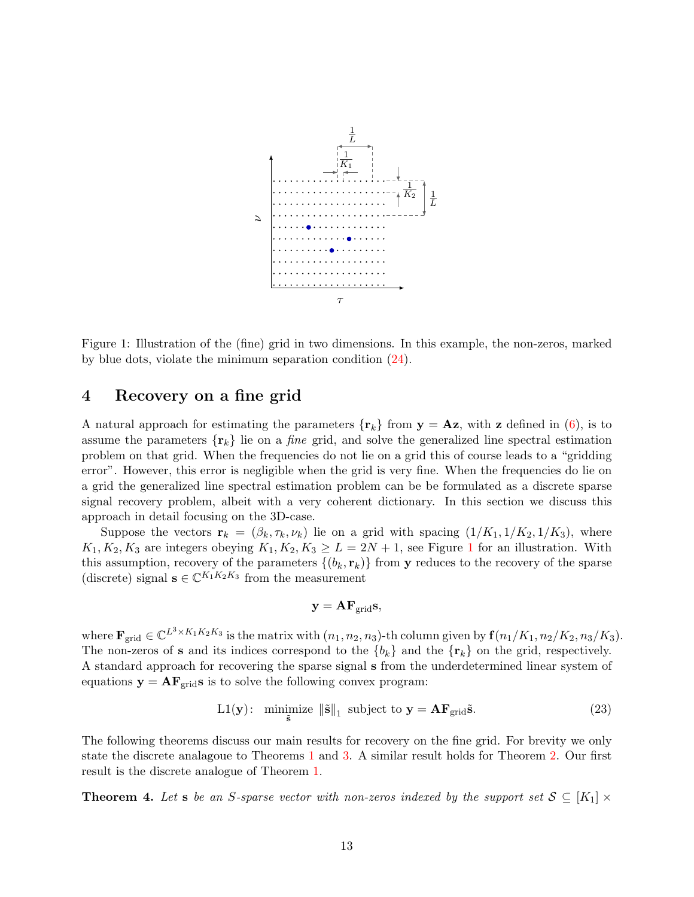Figure 1: Illustration of the (fine) grid in two dimensions. In this example, the non-zeros, marked by blue dots, violate the minimum separation condition (24).

## 4 Recovery on a fine grid

A natural approach for estimating the parameters $\{\mathbf{r}_k\}$ from $\mathbf{y} = \mathbf{A}\mathbf{z}$, with $\mathbf{z}$ defined in (6), is to assume the parameters $\{\mathbf{r}_k\}$ lie on a *fine* grid, and solve the generalized line spectral estimation problem on that grid. When the frequencies do not lie on a grid this of course leads to a "gridding error". However, this error is negligible when the grid is very fine. When the frequencies do lie on a grid the generalized line spectral estimation problem can be be formulated as a discrete sparse signal recovery problem, albeit with a very coherent dictionary. In this section we discuss this approach in detail focusing on the 3D-case.

Suppose the vectors $\mathbf{r}_k = (\beta_k, \tau_k, \nu_k)$ lie on a grid with spacing $(1/K_1, 1/K_2, 1/K_3)$, where $K_1, K_2, K_3$ are integers obeying $K_1, K_2, K_3 \geq L = 2N + 1$, see Figure 1 for an illustration. With this assumption, recovery of the parameters $\{(b_k, \mathbf{r}_k)\}$ from $\mathbf{y}$ reduces to the recovery of the sparse (discrete) signal $\mathbf{s} \in \mathbb{C}^{K_1 K_2 K_3}$ from the measurement

$$
\mathbf{y} = \mathbf{A}\mathbf{F}_{\text{grid}}\mathbf{s},
$$

where $\mathbf{F}_{\text{grid}} \in \mathbb{C}^{L^3 \times K_1 K_2 K_3}$ is the matrix with $(n_1, n_2, n_3)$-th column given by $\mathbf{f}(n_1/K_1, n_2/K_2, n_3/K_3)$. The non-zeros of $\mathbf{s}$ and its indices correspond to the $\{b_k\}$ and the $\{\mathbf{r}_k\}$ on the grid, respectively. A standard approach for recovering the sparse signal $\mathbf{s}$ from the underdetermined linear system of equations $\mathbf{y} = \mathbf{A}\mathbf{F}_{\text{grid}}\mathbf{s}$ is to solve the following convex program:

$$
\text{L1}(\mathbf{y}): \quad \underset{\tilde{\mathbf{s}}}{\text{minimize}} \ \|\tilde{\mathbf{s}}\|_1 \ \text{subject to } \mathbf{y} = \mathbf{A}\mathbf{F}_{\text{grid}}\tilde{\mathbf{s}}. \tag{23}
$$

The following theorems discuss our main results for recovery on the fine grid. For brevity we only state the discrete analagoue to Theorems 1 and 3. A similar result holds for Theorem 2. Our first result is the discrete analogue of Theorem 1.

**Theorem 4.** *Let $\mathbf{s}$ be an $S$-sparse vector with non-zeros indexed by the support set $\mathcal{S} \subseteq [K_1] \times$*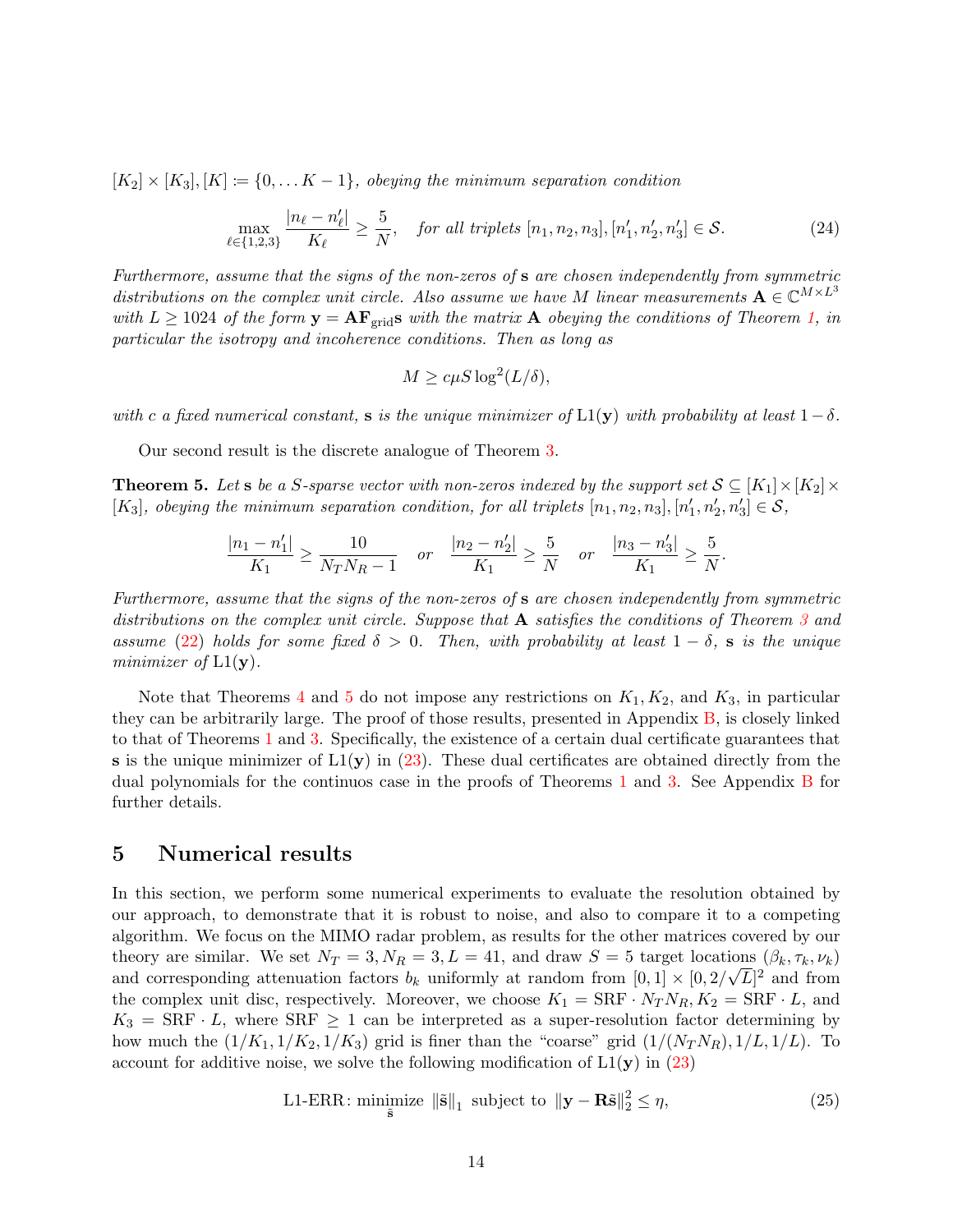$[K_2] \times [K_3], [K] := \{0, \ldots K-1\}$, *obeying the minimum separation condition*

$$\max_{\ell \in \{1,2,3\}} \frac{|n_\ell - n'_\ell|}{K_\ell} \geq \frac{5}{N}, \quad \text{for all triplets } [n_1, n_2, n_3], [n'_1, n'_2, n'_3] \in \mathcal{S}. \tag{24}$$

*Furthermore, assume that the signs of the non-zeros of* $\mathbf{s}$ *are chosen independently from symmetric distributions on the complex unit circle. Also assume we have* $M$ *linear measurements* $\mathbf{A} \in \mathbb{C}^{M \times L^3}$ *with* $L \geq 1024$ *of the form* $\mathbf{y} = \mathbf{A}\mathbf{F}_{\text{grid}}\mathbf{s}$ *with the matrix* $\mathbf{A}$ *obeying the conditions of Theorem 1, in particular the isotropy and incoherence conditions. Then as long as*

$$M \geq c\mu S \log^2(L/\delta),$$

*with* $c$ *a fixed numerical constant,* $\mathbf{s}$ *is the unique minimizer of* $\mathrm{L1}(\mathbf{y})$ *with probability at least* $1-\delta$.

Our second result is the discrete analogue of Theorem 3.

**Theorem 5.** *Let* $\mathbf{s}$ *be a* $S$*-sparse vector with non-zeros indexed by the support set* $\mathcal{S} \subseteq [K_1] \times [K_2] \times [K_3]$*, obeying the minimum separation condition, for all triplets* $[n_1, n_2, n_3], [n'_1, n'_2, n'_3] \in \mathcal{S}$,

$$\frac{|n_1 - n'_1|}{K_1} \geq \frac{10}{N_T N_R - 1} \quad \text{or} \quad \frac{|n_2 - n'_2|}{K_1} \geq \frac{5}{N} \quad \text{or} \quad \frac{|n_3 - n'_3|}{K_1} \geq \frac{5}{N}.$$

*Furthermore, assume that the signs of the non-zeros of* $\mathbf{s}$ *are chosen independently from symmetric distributions on the complex unit circle. Suppose that* $\mathbf{A}$ *satisfies the conditions of Theorem 3 and assume (22) holds for some fixed* $\delta > 0$*. Then, with probability at least* $1-\delta$*,* $\mathbf{s}$ *is the unique minimizer of* $\mathrm{L1}(\mathbf{y})$.

Note that Theorems 4 and 5 do not impose any restrictions on $K_1, K_2$, and $K_3$, in particular they can be arbitrarily large. The proof of those results, presented in Appendix B, is closely linked to that of Theorems 1 and 3. Specifically, the existence of a certain dual certificate guarantees that $\mathbf{s}$ is the unique minimizer of $\mathrm{L1}(\mathbf{y})$ in (23). These dual certificates are obtained directly from the dual polynomials for the continuos case in the proofs of Theorems 1 and 3. See Appendix B for further details.

## 5 Numerical results

In this section, we perform some numerical experiments to evaluate the resolution obtained by our approach, to demonstrate that it is robust to noise, and also to compare it to a competing algorithm. We focus on the MIMO radar problem, as results for the other matrices covered by our theory are similar. We set $N_T = 3, N_R = 3, L = 41$, and draw $S = 5$ target locations $(\beta_k, \tau_k, \nu_k)$ and corresponding attenuation factors $b_k$ uniformly at random from $[0,1] \times [0, 2/\sqrt{L}]^2$ and from the complex unit disc, respectively. Moreover, we choose $K_1 = \mathrm{SRF} \cdot N_T N_R$, $K_2 = \mathrm{SRF} \cdot L$, and $K_3 = \mathrm{SRF} \cdot L$, where $\mathrm{SRF} \geq 1$ can be interpreted as a super-resolution factor determining by how much the $(1/K_1, 1/K_2, 1/K_3)$ grid is finer than the "coarse" grid $(1/(N_T N_R), 1/L, 1/L)$. To account for additive noise, we solve the following modification of $\mathrm{L1}(\mathbf{y})$ in (23)

$$\text{L1-ERR}\colon \underset{\tilde{\mathbf{s}}}{\text{minimize}} \ \|\tilde{\mathbf{s}}\|_1 \ \text{ subject to } \ \|\mathbf{y} - \mathbf{R}\tilde{\mathbf{s}}\|_2^2 \leq \eta, \tag{25}$$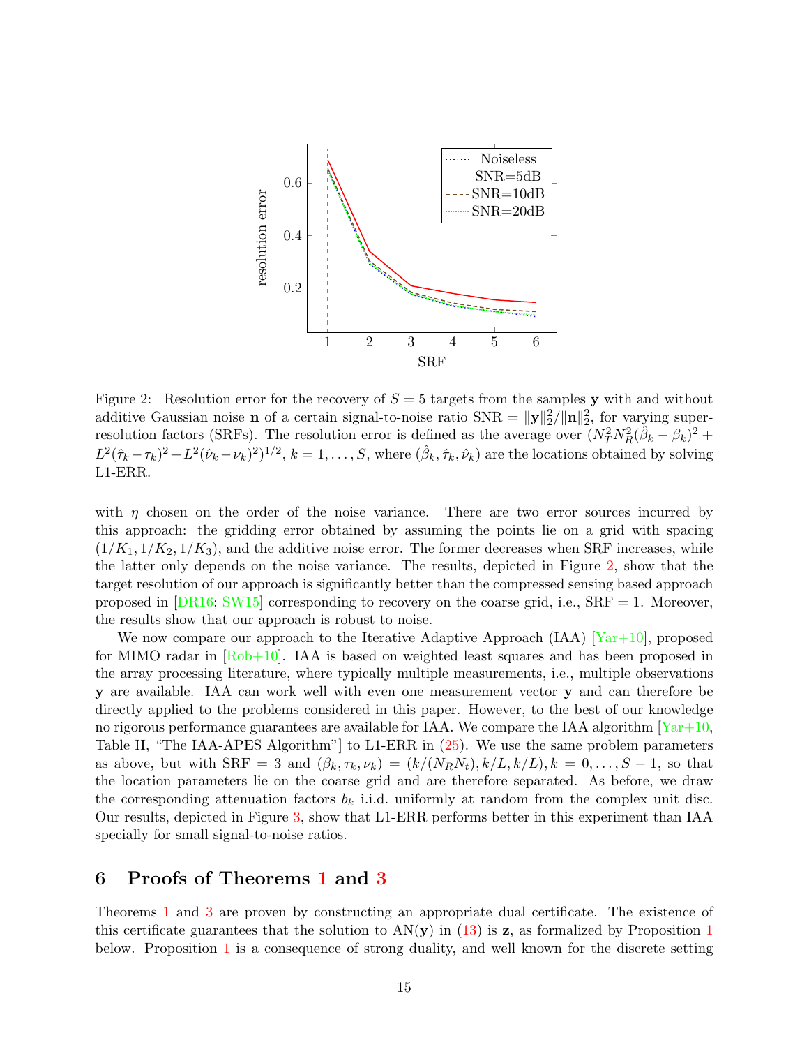Figure 2: Resolution error for the recovery of $S = 5$ targets from the samples $\mathbf{y}$ with and without additive Gaussian noise $\mathbf{n}$ of a certain signal-to-noise ratio $\mathrm{SNR} = \|\mathbf{y}\|_2^2/\|\mathbf{n}\|_2^2$, for varying super-resolution factors (SRFs). The resolution error is defined as the average over $(N_T^2 N_R^2(\hat{\beta}_k - \beta_k)^2 + L^2(\hat{\tau}_k - \tau_k)^2 + L^2(\hat{\nu}_k - \nu_k)^2)^{1/2}$, $k = 1, \ldots, S$, where $(\hat{\beta}_k, \hat{\tau}_k, \hat{\nu}_k)$ are the locations obtained by solving L1-ERR.

with $\eta$ chosen on the order of the noise variance. There are two error sources incurred by this approach: the gridding error obtained by assuming the points lie on a grid with spacing $(1/K_1, 1/K_2, 1/K_3)$, and the additive noise error. The former decreases when SRF increases, while the latter only depends on the noise variance. The results, depicted in Figure 2, show that the target resolution of our approach is significantly better than the compressed sensing based approach proposed in [DR16; SW15] corresponding to recovery on the coarse grid, i.e., SRF = 1. Moreover, the results show that our approach is robust to noise.

We now compare our approach to the Iterative Adaptive Approach (IAA) [Yar+10], proposed for MIMO radar in [Rob+10]. IAA is based on weighted least squares and has been proposed in the array processing literature, where typically multiple measurements, i.e., multiple observations $\mathbf{y}$ are available. IAA can work well with even one measurement vector $\mathbf{y}$ and can therefore be directly applied to the problems considered in this paper. However, to the best of our knowledge no rigorous performance guarantees are available for IAA. We compare the IAA algorithm [Yar+10, Table II, "The IAA-APES Algorithm"] to L1-ERR in (25). We use the same problem parameters as above, but with SRF = 3 and $(\beta_k, \tau_k, \nu_k) = (k/(N_R N_t), k/L, k/L), k = 0, \ldots, S-1$, so that the location parameters lie on the coarse grid and are therefore separated. As before, we draw the corresponding attenuation factors $b_k$ i.i.d. uniformly at random from the complex unit disc. Our results, depicted in Figure 3, show that L1-ERR performs better in this experiment than IAA specially for small signal-to-noise ratios.

## 6 Proofs of Theorems 1 and 3

Theorems 1 and 3 are proven by constructing an appropriate dual certificate. The existence of this certificate guarantees that the solution to $\mathrm{AN}(\mathbf{y})$ in (13) is $\mathbf{z}$, as formalized by Proposition 1 below. Proposition 1 is a consequence of strong duality, and well known for the discrete setting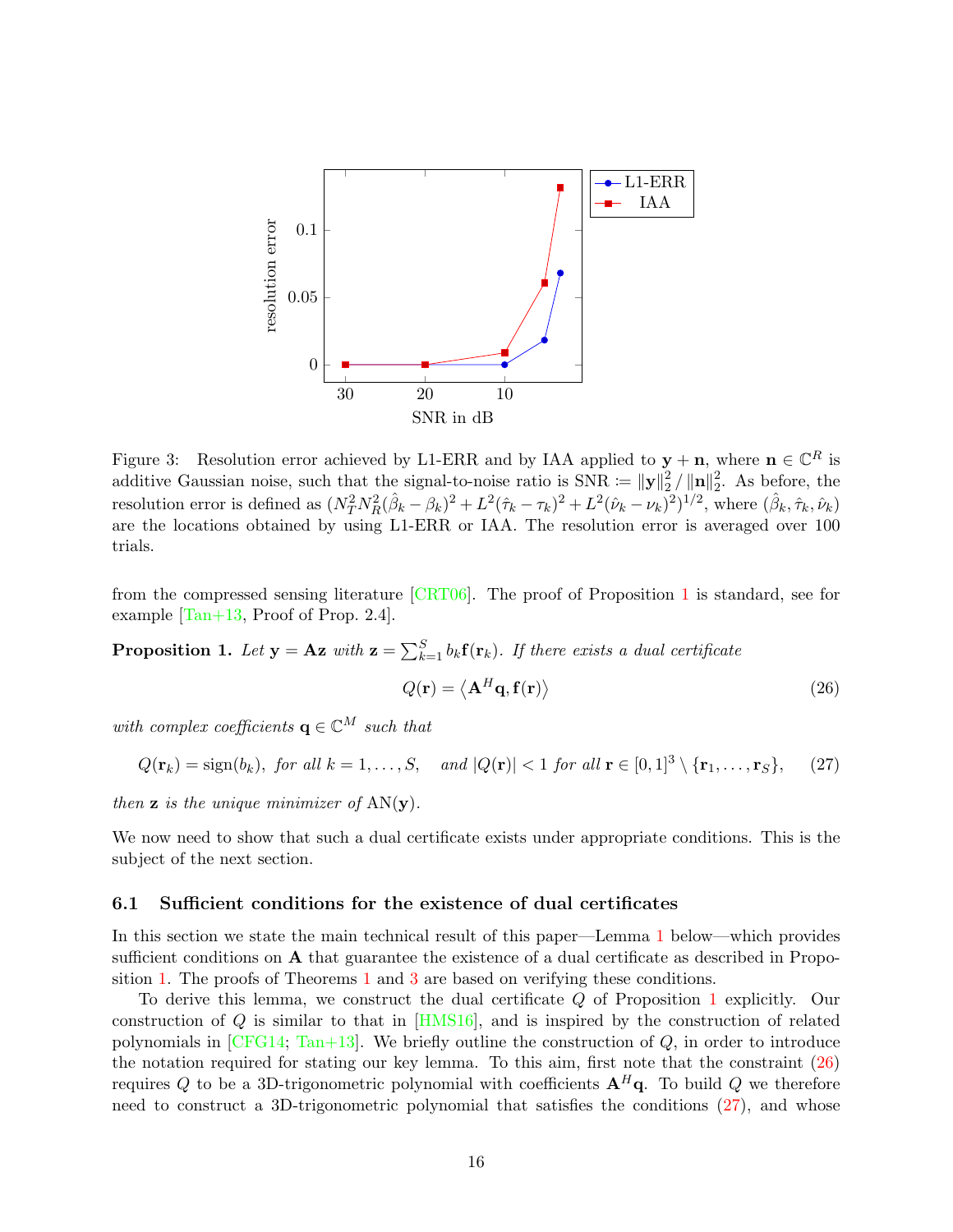Figure 3: Resolution error achieved by L1-ERR and by IAA applied to $\mathbf{y} + \mathbf{n}$, where $\mathbf{n} \in \mathbb{C}^R$ is additive Gaussian noise, such that the signal-to-noise ratio is $\text{SNR} := \|\mathbf{y}\|_2^2 / \|\mathbf{n}\|_2^2$. As before, the resolution error is defined as $(N_T^2 N_R^2 (\hat{\beta}_k - \beta_k)^2 + L^2(\hat{\tau}_k - \tau_k)^2 + L^2(\hat{\nu}_k - \nu_k)^2)^{1/2}$, where $(\hat{\beta}_k, \hat{\tau}_k, \hat{\nu}_k)$ are the locations obtained by using L1-ERR or IAA. The resolution error is averaged over 100 trials.

from the compressed sensing literature [CRT06]. The proof of Proposition 1 is standard, see for example [Tan+13, Proof of Prop. 2.4].

**Proposition 1.** *Let* $\mathbf{y} = \mathbf{A}\mathbf{z}$ *with* $\mathbf{z} = \sum_{k=1}^{S} b_k \mathbf{f}(\mathbf{r}_k)$. *If there exists a dual certificate*

$$Q(\mathbf{r}) = \left\langle \mathbf{A}^H \mathbf{q}, \mathbf{f}(\mathbf{r}) \right\rangle \tag{26}$$

*with complex coefficients* $\mathbf{q} \in \mathbb{C}^M$ *such that*

$$Q(\mathbf{r}_k) = \text{sign}(b_k), \text{ for all } k = 1, \ldots, S, \quad \text{and } |Q(\mathbf{r})| < 1 \text{ for all } \mathbf{r} \in [0,1]^3 \setminus \{\mathbf{r}_1, \ldots, \mathbf{r}_S\}, \tag{27}$$

*then* $\mathbf{z}$ *is the unique minimizer of* $\text{AN}(\mathbf{y})$.

We now need to show that such a dual certificate exists under appropriate conditions. This is the subject of the next section.

### 6.1 Sufficient conditions for the existence of dual certificates

In this section we state the main technical result of this paper—Lemma 1 below—which provides sufficient conditions on $\mathbf{A}$ that guarantee the existence of a dual certificate as described in Proposition 1. The proofs of Theorems 1 and 3 are based on verifying these conditions.

To derive this lemma, we construct the dual certificate $Q$ of Proposition 1 explicitly. Our construction of $Q$ is similar to that in [HMS16], and is inspired by the construction of related polynomials in [CFG14; Tan+13]. We briefly outline the construction of $Q$, in order to introduce the notation required for stating our key lemma. To this aim, first note that the constraint (26) requires $Q$ to be a 3D-trigonometric polynomial with coefficients $\mathbf{A}^H\mathbf{q}$. To build $Q$ we therefore need to construct a 3D-trigonometric polynomial that satisfies the conditions (27), and whose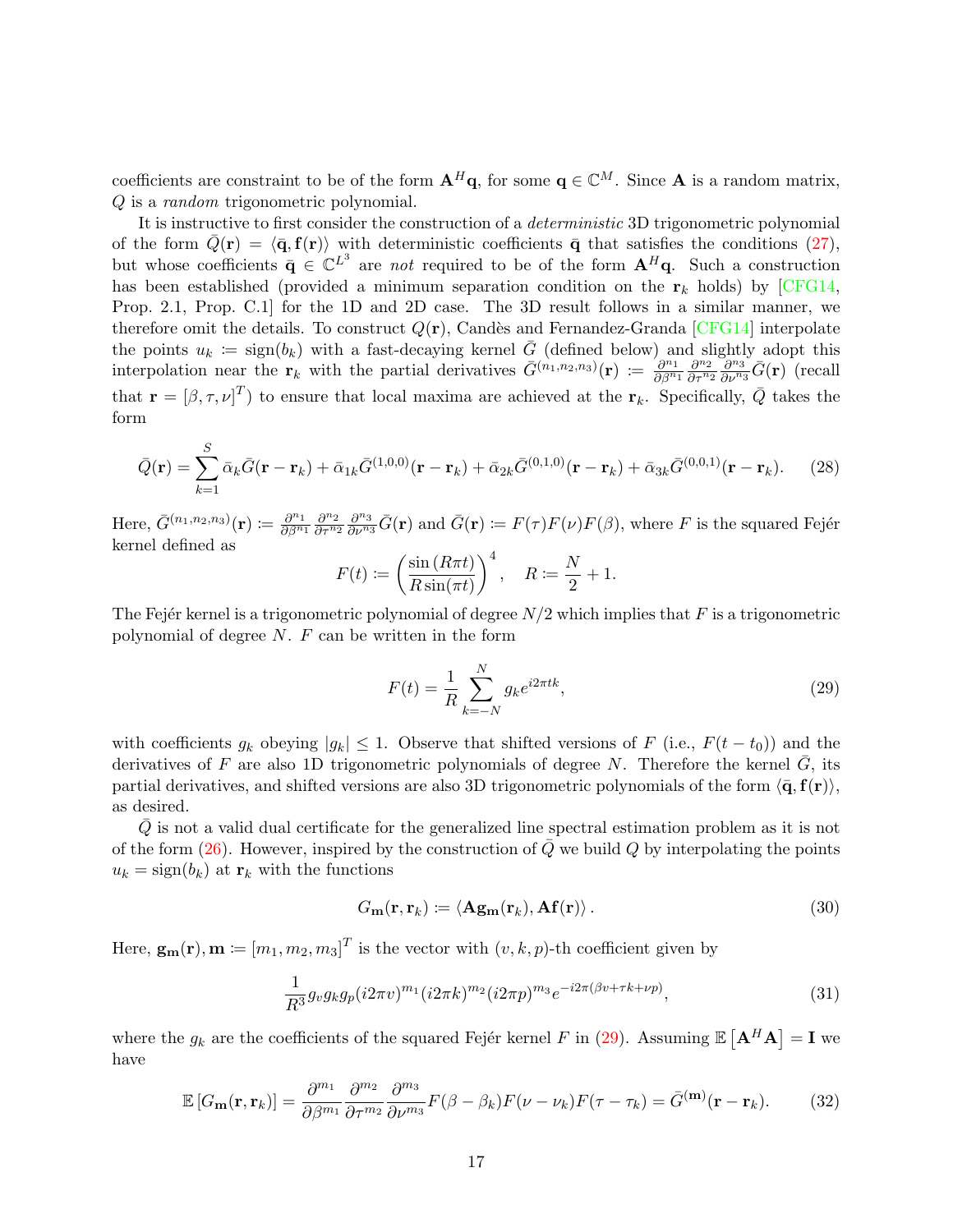coefficients are constraint to be of the form $\mathbf{A}^H\mathbf{q}$, for some $\mathbf{q} \in \mathbb{C}^M$. Since $\mathbf{A}$ is a random matrix, $Q$ is a *random* trigonometric polynomial.

It is instructive to first consider the construction of a *deterministic* 3D trigonometric polynomial of the form $\bar{Q}(\mathbf{r}) = \langle \bar{\mathbf{q}}, \mathbf{f}(\mathbf{r}) \rangle$ with deterministic coefficients $\bar{\mathbf{q}}$ that satisfies the conditions (27), but whose coefficients $\bar{\mathbf{q}} \in \mathbb{C}^{L^3}$ are *not* required to be of the form $\mathbf{A}^H\mathbf{q}$. Such a construction has been established (provided a minimum separation condition on the $\mathbf{r}_k$ holds) by [CFG14, Prop. 2.1, Prop. C.1] for the 1D and 2D case. The 3D result follows in a similar manner, we therefore omit the details. To construct $Q(\mathbf{r})$, Candès and Fernandez-Granda [CFG14] interpolate the points $u_k \coloneqq \mathrm{sign}(b_k)$ with a fast-decaying kernel $\bar{G}$ (defined below) and slightly adopt this interpolation near the $\mathbf{r}_k$ with the partial derivatives $\bar{G}^{(n_1,n_2,n_3)}(\mathbf{r}) \coloneqq \frac{\partial^{n_1}}{\partial \beta^{n_1}} \frac{\partial^{n_2}}{\partial \tau^{n_2}} \frac{\partial^{n_3}}{\partial \nu^{n_3}} \bar{G}(\mathbf{r})$ (recall that $\mathbf{r} = [\beta, \tau, \nu]^T$) to ensure that local maxima are achieved at the $\mathbf{r}_k$. Specifically, $\bar{Q}$ takes the form

$$
\bar{Q}(\mathbf{r}) = \sum_{k=1}^{S} \bar{\alpha}_k \bar{G}(\mathbf{r} - \mathbf{r}_k) + \bar{\alpha}_{1k} \bar{G}^{(1,0,0)}(\mathbf{r} - \mathbf{r}_k) + \bar{\alpha}_{2k} \bar{G}^{(0,1,0)}(\mathbf{r} - \mathbf{r}_k) + \bar{\alpha}_{3k} \bar{G}^{(0,0,1)}(\mathbf{r} - \mathbf{r}_k). \tag{28}
$$

Here, $\bar{G}^{(n_1,n_2,n_3)}(\mathbf{r}) \coloneqq \frac{\partial^{n_1}}{\partial \beta^{n_1}} \frac{\partial^{n_2}}{\partial \tau^{n_2}} \frac{\partial^{n_3}}{\partial \nu^{n_3}} \bar{G}(\mathbf{r})$ and $\bar{G}(\mathbf{r}) \coloneqq F(\tau)F(\nu)F(\beta)$, where $F$ is the squared Fejér kernel defined as

$$
F(t) \coloneqq \left( \frac{\sin(R\pi t)}{R \sin(\pi t)} \right)^4, \quad R \coloneqq \frac{N}{2} + 1.
$$

The Fejér kernel is a trigonometric polynomial of degree $N/2$ which implies that $F$ is a trigonometric polynomial of degree $N$. $F$ can be written in the form

$$
F(t) = \frac{1}{R} \sum_{k=-N}^{N} g_k e^{i2\pi t k}, \tag{29}
$$

with coefficients $g_k$ obeying $|g_k| \leq 1$. Observe that shifted versions of $F$ (i.e., $F(t - t_0)$) and the derivatives of $F$ are also 1D trigonometric polynomials of degree $N$. Therefore the kernel $\bar{G}$, its partial derivatives, and shifted versions are also 3D trigonometric polynomials of the form $\langle \bar{\mathbf{q}}, \mathbf{f}(\mathbf{r}) \rangle$, as desired.

$\bar{Q}$ is not a valid dual certificate for the generalized line spectral estimation problem as it is not of the form (26). However, inspired by the construction of $\bar{Q}$ we build $Q$ by interpolating the points $u_k = \mathrm{sign}(b_k)$ at $\mathbf{r}_k$ with the functions

$$
G_{\mathbf{m}}(\mathbf{r}, \mathbf{r}_k) \coloneqq \langle \mathbf{A}\mathbf{g}_{\mathbf{m}}(\mathbf{r}_k), \mathbf{A}\mathbf{f}(\mathbf{r}) \rangle. \tag{30}
$$

Here, $\mathbf{g}_{\mathbf{m}}(\mathbf{r}), \mathbf{m} \coloneqq [m_1, m_2, m_3]^T$ is the vector with $(v, k, p)$-th coefficient given by

$$
\frac{1}{R^3} g_v g_k g_p (i2\pi v)^{m_1} (i2\pi k)^{m_2} (i2\pi p)^{m_3} e^{-i2\pi(\beta v + \tau k + \nu p)}, \tag{31}
$$

where the $g_k$ are the coefficients of the squared Fejér kernel $F$ in (29). Assuming $\mathbb{E}\left[\mathbf{A}^H\mathbf{A}\right] = \mathbf{I}$ we have

$$
\mathbb{E}\left[G_{\mathbf{m}}(\mathbf{r}, \mathbf{r}_k)\right] = \frac{\partial^{m_1}}{\partial \beta^{m_1}} \frac{\partial^{m_2}}{\partial \tau^{m_2}} \frac{\partial^{m_3}}{\partial \nu^{m_3}} F(\beta - \beta_k) F(\nu - \nu_k) F(\tau - \tau_k) = \bar{G}^{(\mathbf{m})}(\mathbf{r} - \mathbf{r}_k). \tag{32}
$$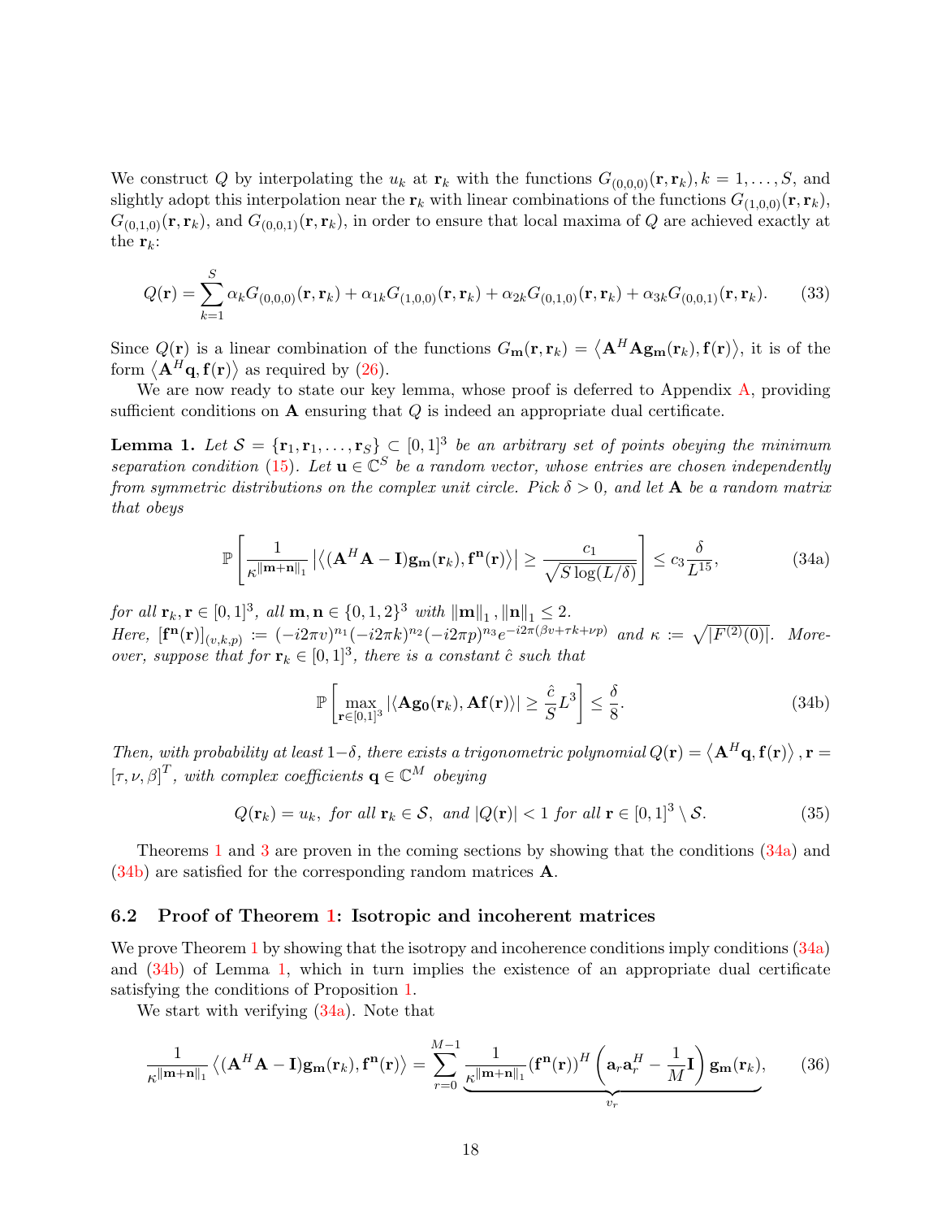We construct $Q$ by interpolating the $u_k$ at $\mathbf{r}_k$ with the functions $G_{(0,0,0)}(\mathbf{r}, \mathbf{r}_k), k = 1, \ldots, S$, and slightly adopt this interpolation near the $\mathbf{r}_k$ with linear combinations of the functions $G_{(1,0,0)}(\mathbf{r}, \mathbf{r}_k)$, $G_{(0,1,0)}(\mathbf{r}, \mathbf{r}_k)$, and $G_{(0,0,1)}(\mathbf{r}, \mathbf{r}_k)$, in order to ensure that local maxima of $Q$ are achieved exactly at the $\mathbf{r}_k$:

$$Q(\mathbf{r}) = \sum_{k=1}^{S} \alpha_k G_{(0,0,0)}(\mathbf{r}, \mathbf{r}_k) + \alpha_{1k} G_{(1,0,0)}(\mathbf{r}, \mathbf{r}_k) + \alpha_{2k} G_{(0,1,0)}(\mathbf{r}, \mathbf{r}_k) + \alpha_{3k} G_{(0,0,1)}(\mathbf{r}, \mathbf{r}_k). \tag{33}$$

Since $Q(\mathbf{r})$ is a linear combination of the functions $G_{\mathbf{m}}(\mathbf{r}, \mathbf{r}_k) = \left\langle \mathbf{A}^H \mathbf{A} \mathbf{g}_{\mathbf{m}}(\mathbf{r}_k), \mathbf{f}(\mathbf{r}) \right\rangle$, it is of the form $\left\langle \mathbf{A}^H \mathbf{q}, \mathbf{f}(\mathbf{r}) \right\rangle$ as required by (26).

We are now ready to state our key lemma, whose proof is deferred to Appendix A, providing sufficient conditions on $\mathbf{A}$ ensuring that $Q$ is indeed an appropriate dual certificate.

**Lemma 1.** *Let $\mathcal{S} = \{\mathbf{r}_1, \mathbf{r}_1, \ldots, \mathbf{r}_S\} \subset [0,1]^3$ be an arbitrary set of points obeying the minimum separation condition (15). Let $\mathbf{u} \in \mathbb{C}^S$ be a random vector, whose entries are chosen independently from symmetric distributions on the complex unit circle. Pick $\delta > 0$, and let $\mathbf{A}$ be a random matrix that obeys*

$$\mathbb{P}\left[ \frac{1}{\kappa^{\|\mathbf{m}+\mathbf{n}\|_1}} \left| \left\langle (\mathbf{A}^H \mathbf{A} - \mathbf{I}) \mathbf{g}_{\mathbf{m}}(\mathbf{r}_k), \mathbf{f}^{\mathbf{n}}(\mathbf{r}) \right\rangle \right| \geq \frac{c_1}{\sqrt{S \log(L/\delta)}} \right] \leq c_3 \frac{\delta}{L^{15}}, \tag{34a}$$

*for all $\mathbf{r}_k, \mathbf{r} \in [0,1]^3$, all $\mathbf{m}, \mathbf{n} \in \{0,1,2\}^3$ with $\|\mathbf{m}\|_1, \|\mathbf{n}\|_1 \leq 2$.*
*Here, $[\mathbf{f}^{\mathbf{n}}(\mathbf{r})]_{(v,k,p)} := (-i2\pi v)^{n_1}(-i2\pi k)^{n_2}(-i2\pi p)^{n_3} e^{-i2\pi(\beta v + \tau k + \nu p)}$ and $\kappa := \sqrt{|F^{(2)}(0)|}$. Moreover, suppose that for $\mathbf{r}_k \in [0,1]^3$, there is a constant $\hat{c}$ such that*

$$\mathbb{P}\left[ \max_{\mathbf{r} \in [0,1]^3} |\langle \mathbf{A} \mathbf{g}_{\mathbf{0}}(\mathbf{r}_k), \mathbf{A} \mathbf{f}(\mathbf{r}) \rangle| \geq \frac{\hat{c}}{S} L^3 \right] \leq \frac{\delta}{8}. \tag{34b}$$

*Then, with probability at least $1 - \delta$, there exists a trigonometric polynomial $Q(\mathbf{r}) = \left\langle \mathbf{A}^H \mathbf{q}, \mathbf{f}(\mathbf{r}) \right\rangle, \mathbf{r} = [\tau, \nu, \beta]^T$, with complex coefficients $\mathbf{q} \in \mathbb{C}^M$ obeying*

$$Q(\mathbf{r}_k) = u_k, \text{ for all } \mathbf{r}_k \in \mathcal{S}, \text{ and } |Q(\mathbf{r})| < 1 \text{ for all } \mathbf{r} \in [0,1]^3 \setminus \mathcal{S}. \tag{35}$$

Theorems 1 and 3 are proven in the coming sections by showing that the conditions (34a) and (34b) are satisfied for the corresponding random matrices $\mathbf{A}$.

## 6.2 Proof of Theorem 1: Isotropic and incoherent matrices

We prove Theorem 1 by showing that the isotropy and incoherence conditions imply conditions (34a) and (34b) of Lemma 1, which in turn implies the existence of an appropriate dual certificate satisfying the conditions of Proposition 1.

We start with verifying (34a). Note that

$$\frac{1}{\kappa^{\|\mathbf{m}+\mathbf{n}\|_1}} \left\langle (\mathbf{A}^H \mathbf{A} - \mathbf{I}) \mathbf{g}_{\mathbf{m}}(\mathbf{r}_k), \mathbf{f}^{\mathbf{n}}(\mathbf{r}) \right\rangle = \sum_{r=0}^{M-1} \underbrace{\frac{1}{\kappa^{\|\mathbf{m}+\mathbf{n}\|_1}} (\mathbf{f}^{\mathbf{n}}(\mathbf{r}))^H \left( \mathbf{a}_r \mathbf{a}_r^H - \frac{1}{M} \mathbf{I} \right) \mathbf{g}_{\mathbf{m}}(\mathbf{r}_k)}_{v_r}, \tag{36}$$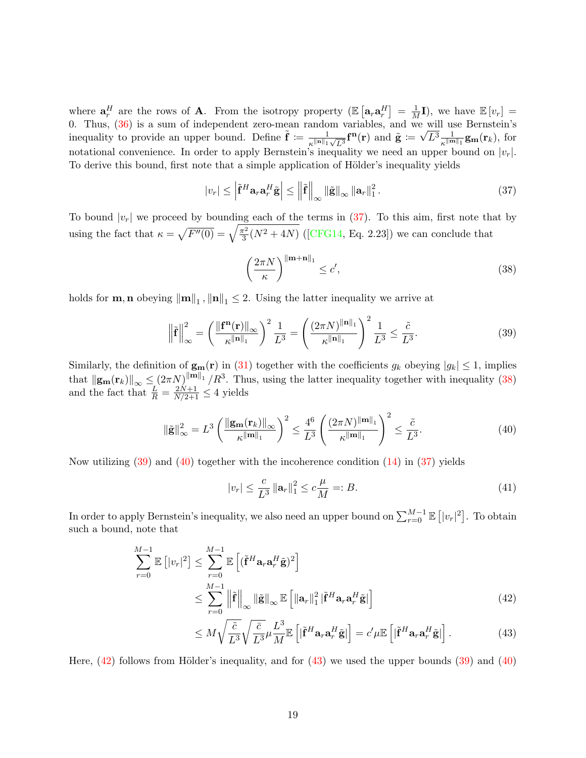where $\mathbf{a}_r^H$ are the rows of $\mathbf{A}$. From the isotropy property ($\mathbb{E}\left[\mathbf{a}_r \mathbf{a}_r^H\right] = \frac{1}{M}\mathbf{I}$), we have $\mathbb{E}\left[v_r\right] = 0$. Thus, (36) is a sum of independent zero-mean random variables, and we will use Bernstein's inequality to provide an upper bound. Define $\tilde{\mathbf{f}} := \frac{1}{\kappa^{\|\mathbf{n}\|_1}\sqrt{L^3}}\mathbf{f}^{\mathbf{n}}(\mathbf{r})$ and $\tilde{\mathbf{g}} := \sqrt{L^3}\frac{1}{\kappa^{\|\mathbf{m}\|_1}}\mathbf{g}_{\mathbf{m}}(\mathbf{r}_k)$, for notational convenience. In order to apply Bernstein's inequality we need an upper bound on $|v_r|$. To derive this bound, first note that a simple application of Hölder's inequality yields

$$
|v_r| \leq \left|\tilde{\mathbf{f}}^H \mathbf{a}_r \mathbf{a}_r^H \tilde{\mathbf{g}}\right| \leq \left\|\tilde{\mathbf{f}}\right\|_\infty \|\tilde{\mathbf{g}}\|_\infty \|\mathbf{a}_r\|_1^2 . \tag{37}
$$

To bound $|v_r|$ we proceed by bounding each of the terms in (37). To this aim, first note that by using the fact that $\kappa = \sqrt{F''(0)} = \sqrt{\frac{\pi^2}{3}(N^2+4N)}$ ([CFG14, Eq. 2.23]) we can conclude that

$$
\left(\frac{2\pi N}{\kappa}\right)^{\|\mathbf{m}+\mathbf{n}\|_1} \leq c', \tag{38}
$$

holds for $\mathbf{m}, \mathbf{n}$ obeying $\|\mathbf{m}\|_1, \|\mathbf{n}\|_1 \leq 2$. Using the latter inequality we arrive at

$$
\left\|\tilde{\mathbf{f}}\right\|_\infty^2 = \left(\frac{\|\mathbf{f}^{\mathbf{n}}(\mathbf{r})\|_\infty}{\kappa^{\|\mathbf{n}\|_1}}\right)^2 \frac{1}{L^3} = \left(\frac{(2\pi N)^{\|\mathbf{n}\|_1}}{\kappa^{\|\mathbf{n}\|_1}}\right)^2 \frac{1}{L^3} \leq \frac{\tilde{c}}{L^3}. \tag{39}
$$

Similarly, the definition of $\mathbf{g}_{\mathbf{m}}(\mathbf{r})$ in (31) together with the coefficients $g_k$ obeying $|g_k| \leq 1$, implies that $\|\mathbf{g}_{\mathbf{m}}(\mathbf{r}_k)\|_\infty \leq (2\pi N)^{\|\mathbf{m}\|_1}/R^3$. Thus, using the latter inequality together with inequality (38) and the fact that $\frac{L}{R} = \frac{2N+1}{N/2+1} \leq 4$ yields

$$
\|\tilde{\mathbf{g}}\|_\infty^2 = L^3 \left(\frac{\|\mathbf{g}_{\mathbf{m}}(\mathbf{r}_k)\|_\infty}{\kappa^{\|\mathbf{m}\|_1}}\right)^2 \leq \frac{4^6}{L^3}\left(\frac{(2\pi N)^{\|\mathbf{m}\|_1}}{\kappa^{\|\mathbf{m}\|_1}}\right)^2 \leq \frac{\tilde{c}}{L^3}. \tag{40}
$$

Now utilizing (39) and (40) together with the incoherence condition (14) in (37) yields

$$
|v_r| \leq \frac{c}{L^3}\|\mathbf{a}_r\|_1^2 \leq c\frac{\mu}{M} =: B. \tag{41}
$$

In order to apply Bernstein's inequality, we also need an upper bound on $\sum_{r=0}^{M-1}\mathbb{E}\left[|v_r|^2\right]$. To obtain such a bound, note that

$$
\begin{aligned}
\sum_{r=0}^{M-1}\mathbb{E}\left[|v_r|^2\right] &\leq \sum_{r=0}^{M-1}\mathbb{E}\left[(\tilde{\mathbf{f}}^H \mathbf{a}_r \mathbf{a}_r^H \tilde{\mathbf{g}})^2\right] \\
&\leq \sum_{r=0}^{M-1}\left\|\tilde{\mathbf{f}}\right\|_\infty \|\tilde{\mathbf{g}}\|_\infty \mathbb{E}\left[\|\mathbf{a}_r\|_1^2 \,|\tilde{\mathbf{f}}^H \mathbf{a}_r \mathbf{a}_r^H \tilde{\mathbf{g}}|\right] &(42)\\
&\leq M\sqrt{\frac{\tilde{c}}{L^3}}\sqrt{\frac{\bar{c}}{L^3}}\mu\frac{L^3}{M}\mathbb{E}\left[\left|\tilde{\mathbf{f}}^H \mathbf{a}_r \mathbf{a}_r^H \tilde{\mathbf{g}}\right|\right] = c'\mu\mathbb{E}\left[|\tilde{\mathbf{f}}^H \mathbf{a}_r \mathbf{a}_r^H \tilde{\mathbf{g}}|\right]. &(43)
\end{aligned}
$$

Here, (42) follows from Hölder's inequality, and for (43) we used the upper bounds (39) and (40)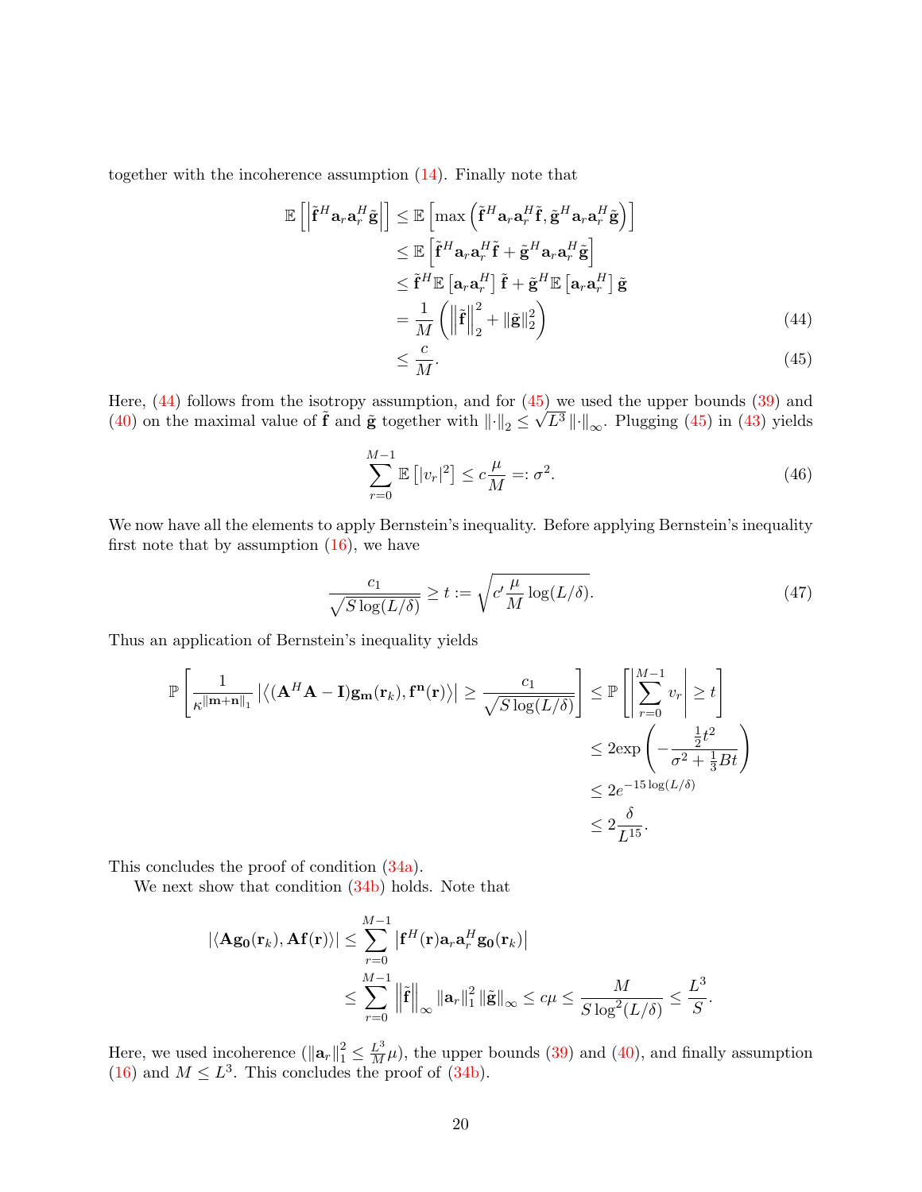together with the incoherence assumption (14). Finally note that

$$
\begin{aligned}
\mathbb{E}\left[\left|\tilde{\mathbf{f}}^H \mathbf{a}_r \mathbf{a}_r^H \tilde{\mathbf{g}}\right|\right] &\leq \mathbb{E}\left[\max\left(\tilde{\mathbf{f}}^H \mathbf{a}_r \mathbf{a}_r^H \tilde{\mathbf{f}}, \tilde{\mathbf{g}}^H \mathbf{a}_r \mathbf{a}_r^H \tilde{\mathbf{g}}\right)\right] \\
&\leq \mathbb{E}\left[\tilde{\mathbf{f}}^H \mathbf{a}_r \mathbf{a}_r^H \tilde{\mathbf{f}} + \tilde{\mathbf{g}}^H \mathbf{a}_r \mathbf{a}_r^H \tilde{\mathbf{g}}\right] \\
&\leq \tilde{\mathbf{f}}^H \mathbb{E}\left[\mathbf{a}_r \mathbf{a}_r^H\right] \tilde{\mathbf{f}} + \tilde{\mathbf{g}}^H \mathbb{E}\left[\mathbf{a}_r \mathbf{a}_r^H\right] \tilde{\mathbf{g}} \\
&= \frac{1}{M}\left(\left\|\tilde{\mathbf{f}}\right\|_2^2 + \left\|\tilde{\mathbf{g}}\right\|_2^2\right) \qquad (44) \\
&\leq \frac{c}{M}. \qquad (45)
\end{aligned}
$$

Here, (44) follows from the isotropy assumption, and for (45) we used the upper bounds (39) and (40) on the maximal value of $\tilde{\mathbf{f}}$ and $\tilde{\mathbf{g}}$ together with $\|\cdot\|_2 \leq \sqrt{L^3}\|\cdot\|_\infty$. Plugging (45) in (43) yields

$$
\sum_{r=0}^{M-1} \mathbb{E}\left[|v_r|^2\right] \leq c\frac{\mu}{M} =: \sigma^2. \qquad (46)
$$

We now have all the elements to apply Bernstein's inequality. Before applying Bernstein's inequality first note that by assumption (16), we have

$$
\frac{c_1}{\sqrt{S\log(L/\delta)}} \geq t := \sqrt{c'\frac{\mu}{M}\log(L/\delta)}. \qquad (47)
$$

Thus an application of Bernstein's inequality yields

$$
\begin{aligned}
\mathbb{P}\left[\frac{1}{\kappa^{\|\mathbf{m}+\mathbf{n}\|_1}}\left|\left\langle(\mathbf{A}^H\mathbf{A} - \mathbf{I})\mathbf{g}_{\mathbf{m}}(\mathbf{r}_k), \mathbf{f}^{\mathbf{n}}(\mathbf{r})\right\rangle\right| \geq \frac{c_1}{\sqrt{S\log(L/\delta)}}\right] &\leq \mathbb{P}\left[\left|\sum_{r=0}^{M-1} v_r\right| \geq t\right] \\
&\leq 2\exp\left(-\frac{\frac{1}{2}t^2}{\sigma^2 + \frac{1}{3}Bt}\right) \\
&\leq 2e^{-15\log(L/\delta)} \\
&\leq 2\frac{\delta}{L^{15}}.
\end{aligned}
$$

This concludes the proof of condition (34a).

We next show that condition (34b) holds. Note that

$$
\begin{aligned}
\left|\left\langle\mathbf{A}\mathbf{g}_{\mathbf{0}}(\mathbf{r}_k), \mathbf{A}\mathbf{f}(\mathbf{r})\right\rangle\right| &\leq \sum_{r=0}^{M-1}\left|\mathbf{f}^H(\mathbf{r})\mathbf{a}_r\mathbf{a}_r^H\mathbf{g}_{\mathbf{0}}(\mathbf{r}_k)\right| \\
&\leq \sum_{r=0}^{M-1}\left\|\tilde{\mathbf{f}}\right\|_\infty \|\mathbf{a}_r\|_1^2 \|\tilde{\mathbf{g}}\|_\infty \leq c\mu \leq \frac{M}{S\log^2(L/\delta)} \leq \frac{L^3}{S}.
\end{aligned}
$$

Here, we used incoherence ($\|\mathbf{a}_r\|_1^2 \leq \frac{L^3}{M}\mu$), the upper bounds (39) and (40), and finally assumption (16) and $M \leq L^3$. This concludes the proof of (34b).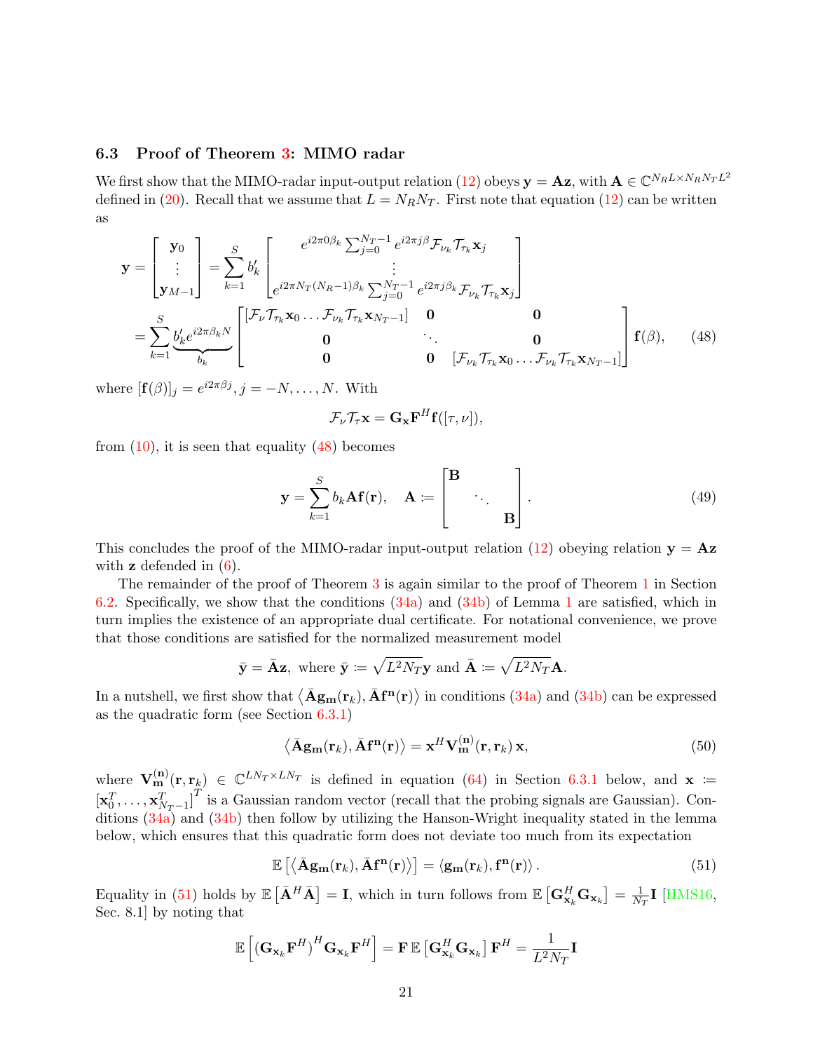### 6.3 Proof of Theorem 3: MIMO radar

We first show that the MIMO-radar input-output relation (12) obeys $\mathbf{y} = \mathbf{A}\mathbf{z}$, with $\mathbf{A} \in \mathbb{C}^{N_R L \times N_R N_T L^2}$ defined in (20). Recall that we assume that $L = N_R N_T$. First note that equation (12) can be written as

$$
\begin{aligned}
\mathbf{y} = \begin{bmatrix} \mathbf{y}_0 \\ \vdots \\ \mathbf{y}_{M-1} \end{bmatrix} &= \sum_{k=1}^{S} b'_k \begin{bmatrix} e^{i2\pi 0 \beta_k} \sum_{j=0}^{N_T-1} e^{i2\pi j \beta} \mathcal{F}_{\nu_k} \mathcal{T}_{\tau_k} \mathbf{x}_j \\ \vdots \\ e^{i2\pi N_T (N_R-1)\beta_k} \sum_{j=0}^{N_T-1} e^{i2\pi j \beta_k} \mathcal{F}_{\nu_k} \mathcal{T}_{\tau_k} \mathbf{x}_j \end{bmatrix} \\
&= \sum_{k=1}^{S} \underbrace{b'_k e^{i2\pi \beta_k N}}_{b_k} \begin{bmatrix} [\mathcal{F}_{\nu} \mathcal{T}_{\tau_k} \mathbf{x}_0 \ldots \mathcal{F}_{\nu_k} \mathcal{T}_{\tau_k} \mathbf{x}_{N_T-1}] & \mathbf{0} & \mathbf{0} \\ \mathbf{0} & \ddots & \mathbf{0} \\ \mathbf{0} & \mathbf{0} & [\mathcal{F}_{\nu_k} \mathcal{T}_{\tau_k} \mathbf{x}_0 \ldots \mathcal{F}_{\nu_k} \mathcal{T}_{\tau_k} \mathbf{x}_{N_T-1}] \end{bmatrix} \mathbf{f}(\beta), \qquad (48)
\end{aligned}
$$

where $[\mathbf{f}(\beta)]_j = e^{i2\pi\beta j}$, $j = -N, \ldots, N$. With

$$
\mathcal{F}_{\nu} \mathcal{T}_{\tau} \mathbf{x} = \mathbf{G}_{\mathbf{x}} \mathbf{F}^H \mathbf{f}([\tau, \nu]),
$$

from (10), it is seen that equality (48) becomes

$$
\mathbf{y} = \sum_{k=1}^{S} b_k \mathbf{A} \mathbf{f}(\mathbf{r}), \quad \mathbf{A} \coloneqq \begin{bmatrix} \mathbf{B} & & \\ & \ddots & \\ & & \mathbf{B} \end{bmatrix}. \qquad (49)
$$

This concludes the proof of the MIMO-radar input-output relation (12) obeying relation $\mathbf{y} = \mathbf{A}\mathbf{z}$ with $\mathbf{z}$ defended in (6).

The remainder of the proof of Theorem 3 is again similar to the proof of Theorem 1 in Section 6.2. Specifically, we show that the conditions (34a) and (34b) of Lemma 1 are satisfied, which in turn implies the existence of an appropriate dual certificate. For notational convenience, we prove that those conditions are satisfied for the normalized measurement model

$$
\bar{\mathbf{y}} = \bar{\mathbf{A}}\mathbf{z}, \text{ where } \bar{\mathbf{y}} \coloneqq \sqrt{L^2 N_T}\mathbf{y} \text{ and } \bar{\mathbf{A}} \coloneqq \sqrt{L^2 N_T}\mathbf{A}.
$$

In a nutshell, we first show that $\langle \bar{\mathbf{A}} \mathbf{g}_{\mathbf{m}}(\mathbf{r}_k), \bar{\mathbf{A}} \mathbf{f}^{\mathbf{n}}(\mathbf{r}) \rangle$ in conditions (34a) and (34b) can be expressed as the quadratic form (see Section 6.3.1)

$$
\langle \bar{\mathbf{A}} \mathbf{g}_{\mathbf{m}}(\mathbf{r}_k), \bar{\mathbf{A}} \mathbf{f}^{\mathbf{n}}(\mathbf{r}) \rangle = \mathbf{x}^H \mathbf{V}_{\mathbf{m}}^{(\mathbf{n})}(\mathbf{r}, \mathbf{r}_k)\, \mathbf{x}, \qquad (50)
$$

where $\mathbf{V}_{\mathbf{m}}^{(\mathbf{n})}(\mathbf{r}, \mathbf{r}_k) \in \mathbb{C}^{LN_T \times LN_T}$ is defined in equation (64) in Section 6.3.1 below, and $\mathbf{x} \coloneqq [\mathbf{x}_0^T, \ldots, \mathbf{x}_{N_T-1}^T]^T$ is a Gaussian random vector (recall that the probing signals are Gaussian). Conditions (34a) and (34b) then follow by utilizing the Hanson-Wright inequality stated in the lemma below, which ensures that this quadratic form does not deviate too much from its expectation

$$
\mathbb{E}\left[\langle \bar{\mathbf{A}} \mathbf{g}_{\mathbf{m}}(\mathbf{r}_k), \bar{\mathbf{A}} \mathbf{f}^{\mathbf{n}}(\mathbf{r}) \rangle\right] = \langle \mathbf{g}_{\mathbf{m}}(\mathbf{r}_k), \mathbf{f}^{\mathbf{n}}(\mathbf{r}) \rangle. \qquad (51)
$$

Equality in (51) holds by $\mathbb{E}\left[\bar{\mathbf{A}}^H \bar{\mathbf{A}}\right] = \mathbf{I}$, which in turn follows from $\mathbb{E}\left[\mathbf{G}_{\mathbf{x}_k}^H \mathbf{G}_{\mathbf{x}_k}\right] = \frac{1}{N_T}\mathbf{I}$ [HMS16, Sec. 8.1] by noting that

$$
\mathbb{E}\left[(\mathbf{G}_{\mathbf{x}_k} \mathbf{F}^H)^H \mathbf{G}_{\mathbf{x}_k} \mathbf{F}^H\right] = \mathbf{F}\, \mathbb{E}\left[\mathbf{G}_{\mathbf{x}_k}^H \mathbf{G}_{\mathbf{x}_k}\right] \mathbf{F}^H = \frac{1}{L^2 N_T}\mathbf{I}
$$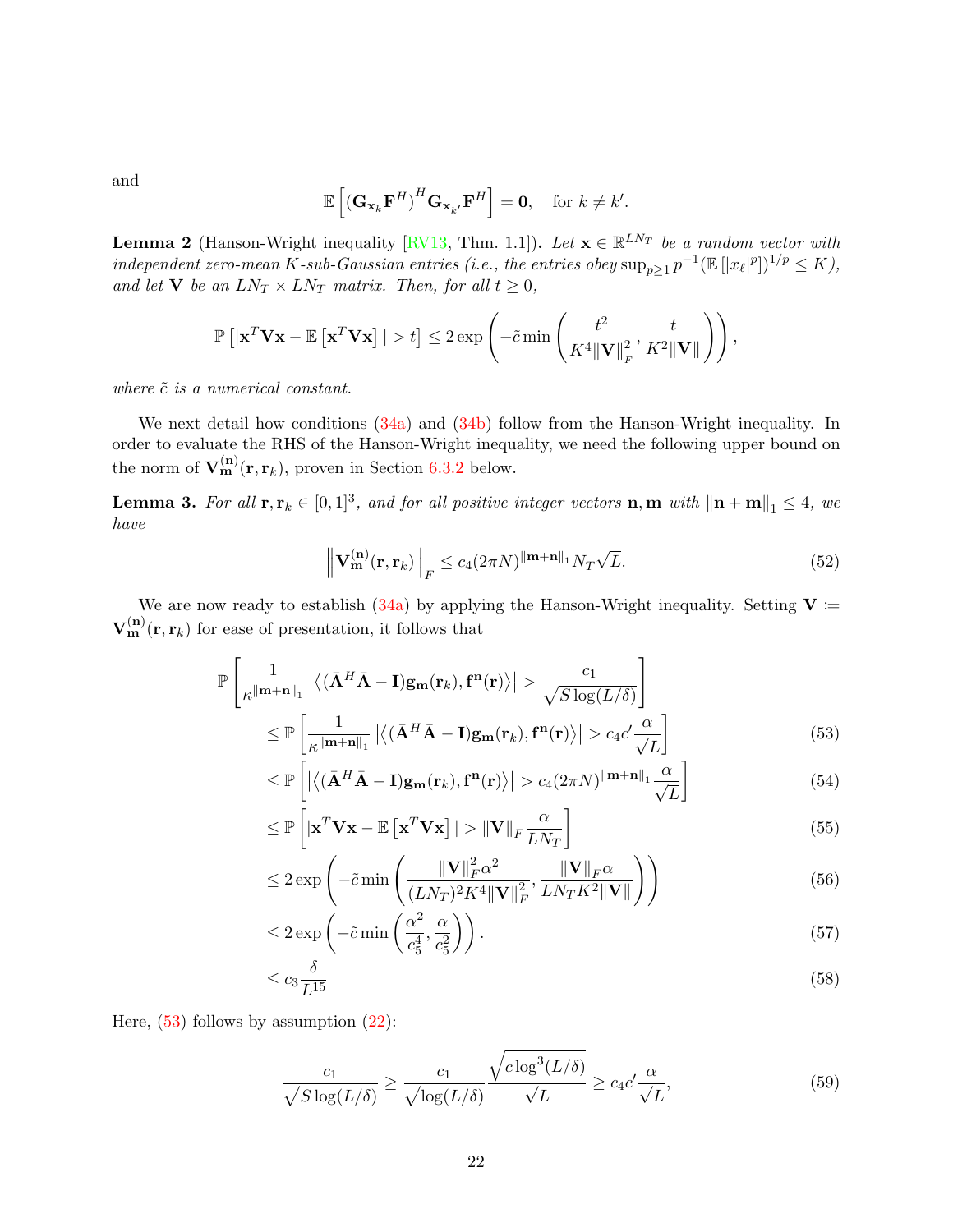and

$$
\mathbb{E}\left[ \left(\mathbf{G}_{\mathbf{x}_k}\mathbf{F}^H\right)^H \mathbf{G}_{\mathbf{x}_{k'}}\mathbf{F}^H \right] = \mathbf{0}, \quad \text{for } k \neq k'.
$$

**Lemma 2** (Hanson-Wright inequality [RV13, Thm. 1.1])**.** *Let $\mathbf{x} \in \mathbb{R}^{LN_T}$ be a random vector with independent zero-mean $K$-sub-Gaussian entries (i.e., the entries obey $\sup_{p\geq 1} p^{-1}(\mathbb{E}\left[|x_\ell|^p\right])^{1/p} \leq K$), and let $\mathbf{V}$ be an $LN_T \times LN_T$ matrix. Then, for all $t \geq 0$,*

$$
\mathbb{P}\left[ |\mathbf{x}^T\mathbf{V}\mathbf{x} - \mathbb{E}\left[\mathbf{x}^T\mathbf{V}\mathbf{x}\right]| > t \right] \leq 2\exp\left( -\tilde{c}\min\left( \frac{t^2}{K^4\|\mathbf{V}\|_F^2}, \frac{t}{K^2\|\mathbf{V}\|} \right) \right),
$$

*where $\tilde{c}$ is a numerical constant.*

We next detail how conditions (34a) and (34b) follow from the Hanson-Wright inequality. In order to evaluate the RHS of the Hanson-Wright inequality, we need the following upper bound on the norm of $\mathbf{V}_{\mathbf{m}}^{(\mathbf{n})}(\mathbf{r}, \mathbf{r}_k)$, proven in Section 6.3.2 below.

**Lemma 3.** *For all $\mathbf{r}, \mathbf{r}_k \in [0,1]^3$, and for all positive integer vectors $\mathbf{n}, \mathbf{m}$ with $\|\mathbf{n}+\mathbf{m}\|_1 \leq 4$, we have*

$$
\left\| \mathbf{V}_{\mathbf{m}}^{(\mathbf{n})}(\mathbf{r}, \mathbf{r}_k) \right\|_F \leq c_4 (2\pi N)^{\|\mathbf{m}+\mathbf{n}\|_1} N_T \sqrt{L}. \tag{52}
$$

We are now ready to establish (34a) by applying the Hanson-Wright inequality. Setting $\mathbf{V} := \mathbf{V}_{\mathbf{m}}^{(\mathbf{n})}(\mathbf{r}, \mathbf{r}_k)$ for ease of presentation, it follows that

$$
\begin{aligned}
&\mathbb{P}\left[ \frac{1}{\kappa^{\|\mathbf{m}+\mathbf{n}\|_1}} \left| \left\langle (\bar{\mathbf{A}}^H\bar{\mathbf{A}} - \mathbf{I})\mathbf{g}_{\mathbf{m}}(\mathbf{r}_k), \mathbf{f}^{\mathbf{n}}(\mathbf{r}) \right\rangle \right| > \frac{c_1}{\sqrt{S\log(L/\delta)}} \right] \\
&\quad \leq \mathbb{P}\left[ \frac{1}{\kappa^{\|\mathbf{m}+\mathbf{n}\|_1}} \left| \left\langle (\bar{\mathbf{A}}^H\bar{\mathbf{A}} - \mathbf{I})\mathbf{g}_{\mathbf{m}}(\mathbf{r}_k), \mathbf{f}^{\mathbf{n}}(\mathbf{r}) \right\rangle \right| > c_4 c' \frac{\alpha}{\sqrt{L}} \right] && (53) \\
&\quad \leq \mathbb{P}\left[ \left| \left\langle (\bar{\mathbf{A}}^H\bar{\mathbf{A}} - \mathbf{I})\mathbf{g}_{\mathbf{m}}(\mathbf{r}_k), \mathbf{f}^{\mathbf{n}}(\mathbf{r}) \right\rangle \right| > c_4 (2\pi N)^{\|\mathbf{m}+\mathbf{n}\|_1} \frac{\alpha}{\sqrt{L}} \right] && (54) \\
&\quad \leq \mathbb{P}\left[ |\mathbf{x}^T\mathbf{V}\mathbf{x} - \mathbb{E}\left[\mathbf{x}^T\mathbf{V}\mathbf{x}\right]| > \|\mathbf{V}\|_F \frac{\alpha}{LN_T} \right] && (55) \\
&\quad \leq 2\exp\left( -\tilde{c}\min\left( \frac{\|\mathbf{V}\|_F^2\alpha^2}{(LN_T)^2K^4\|\mathbf{V}\|_F^2}, \frac{\|\mathbf{V}\|_F\alpha}{LN_TK^2\|\mathbf{V}\|} \right) \right) && (56) \\
&\quad \leq 2\exp\left( -\tilde{c}\min\left( \frac{\alpha^2}{c_5^4}, \frac{\alpha}{c_5^2} \right) \right). && (57) \\
&\quad \leq c_3 \frac{\delta}{L^{15}} && (58)
\end{aligned}
$$

Here, (53) follows by assumption (22):

$$
\frac{c_1}{\sqrt{S\log(L/\delta)}} \geq \frac{c_1}{\sqrt{\log(L/\delta)}} \frac{\sqrt{c\log^3(L/\delta)}}{\sqrt{L}} \geq c_4 c' \frac{\alpha}{\sqrt{L}}, \tag{59}
$$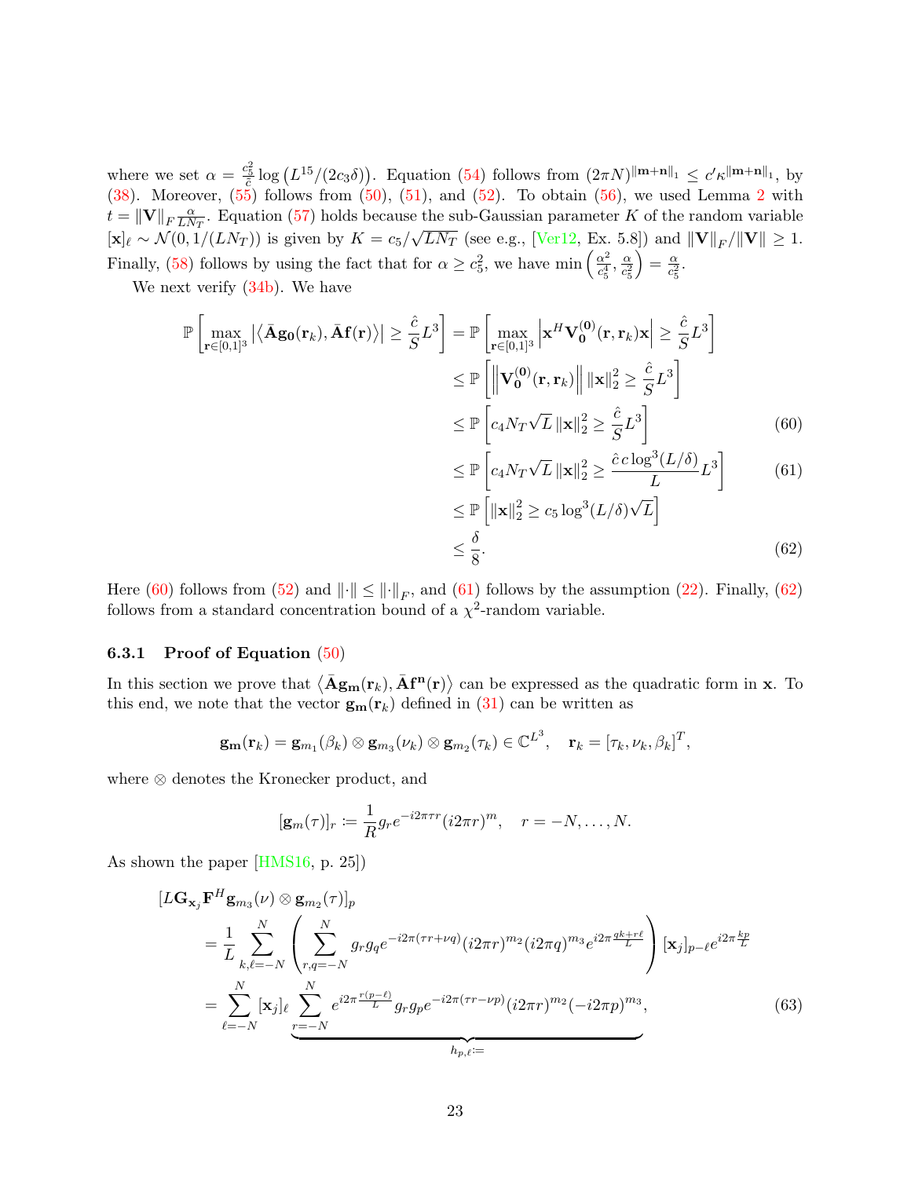where we set $\alpha = \frac{c_5^2}{\hat{c}} \log\left(L^{15}/(2c_3\delta)\right)$. Equation (54) follows from $(2\pi N)^{\|\mathbf{m}+\mathbf{n}\|_1} \leq c' \kappa^{\|\mathbf{m}+\mathbf{n}\|_1}$, by (38). Moreover, (55) follows from (50), (51), and (52). To obtain (56), we used Lemma 2 with $t = \|\mathbf{V}\|_F \frac{\alpha}{LN_T}$. Equation (57) holds because the sub-Gaussian parameter $K$ of the random variable $[\mathbf{x}]_\ell \sim \mathcal{N}(0, 1/(LN_T))$ is given by $K = c_5/\sqrt{LN_T}$ (see e.g., [Ver12, Ex. 5.8]) and $\|\mathbf{V}\|_F/\|\mathbf{V}\| \geq 1$. Finally, (58) follows by using the fact that for $\alpha \geq c_5^2$, we have $\min\left(\frac{\alpha^2}{c_5^4}, \frac{\alpha}{c_5^2}\right) = \frac{\alpha}{c_5^2}$.

We next verify (34b). We have

$$
\begin{aligned}
\mathbb{P}\left[\max_{\mathbf{r}\in[0,1]^3} \left|\left\langle \bar{\mathbf{A}}\mathbf{g}_\mathbf{0}(\mathbf{r}_k), \bar{\mathbf{A}}\mathbf{f}(\mathbf{r})\right\rangle\right| \geq \frac{\hat{c}}{S} L^3\right] &= \mathbb{P}\left[\max_{\mathbf{r}\in[0,1]^3} \left|\mathbf{x}^H \mathbf{V}_\mathbf{0}^{(\mathbf{0})}(\mathbf{r}, \mathbf{r}_k)\mathbf{x}\right| \geq \frac{\hat{c}}{S} L^3\right] \\
&\leq \mathbb{P}\left[\left\|\mathbf{V}_\mathbf{0}^{(\mathbf{0})}(\mathbf{r}, \mathbf{r}_k)\right\| \|\mathbf{x}\|_2^2 \geq \frac{\hat{c}}{S} L^3\right] \\
&\leq \mathbb{P}\left[c_4 N_T \sqrt{L}\, \|\mathbf{x}\|_2^2 \geq \frac{\hat{c}}{S} L^3\right] \qquad (60) \\
&\leq \mathbb{P}\left[c_4 N_T \sqrt{L}\, \|\mathbf{x}\|_2^2 \geq \frac{\hat{c}\, c \log^3(L/\delta)}{L} L^3\right] \qquad (61) \\
&\leq \mathbb{P}\left[\|\mathbf{x}\|_2^2 \geq c_5 \log^3(L/\delta)\sqrt{L}\right] \\
&\leq \frac{\delta}{8}. \qquad (62)
\end{aligned}
$$

Here (60) follows from (52) and $\|\cdot\| \leq \|\cdot\|_F$, and (61) follows by the assumption (22). Finally, (62) follows from a standard concentration bound of a $\chi^2$-random variable.

### 6.3.1 Proof of Equation (50)

In this section we prove that $\left\langle \bar{\mathbf{A}}\mathbf{g}_\mathbf{m}(\mathbf{r}_k), \bar{\mathbf{A}}\mathbf{f}^\mathbf{n}(\mathbf{r})\right\rangle$ can be expressed as the quadratic form in $\mathbf{x}$. To this end, we note that the vector $\mathbf{g}_\mathbf{m}(\mathbf{r}_k)$ defined in (31) can be written as

$$
\mathbf{g}_\mathbf{m}(\mathbf{r}_k) = \mathbf{g}_{m_1}(\beta_k) \otimes \mathbf{g}_{m_3}(\nu_k) \otimes \mathbf{g}_{m_2}(\tau_k) \in \mathbb{C}^{L^3}, \quad \mathbf{r}_k = [\tau_k, \nu_k, \beta_k]^T,
$$

where $\otimes$ denotes the Kronecker product, and

$$
[\mathbf{g}_m(\tau)]_r := \frac{1}{R} g_r e^{-i2\pi\tau r}(i2\pi r)^m, \quad r = -N, \ldots, N.
$$

As shown the paper [HMS16, p. 25])

$$
\begin{aligned}
&[L\mathbf{G}_{\mathbf{x}_j}\mathbf{F}^H \mathbf{g}_{m_3}(\nu) \otimes \mathbf{g}_{m_2}(\tau)]_p \\
&\quad = \frac{1}{L}\sum_{k,\ell=-N}^{N} \left(\sum_{r,q=-N}^{N} g_r g_q e^{-i2\pi(\tau r + \nu q)}(i2\pi r)^{m_2}(i2\pi q)^{m_3} e^{i2\pi\frac{qk + r\ell}{L}}\right)[\mathbf{x}_j]_{p-\ell} e^{i2\pi\frac{kp}{L}} \\
&\quad = \sum_{\ell=-N}^{N} [\mathbf{x}_j]_\ell \underbrace{\sum_{r=-N}^{N} e^{i2\pi\frac{r(p-\ell)}{L}} g_r g_p e^{-i2\pi(\tau r - \nu p)}(i2\pi r)^{m_2}(-i2\pi p)^{m_3}}_{h_{p,\ell} :=}, \qquad (63)
\end{aligned}
$$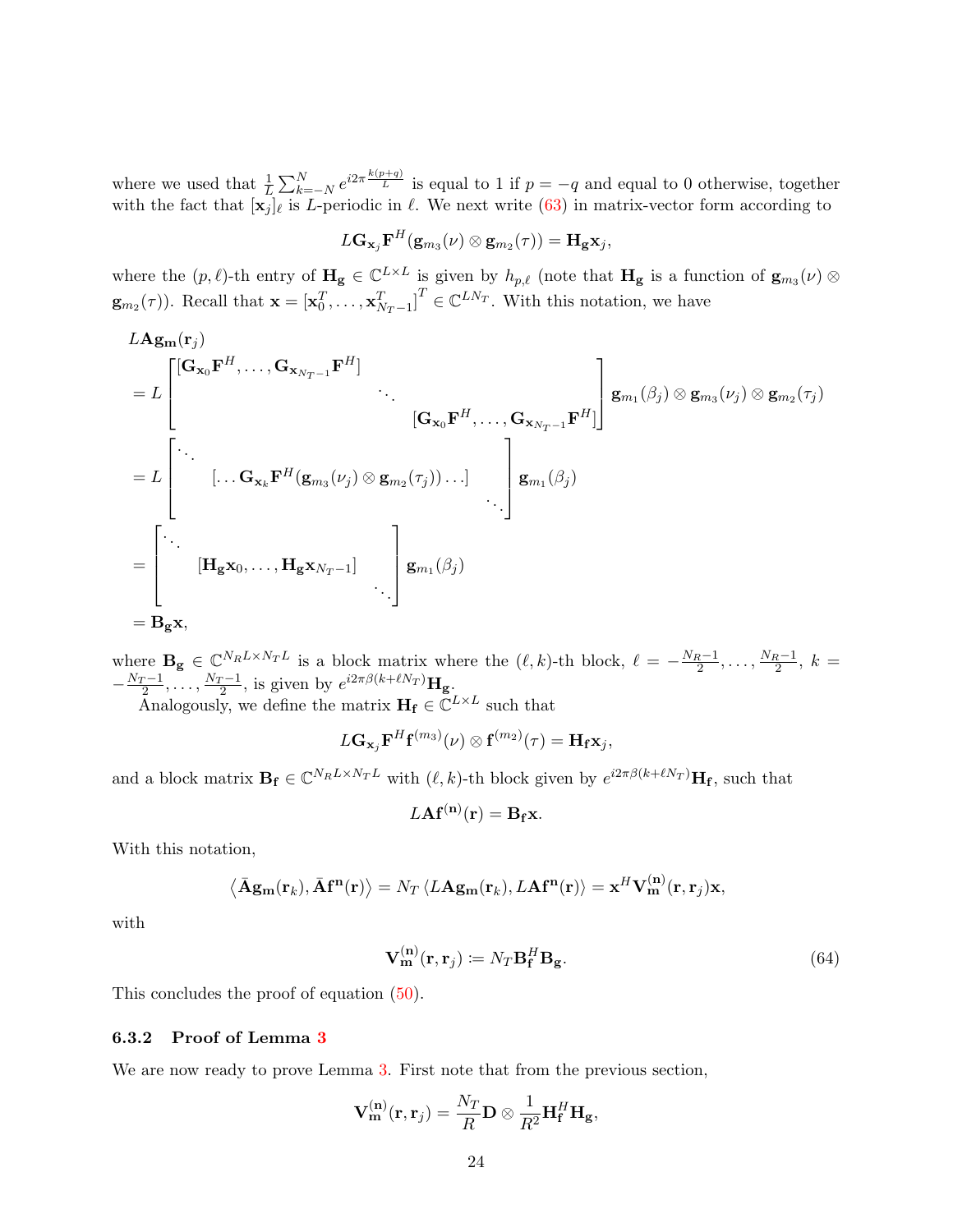where we used that $\frac{1}{L}\sum_{k=-N}^{N} e^{i2\pi\frac{k(p+q)}{L}}$ is equal to 1 if $p=-q$ and equal to 0 otherwise, together with the fact that $[\mathbf{x}_j]_\ell$ is $L$-periodic in $\ell$. We next write (63) in matrix-vector form according to

$$L\mathbf{G}_{\mathbf{x}_j}\mathbf{F}^H(\mathbf{g}_{m_3}(\nu)\otimes\mathbf{g}_{m_2}(\tau)) = \mathbf{H}_{\mathbf{g}}\mathbf{x}_j,$$

where the $(p,\ell)$-th entry of $\mathbf{H}_{\mathbf{g}} \in \mathbb{C}^{L\times L}$ is given by $h_{p,\ell}$ (note that $\mathbf{H}_{\mathbf{g}}$ is a function of $\mathbf{g}_{m_3}(\nu)\otimes\mathbf{g}_{m_2}(\tau)$). Recall that $\mathbf{x} = [\mathbf{x}_0^T,\ldots,\mathbf{x}_{N_T-1}^T]^T \in \mathbb{C}^{LN_T}$. With this notation, we have

$$\begin{aligned}
&L\mathbf{A}\mathbf{g}_{\mathbf{m}}(\mathbf{r}_j)\\
&= L\begin{bmatrix}[\mathbf{G}_{\mathbf{x}_0}\mathbf{F}^H,\ldots,\mathbf{G}_{\mathbf{x}_{N_T-1}}\mathbf{F}^H] & & \\ & \ddots & \\ & & [\mathbf{G}_{\mathbf{x}_0}\mathbf{F}^H,\ldots,\mathbf{G}_{\mathbf{x}_{N_T-1}}\mathbf{F}^H]\end{bmatrix}\mathbf{g}_{m_1}(\beta_j)\otimes\mathbf{g}_{m_3}(\nu_j)\otimes\mathbf{g}_{m_2}(\tau_j)\\
&= L\begin{bmatrix}\ddots & & \\ & [\ldots\mathbf{G}_{\mathbf{x}_k}\mathbf{F}^H(\mathbf{g}_{m_3}(\nu_j)\otimes\mathbf{g}_{m_2}(\tau_j))\ldots] & \\ & & \ddots\end{bmatrix}\mathbf{g}_{m_1}(\beta_j)\\
&= \begin{bmatrix}\ddots & & \\ & [\mathbf{H}_{\mathbf{g}}\mathbf{x}_0,\ldots,\mathbf{H}_{\mathbf{g}}\mathbf{x}_{N_T-1}] & \\ & & \ddots\end{bmatrix}\mathbf{g}_{m_1}(\beta_j)\\
&= \mathbf{B}_{\mathbf{g}}\mathbf{x},
\end{aligned}$$

where $\mathbf{B}_{\mathbf{g}} \in \mathbb{C}^{N_RL\times N_TL}$ is a block matrix where the $(\ell,k)$-th block, $\ell = -\frac{N_R-1}{2},\ldots,\frac{N_R-1}{2}$, $k = -\frac{N_T-1}{2},\ldots,\frac{N_T-1}{2}$, is given by $e^{i2\pi\beta(k+\ell N_T)}\mathbf{H}_{\mathbf{g}}$.

Analogously, we define the matrix $\mathbf{H}_{\mathbf{f}} \in \mathbb{C}^{L\times L}$ such that

$$L\mathbf{G}_{\mathbf{x}_j}\mathbf{F}^H\mathbf{f}^{(m_3)}(\nu)\otimes\mathbf{f}^{(m_2)}(\tau) = \mathbf{H}_{\mathbf{f}}\mathbf{x}_j,$$

and a block matrix $\mathbf{B}_{\mathbf{f}} \in \mathbb{C}^{N_RL\times N_TL}$ with $(\ell,k)$-th block given by $e^{i2\pi\beta(k+\ell N_T)}\mathbf{H}_{\mathbf{f}}$, such that

$$L\mathbf{A}\mathbf{f}^{(\mathbf{n})}(\mathbf{r}) = \mathbf{B}_{\mathbf{f}}\mathbf{x}.$$

With this notation,

$$\left\langle \bar{\mathbf{A}}\mathbf{g}_{\mathbf{m}}(\mathbf{r}_k), \bar{\mathbf{A}}\mathbf{f}^{\mathbf{n}}(\mathbf{r})\right\rangle = N_T\left\langle L\mathbf{A}\mathbf{g}_{\mathbf{m}}(\mathbf{r}_k), L\mathbf{A}\mathbf{f}^{\mathbf{n}}(\mathbf{r})\right\rangle = \mathbf{x}^H\mathbf{V}_{\mathbf{m}}^{(\mathbf{n})}(\mathbf{r},\mathbf{r}_j)\mathbf{x},$$

with

$$\mathbf{V}_{\mathbf{m}}^{(\mathbf{n})}(\mathbf{r},\mathbf{r}_j) \coloneqq N_T\mathbf{B}_{\mathbf{f}}^H\mathbf{B}_{\mathbf{g}}. \tag{64}$$

This concludes the proof of equation (50).

### 6.3.2 Proof of Lemma 3

We are now ready to prove Lemma 3. First note that from the previous section,

$$\mathbf{V}_{\mathbf{m}}^{(\mathbf{n})}(\mathbf{r},\mathbf{r}_j) = \frac{N_T}{R}\mathbf{D}\otimes\frac{1}{R^2}\mathbf{H}_{\mathbf{f}}^H\mathbf{H}_{\mathbf{g}},$$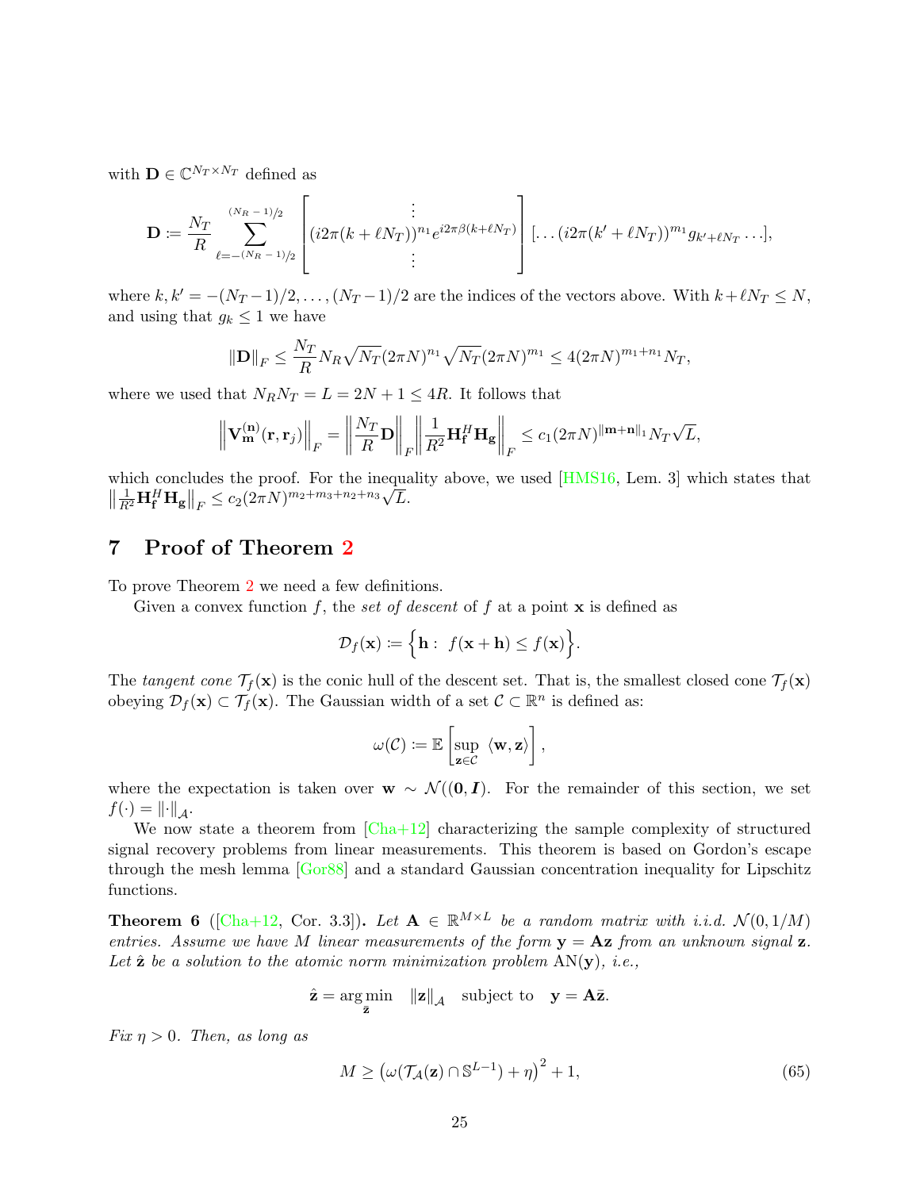with $\mathbf{D} \in \mathbb{C}^{N_T \times N_T}$ defined as

$$\mathbf{D} := \frac{N_T}{R} \sum_{\ell=-(N_R-1)/2}^{(N_R-1)/2} \begin{bmatrix} \vdots \\ (i2\pi(k+\ell N_T))^{n_1} e^{i2\pi\beta(k+\ell N_T)} \\ \vdots \end{bmatrix} [\ldots (i2\pi(k'+\ell N_T))^{m_1} g_{k'+\ell N_T} \ldots],$$

where $k, k' = -(N_T-1)/2, \ldots, (N_T-1)/2$ are the indices of the vectors above. With $k + \ell N_T \leq N$, and using that $g_k \leq 1$ we have

$$\|\mathbf{D}\|_F \leq \frac{N_T}{R} N_R \sqrt{N_T} (2\pi N)^{n_1} \sqrt{N_T} (2\pi N)^{m_1} \leq 4 (2\pi N)^{m_1+n_1} N_T,$$

where we used that $N_R N_T = L = 2N+1 \leq 4R$. It follows that

$$\left\| \mathbf{V}_{\mathbf{m}}^{(\mathbf{n})}(\mathbf{r}, \mathbf{r}_j) \right\|_F = \left\| \frac{N_T}{R} \mathbf{D} \right\|_F \left\| \frac{1}{R^2} \mathbf{H}_{\mathbf{f}}^H \mathbf{H}_{\mathbf{g}} \right\|_F \leq c_1 (2\pi N)^{\|\mathbf{m}+\mathbf{n}\|_1} N_T \sqrt{L},$$

which concludes the proof. For the inequality above, we used [HMS16, Lem. 3] which states that $\left\| \frac{1}{R^2} \mathbf{H}_{\mathbf{f}}^H \mathbf{H}_{\mathbf{g}} \right\|_F \leq c_2 (2\pi N)^{m_2+m_3+n_2+n_3} \sqrt{L}$.

# 7 Proof of Theorem 2

To prove Theorem 2 we need a few definitions.

Given a convex function $f$, the *set of descent* of $f$ at a point $\mathbf{x}$ is defined as

$$\mathcal{D}_f(\mathbf{x}) := \left\{ \mathbf{h} : \ f(\mathbf{x} + \mathbf{h}) \leq f(\mathbf{x}) \right\}.$$

The *tangent cone* $\mathcal{T}_f(\mathbf{x})$ is the conic hull of the descent set. That is, the smallest closed cone $\mathcal{T}_f(\mathbf{x})$ obeying $\mathcal{D}_f(\mathbf{x}) \subset \mathcal{T}_f(\mathbf{x})$. The Gaussian width of a set $\mathcal{C} \subset \mathbb{R}^n$ is defined as:

$$\omega(\mathcal{C}) := \mathbb{E}\left[ \sup_{\mathbf{z} \in \mathcal{C}} \ \langle \mathbf{w}, \mathbf{z} \rangle \right],$$

where the expectation is taken over $\mathbf{w} \sim \mathcal{N}((\mathbf{0}, \boldsymbol{I})$. For the remainder of this section, we set $f(\cdot) = \|\cdot\|_{\mathcal{A}}$.

We now state a theorem from [Cha+12] characterizing the sample complexity of structured signal recovery problems from linear measurements. This theorem is based on Gordon's escape through the mesh lemma [Gor88] and a standard Gaussian concentration inequality for Lipschitz functions.

**Theorem 6** ([Cha+12, Cor. 3.3]). *Let $\mathbf{A} \in \mathbb{R}^{M \times L}$ be a random matrix with i.i.d. $\mathcal{N}(0, 1/M)$ entries. Assume we have $M$ linear measurements of the form $\mathbf{y} = \mathbf{A}\mathbf{z}$ from an unknown signal $\mathbf{z}$. Let $\hat{\mathbf{z}}$ be a solution to the atomic norm minimization problem* AN($\mathbf{y}$)*, i.e.,*

$$\hat{\mathbf{z}} = \arg\min_{\bar{\mathbf{z}}} \quad \|\mathbf{z}\|_{\mathcal{A}} \quad \text{subject to} \quad \mathbf{y} = \mathbf{A}\bar{\mathbf{z}}.$$

*Fix $\eta > 0$. Then, as long as*

$$M \geq \left( \omega(\mathcal{T}_{\mathcal{A}}(\mathbf{z}) \cap \mathbb{S}^{L-1}) + \eta \right)^2 + 1, \tag{65}$$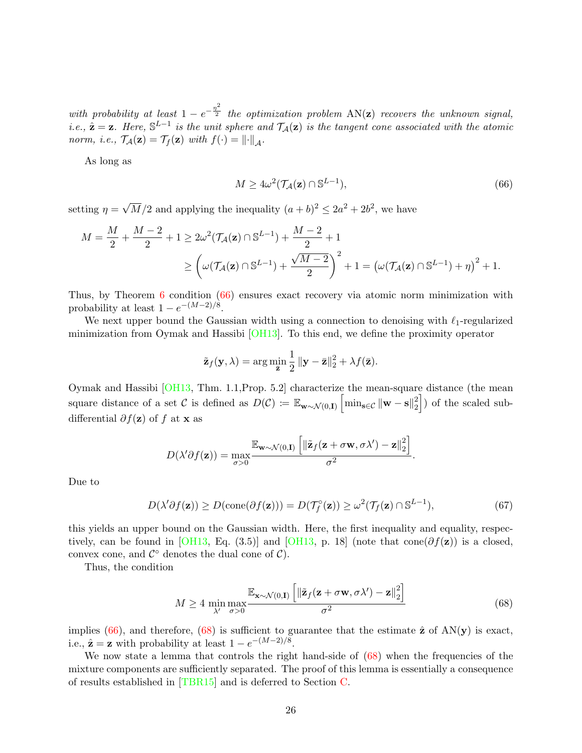*with probability at least $1 - e^{-\frac{\eta^2}{2}}$ the optimization problem* AN($\mathbf{z}$) *recovers the unknown signal, i.e.,* $\hat{\mathbf{z}} = \mathbf{z}$. *Here,* $\mathbb{S}^{L-1}$ *is the unit sphere and* $\mathcal{T}_{\mathcal{A}}(\mathbf{z})$ *is the tangent cone associated with the atomic norm, i.e.,* $\mathcal{T}_{\mathcal{A}}(\mathbf{z}) = \mathcal{T}_f(\mathbf{z})$ *with* $f(\cdot) = \|\cdot\|_{\mathcal{A}}$.

As long as

$$M \geq 4\omega^2(\mathcal{T}_{\mathcal{A}}(\mathbf{z}) \cap \mathbb{S}^{L-1}), \tag{66}$$

setting $\eta = \sqrt{M}/2$ and applying the inequality $(a+b)^2 \leq 2a^2 + 2b^2$, we have

$$M = \frac{M}{2} + \frac{M-2}{2} + 1 \geq 2\omega^2(\mathcal{T}_{\mathcal{A}}(\mathbf{z}) \cap \mathbb{S}^{L-1}) + \frac{M-2}{2} + 1$$
$$\geq \left(\omega(\mathcal{T}_{\mathcal{A}}(\mathbf{z}) \cap \mathbb{S}^{L-1}) + \frac{\sqrt{M-2}}{2}\right)^2 + 1 = \left(\omega(\mathcal{T}_{\mathcal{A}}(\mathbf{z}) \cap \mathbb{S}^{L-1}) + \eta\right)^2 + 1.$$

Thus, by Theorem 6 condition (66) ensures exact recovery via atomic norm minimization with probability at least $1 - e^{-(M-2)/8}$.

We next upper bound the Gaussian width using a connection to denoising with $\ell_1$-regularized minimization from Oymak and Hassibi [OH13]. To this end, we define the proximity operator

$$\tilde{\mathbf{z}}_f(\mathbf{y}, \lambda) = \arg\min_{\bar{\mathbf{z}}} \frac{1}{2}\|\mathbf{y} - \bar{\mathbf{z}}\|_2^2 + \lambda f(\bar{\mathbf{z}}).$$

Oymak and Hassibi [OH13, Thm. 1.1,Prop. 5.2] characterize the mean-square distance (the mean square distance of a set $\mathcal{C}$ is defined as $D(\mathcal{C}) \coloneqq \mathbb{E}_{\mathbf{w}\sim\mathcal{N}(0,\mathbf{I})}\left[\min_{\mathbf{s}\in\mathcal{C}} \|\mathbf{w} - \mathbf{s}\|_2^2\right]$) of the scaled sub-differential $\partial f(\mathbf{z})$ of $f$ at $\mathbf{x}$ as

$$D(\lambda'\partial f(\mathbf{z})) = \max_{\sigma>0} \frac{\mathbb{E}_{\mathbf{w}\sim\mathcal{N}(0,\mathbf{I})}\left[\|\tilde{\mathbf{z}}_f(\mathbf{z} + \sigma\mathbf{w}, \sigma\lambda') - \mathbf{z}\|_2^2\right]}{\sigma^2}.$$

Due to

$$D(\lambda'\partial f(\mathbf{z})) \geq D(\operatorname{cone}(\partial f(\mathbf{z}))) = D(\mathcal{T}_f^\circ(\mathbf{z})) \geq \omega^2(\mathcal{T}_f(\mathbf{z}) \cap \mathbb{S}^{L-1}), \tag{67}$$

this yields an upper bound on the Gaussian width. Here, the first inequality and equality, respectively, can be found in [OH13, Eq. (3.5)] and [OH13, p. 18] (note that $\operatorname{cone}(\partial f(\mathbf{z}))$ is a closed, convex cone, and $\mathcal{C}^\circ$ denotes the dual cone of $\mathcal{C}$).

Thus, the condition

$$M \geq 4 \min_{\lambda'} \max_{\sigma>0} \frac{\mathbb{E}_{\mathbf{x}\sim\mathcal{N}(0,\mathbf{I})}\left[\|\tilde{\mathbf{z}}_f(\mathbf{z} + \sigma\mathbf{w}, \sigma\lambda') - \mathbf{z}\|_2^2\right]}{\sigma^2} \tag{68}$$

implies (66), and therefore, (68) is sufficient to guarantee that the estimate $\hat{\mathbf{z}}$ of AN($\mathbf{y}$) is exact, i.e., $\hat{\mathbf{z}} = \mathbf{z}$ with probability at least $1 - e^{-(M-2)/8}$.

We now state a lemma that controls the right hand-side of (68) when the frequencies of the mixture components are sufficiently separated. The proof of this lemma is essentially a consequence of results established in [TBR15] and is deferred to Section C.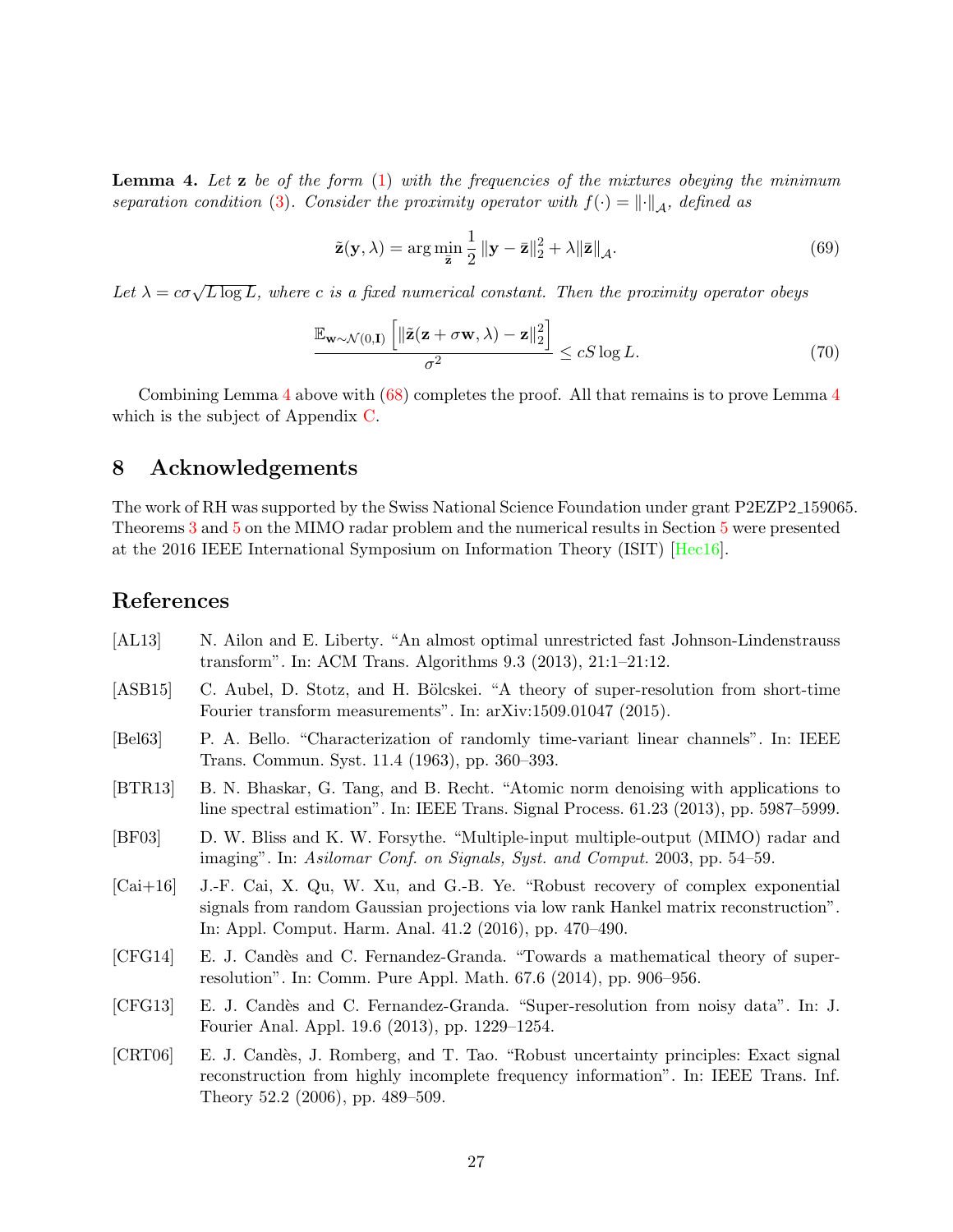**Lemma 4.** *Let* $\mathbf{z}$ *be of the form* (1) *with the frequencies of the mixtures obeying the minimum separation condition* (3)*. Consider the proximity operator with* $f(\cdot) = \|\cdot\|_{\mathcal{A}}$*, defined as*

$$\tilde{\mathbf{z}}(\mathbf{y}, \lambda) = \arg\min_{\bar{\mathbf{z}}} \frac{1}{2} \|\mathbf{y} - \bar{\mathbf{z}}\|_2^2 + \lambda \|\bar{\mathbf{z}}\|_{\mathcal{A}}. \tag{69}$$

*Let* $\lambda = c\sigma\sqrt{L \log L}$*, where* $c$ *is a fixed numerical constant. Then the proximity operator obeys*

$$\frac{\mathbb{E}_{\mathbf{w}\sim\mathcal{N}(0,\mathbf{I})}\left[\|\tilde{\mathbf{z}}(\mathbf{z} + \sigma\mathbf{w}, \lambda) - \mathbf{z}\|_2^2\right]}{\sigma^2} \leq cS \log L. \tag{70}$$

Combining Lemma 4 above with (68) completes the proof. All that remains is to prove Lemma 4 which is the subject of Appendix C.

## 8 Acknowledgements

The work of RH was supported by the Swiss National Science Foundation under grant P2EZP2_159065. Theorems 3 and 5 on the MIMO radar problem and the numerical results in Section 5 were presented at the 2016 IEEE International Symposium on Information Theory (ISIT) [Hec16].

## References

[AL13] N. Ailon and E. Liberty. "An almost optimal unrestricted fast Johnson-Lindenstrauss transform". In: ACM Trans. Algorithms 9.3 (2013), 21:1–21:12.

[ASB15] C. Aubel, D. Stotz, and H. Bölcskei. "A theory of super-resolution from short-time Fourier transform measurements". In: arXiv:1509.01047 (2015).

[Bel63] P. A. Bello. "Characterization of randomly time-variant linear channels". In: IEEE Trans. Commun. Syst. 11.4 (1963), pp. 360–393.

[BTR13] B. N. Bhaskar, G. Tang, and B. Recht. "Atomic norm denoising with applications to line spectral estimation". In: IEEE Trans. Signal Process. 61.23 (2013), pp. 5987–5999.

[BF03] D. W. Bliss and K. W. Forsythe. "Multiple-input multiple-output (MIMO) radar and imaging". In: *Asilomar Conf. on Signals, Syst. and Comput.* 2003, pp. 54–59.

[Cai+16] J.-F. Cai, X. Qu, W. Xu, and G.-B. Ye. "Robust recovery of complex exponential signals from random Gaussian projections via low rank Hankel matrix reconstruction". In: Appl. Comput. Harm. Anal. 41.2 (2016), pp. 470–490.

[CFG14] E. J. Candès and C. Fernandez-Granda. "Towards a mathematical theory of super-resolution". In: Comm. Pure Appl. Math. 67.6 (2014), pp. 906–956.

[CFG13] E. J. Candès and C. Fernandez-Granda. "Super-resolution from noisy data". In: J. Fourier Anal. Appl. 19.6 (2013), pp. 1229–1254.

[CRT06] E. J. Candès, J. Romberg, and T. Tao. "Robust uncertainty principles: Exact signal reconstruction from highly incomplete frequency information". In: IEEE Trans. Inf. Theory 52.2 (2006), pp. 489–509.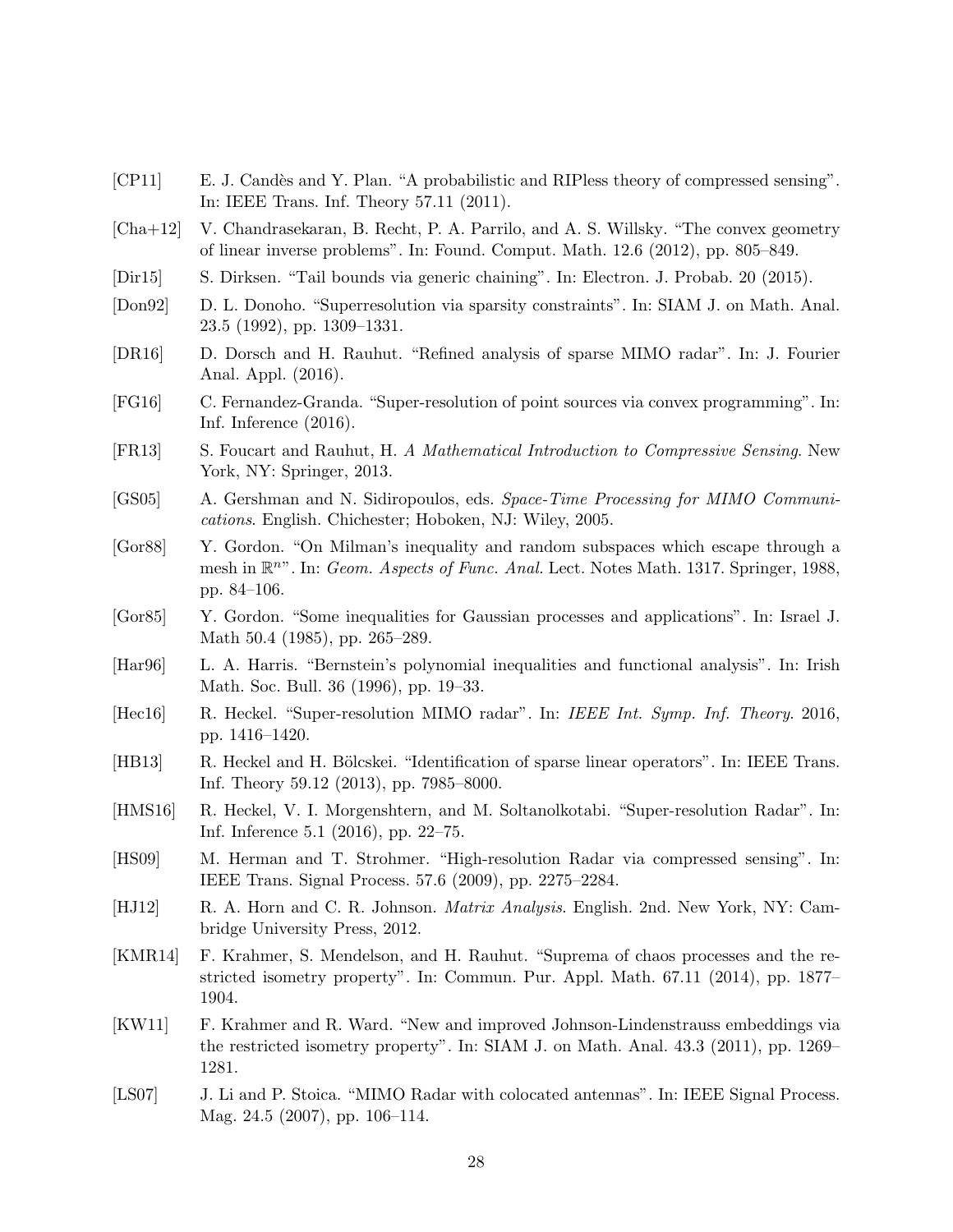[CP11] E. J. Candès and Y. Plan. "A probabilistic and RIPless theory of compressed sensing". In: IEEE Trans. Inf. Theory 57.11 (2011).

[Cha+12] V. Chandrasekaran, B. Recht, P. A. Parrilo, and A. S. Willsky. "The convex geometry of linear inverse problems". In: Found. Comput. Math. 12.6 (2012), pp. 805–849.

[Dir15] S. Dirksen. "Tail bounds via generic chaining". In: Electron. J. Probab. 20 (2015).

[Don92] D. L. Donoho. "Superresolution via sparsity constraints". In: SIAM J. on Math. Anal. 23.5 (1992), pp. 1309–1331.

[DR16] D. Dorsch and H. Rauhut. "Refined analysis of sparse MIMO radar". In: J. Fourier Anal. Appl. (2016).

[FG16] C. Fernandez-Granda. "Super-resolution of point sources via convex programming". In: Inf. Inference (2016).

[FR13] S. Foucart and Rauhut, H. *A Mathematical Introduction to Compressive Sensing*. New York, NY: Springer, 2013.

[GS05] A. Gershman and N. Sidiropoulos, eds. *Space-Time Processing for MIMO Communications*. English. Chichester; Hoboken, NJ: Wiley, 2005.

[Gor88] Y. Gordon. "On Milman's inequality and random subspaces which escape through a mesh in $\mathbb{R}^n$". In: *Geom. Aspects of Func. Anal.* Lect. Notes Math. 1317. Springer, 1988, pp. 84–106.

[Gor85] Y. Gordon. "Some inequalities for Gaussian processes and applications". In: Israel J. Math 50.4 (1985), pp. 265–289.

[Har96] L. A. Harris. "Bernstein's polynomial inequalities and functional analysis". In: Irish Math. Soc. Bull. 36 (1996), pp. 19–33.

[Hec16] R. Heckel. "Super-resolution MIMO radar". In: *IEEE Int. Symp. Inf. Theory*. 2016, pp. 1416–1420.

[HB13] R. Heckel and H. Bölcskei. "Identification of sparse linear operators". In: IEEE Trans. Inf. Theory 59.12 (2013), pp. 7985–8000.

[HMS16] R. Heckel, V. I. Morgenshtern, and M. Soltanolkotabi. "Super-resolution Radar". In: Inf. Inference 5.1 (2016), pp. 22–75.

[HS09] M. Herman and T. Strohmer. "High-resolution Radar via compressed sensing". In: IEEE Trans. Signal Process. 57.6 (2009), pp. 2275–2284.

[HJ12] R. A. Horn and C. R. Johnson. *Matrix Analysis*. English. 2nd. New York, NY: Cambridge University Press, 2012.

[KMR14] F. Krahmer, S. Mendelson, and H. Rauhut. "Suprema of chaos processes and the restricted isometry property". In: Commun. Pur. Appl. Math. 67.11 (2014), pp. 1877–1904.

[KW11] F. Krahmer and R. Ward. "New and improved Johnson-Lindenstrauss embeddings via the restricted isometry property". In: SIAM J. on Math. Anal. 43.3 (2011), pp. 1269–1281.

[LS07] J. Li and P. Stoica. "MIMO Radar with colocated antennas". In: IEEE Signal Process. Mag. 24.5 (2007), pp. 106–114.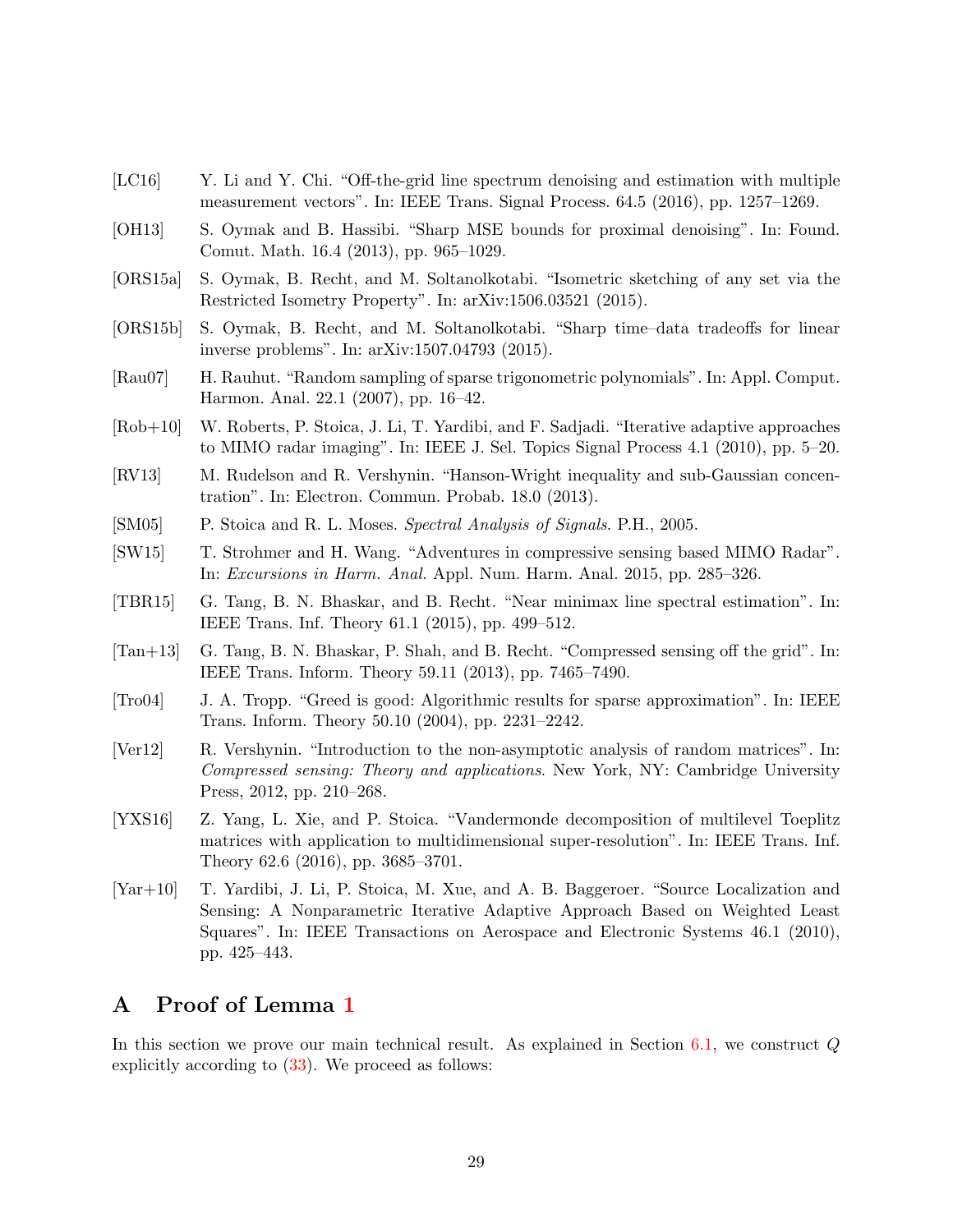[LC16] Y. Li and Y. Chi. "Off-the-grid line spectrum denoising and estimation with multiple measurement vectors". In: IEEE Trans. Signal Process. 64.5 (2016), pp. 1257–1269.

[OH13] S. Oymak and B. Hassibi. "Sharp MSE bounds for proximal denoising". In: Found. Comut. Math. 16.4 (2013), pp. 965–1029.

[ORS15a] S. Oymak, B. Recht, and M. Soltanolkotabi. "Isometric sketching of any set via the Restricted Isometry Property". In: arXiv:1506.03521 (2015).

[ORS15b] S. Oymak, B. Recht, and M. Soltanolkotabi. "Sharp time–data tradeoffs for linear inverse problems". In: arXiv:1507.04793 (2015).

[Rau07] H. Rauhut. "Random sampling of sparse trigonometric polynomials". In: Appl. Comput. Harmon. Anal. 22.1 (2007), pp. 16–42.

[Rob+10] W. Roberts, P. Stoica, J. Li, T. Yardibi, and F. Sadjadi. "Iterative adaptive approaches to MIMO radar imaging". In: IEEE J. Sel. Topics Signal Process 4.1 (2010), pp. 5–20.

[RV13] M. Rudelson and R. Vershynin. "Hanson-Wright inequality and sub-Gaussian concentration". In: Electron. Commun. Probab. 18.0 (2013).

[SM05] P. Stoica and R. L. Moses. *Spectral Analysis of Signals*. P.H., 2005.

[SW15] T. Strohmer and H. Wang. "Adventures in compressive sensing based MIMO Radar". In: *Excursions in Harm. Anal.* Appl. Num. Harm. Anal. 2015, pp. 285–326.

[TBR15] G. Tang, B. N. Bhaskar, and B. Recht. "Near minimax line spectral estimation". In: IEEE Trans. Inf. Theory 61.1 (2015), pp. 499–512.

[Tan+13] G. Tang, B. N. Bhaskar, P. Shah, and B. Recht. "Compressed sensing off the grid". In: IEEE Trans. Inform. Theory 59.11 (2013), pp. 7465–7490.

[Tro04] J. A. Tropp. "Greed is good: Algorithmic results for sparse approximation". In: IEEE Trans. Inform. Theory 50.10 (2004), pp. 2231–2242.

[Ver12] R. Vershynin. "Introduction to the non-asymptotic analysis of random matrices". In: *Compressed sensing: Theory and applications*. New York, NY: Cambridge University Press, 2012, pp. 210–268.

[YXS16] Z. Yang, L. Xie, and P. Stoica. "Vandermonde decomposition of multilevel Toeplitz matrices with application to multidimensional super-resolution". In: IEEE Trans. Inf. Theory 62.6 (2016), pp. 3685–3701.

[Yar+10] T. Yardibi, J. Li, P. Stoica, M. Xue, and A. B. Baggeroer. "Source Localization and Sensing: A Nonparametric Iterative Adaptive Approach Based on Weighted Least Squares". In: IEEE Transactions on Aerospace and Electronic Systems 46.1 (2010), pp. 425–443.

# A Proof of Lemma 1

In this section we prove our main technical result. As explained in Section 6.1, we construct $Q$ explicitly according to (33). We proceed as follows: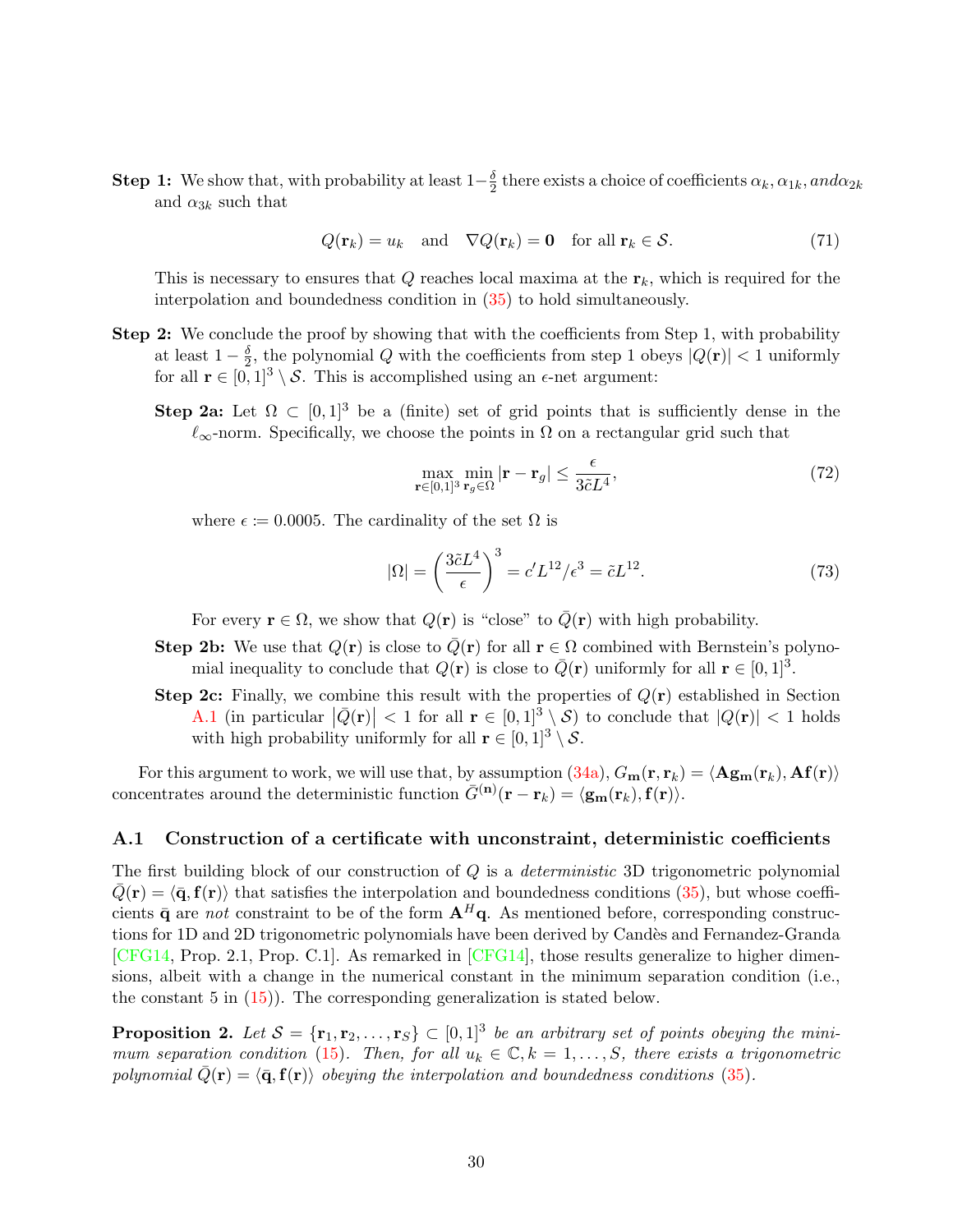**Step 1:** We show that, with probability at least $1-\frac{\delta}{2}$ there exists a choice of coefficients $\alpha_k, \alpha_{1k}, and \alpha_{2k}$ and $\alpha_{3k}$ such that

$$Q(\mathbf{r}_k) = u_k \quad \text{and} \quad \nabla Q(\mathbf{r}_k) = \mathbf{0} \quad \text{for all } \mathbf{r}_k \in \mathcal{S}. \tag{71}$$

This is necessary to ensures that $Q$ reaches local maxima at the $\mathbf{r}_k$, which is required for the interpolation and boundedness condition in (35) to hold simultaneously.

**Step 2:** We conclude the proof by showing that with the coefficients from Step 1, with probability at least $1-\frac{\delta}{2}$, the polynomial $Q$ with the coefficients from step 1 obeys $|Q(\mathbf{r})| < 1$ uniformly for all $\mathbf{r} \in [0,1]^3 \setminus \mathcal{S}$. This is accomplished using an $\epsilon$-net argument:

**Step 2a:** Let $\Omega \subset [0,1]^3$ be a (finite) set of grid points that is sufficiently dense in the $\ell_\infty$-norm. Specifically, we choose the points in $\Omega$ on a rectangular grid such that

$$\max_{\mathbf{r}\in[0,1]^3} \min_{\mathbf{r}_g \in \Omega} |\mathbf{r} - \mathbf{r}_g| \leq \frac{\epsilon}{3\tilde{c}L^4}, \tag{72}$$

where $\epsilon \coloneqq 0.0005$. The cardinality of the set $\Omega$ is

$$|\Omega| = \left(\frac{3\tilde{c}L^4}{\epsilon}\right)^3 = c' L^{12}/\epsilon^3 = \tilde{c} L^{12}. \tag{73}$$

For every $\mathbf{r} \in \Omega$, we show that $Q(\mathbf{r})$ is "close" to $\bar{Q}(\mathbf{r})$ with high probability.

**Step 2b:** We use that $Q(\mathbf{r})$ is close to $\bar{Q}(\mathbf{r})$ for all $\mathbf{r} \in \Omega$ combined with Bernstein's polynomial inequality to conclude that $Q(\mathbf{r})$ is close to $\bar{Q}(\mathbf{r})$ uniformly for all $\mathbf{r} \in [0,1]^3$.

**Step 2c:** Finally, we combine this result with the properties of $Q(\mathbf{r})$ established in Section A.1 (in particular $|\bar{Q}(\mathbf{r})| < 1$ for all $\mathbf{r} \in [0,1]^3 \setminus \mathcal{S}$) to conclude that $|Q(\mathbf{r})| < 1$ holds with high probability uniformly for all $\mathbf{r} \in [0,1]^3 \setminus \mathcal{S}$.

For this argument to work, we will use that, by assumption (34a), $G_{\mathbf{m}}(\mathbf{r}, \mathbf{r}_k) = \langle \mathbf{A}\mathbf{g}_{\mathbf{m}}(\mathbf{r}_k), \mathbf{A}\mathbf{f}(\mathbf{r})\rangle$ concentrates around the deterministic function $\bar{G}^{(\mathbf{n})}(\mathbf{r} - \mathbf{r}_k) = \langle \mathbf{g}_{\mathbf{m}}(\mathbf{r}_k), \mathbf{f}(\mathbf{r})\rangle$.

## A.1 Construction of a certificate with unconstraint, deterministic coefficients

The first building block of our construction of $Q$ is a *deterministic* 3D trigonometric polynomial $\bar{Q}(\mathbf{r}) = \langle \bar{\mathbf{q}}, \mathbf{f}(\mathbf{r})\rangle$ that satisfies the interpolation and boundedness conditions (35), but whose coefficients $\bar{\mathbf{q}}$ are *not* constraint to be of the form $\mathbf{A}^H\mathbf{q}$. As mentioned before, corresponding constructions for 1D and 2D trigonometric polynomials have been derived by Candès and Fernandez-Granda [CFG14, Prop. 2.1, Prop. C.1]. As remarked in [CFG14], those results generalize to higher dimensions, albeit with a change in the numerical constant in the minimum separation condition (i.e., the constant 5 in (15)). The corresponding generalization is stated below.

**Proposition 2.** *Let $\mathcal{S} = \{\mathbf{r}_1, \mathbf{r}_2, \ldots, \mathbf{r}_S\} \subset [0,1]^3$ be an arbitrary set of points obeying the minimum separation condition (15). Then, for all $u_k \in \mathbb{C}, k = 1, \ldots, S$, there exists a trigonometric polynomial $\bar{Q}(\mathbf{r}) = \langle \bar{\mathbf{q}}, \mathbf{f}(\mathbf{r})\rangle$ obeying the interpolation and boundedness conditions (35).*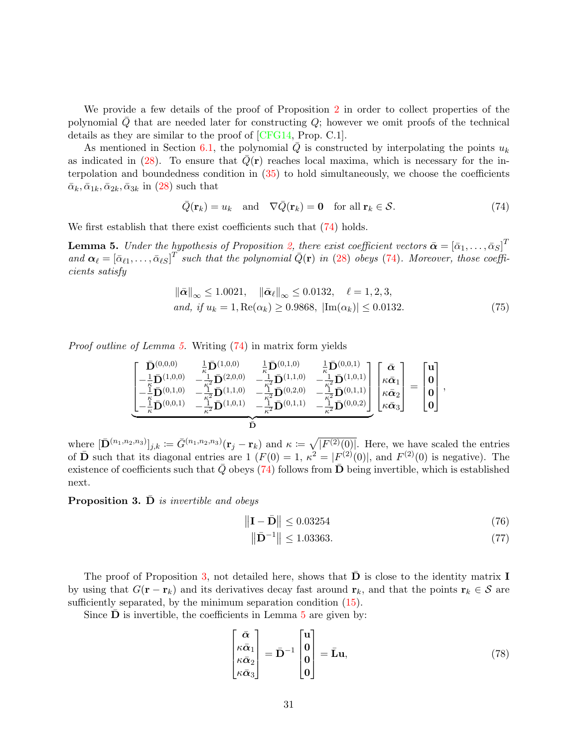We provide a few details of the proof of Proposition 2 in order to collect properties of the polynomial $\bar{Q}$ that are needed later for constructing $Q$; however we omit proofs of the technical details as they are similar to the proof of [CFG14, Prop. C.1].

As mentioned in Section 6.1, the polynomial $\bar{Q}$ is constructed by interpolating the points $u_k$ as indicated in (28). To ensure that $\bar{Q}(\mathbf{r})$ reaches local maxima, which is necessary for the interpolation and boundedness condition in (35) to hold simultaneously, we choose the coefficients $\bar{\alpha}_k, \bar{\alpha}_{1k}, \bar{\alpha}_{2k}, \bar{\alpha}_{3k}$ in (28) such that

$$\bar{Q}(\mathbf{r}_k) = u_k \quad \text{and} \quad \nabla \bar{Q}(\mathbf{r}_k) = \mathbf{0} \quad \text{for all } \mathbf{r}_k \in \mathcal{S}. \tag{74}$$

We first establish that there exist coefficients such that (74) holds.

**Lemma 5.** *Under the hypothesis of Proposition 2, there exist coefficient vectors $\bar{\boldsymbol{\alpha}} = [\bar{\alpha}_1, \ldots, \bar{\alpha}_S]^T$ and $\boldsymbol{\alpha}_\ell = [\bar{\alpha}_{\ell 1}, \ldots, \bar{\alpha}_{\ell S}]^T$ such that the polynomial $\bar{Q}(\mathbf{r})$ in (28) obeys (74). Moreover, those coefficients satisfy*

$$\begin{aligned} &\|\bar{\boldsymbol{\alpha}}\|_\infty \leq 1.0021, \quad \|\bar{\boldsymbol{\alpha}}_\ell\|_\infty \leq 0.0132, \quad \ell = 1,2,3, \\ &\text{and, if } u_k = 1, \mathrm{Re}(\alpha_k) \geq 0.9868,\ |\mathrm{Im}(\alpha_k)| \leq 0.0132. \end{aligned} \tag{75}$$

*Proof outline of Lemma 5.* Writing (74) in matrix form yields

$$\underbrace{\begin{bmatrix} \bar{\mathbf{D}}^{(0,0,0)} & \frac{1}{\kappa}\bar{\mathbf{D}}^{(1,0,0)} & \frac{1}{\kappa}\bar{\mathbf{D}}^{(0,1,0)} & \frac{1}{\kappa}\bar{\mathbf{D}}^{(0,0,1)} \\ -\frac{1}{\kappa}\bar{\mathbf{D}}^{(1,0,0)} & -\frac{1}{\kappa^2}\bar{\mathbf{D}}^{(2,0,0)} & -\frac{1}{\kappa^2}\bar{\mathbf{D}}^{(1,1,0)} & -\frac{1}{\kappa^2}\bar{\mathbf{D}}^{(1,0,1)} \\ -\frac{1}{\kappa}\bar{\mathbf{D}}^{(0,1,0)} & -\frac{1}{\kappa^2}\bar{\mathbf{D}}^{(1,1,0)} & -\frac{1}{\kappa^2}\bar{\mathbf{D}}^{(0,2,0)} & -\frac{1}{\kappa^2}\bar{\mathbf{D}}^{(0,1,1)} \\ -\frac{1}{\kappa}\bar{\mathbf{D}}^{(0,0,1)} & -\frac{1}{\kappa^2}\bar{\mathbf{D}}^{(1,0,1)} & -\frac{1}{\kappa^2}\bar{\mathbf{D}}^{(0,1,1)} & -\frac{1}{\kappa^2}\bar{\mathbf{D}}^{(0,0,2)} \end{bmatrix}}_{\bar{\mathbf{D}}} \begin{bmatrix} \bar{\boldsymbol{\alpha}} \\ \kappa\bar{\boldsymbol{\alpha}}_1 \\ \kappa\bar{\boldsymbol{\alpha}}_2 \\ \kappa\bar{\boldsymbol{\alpha}}_3 \end{bmatrix} = \begin{bmatrix} \mathbf{u} \\ \mathbf{0} \\ \mathbf{0} \\ \mathbf{0} \end{bmatrix},$$

where $[\bar{\mathbf{D}}^{(n_1,n_2,n_3)}]_{j,k} := \bar{G}^{(n_1,n_2,n_3)}(\mathbf{r}_j - \mathbf{r}_k)$ and $\kappa := \sqrt{|F^{(2)}(0)|}$. Here, we have scaled the entries of $\bar{\mathbf{D}}$ such that its diagonal entries are 1 ($F(0) = 1$, $\kappa^2 = |F^{(2)}(0)|$, and $F^{(2)}(0)$ is negative). The existence of coefficients such that $\bar{Q}$ obeys (74) follows from $\bar{\mathbf{D}}$ being invertible, which is established next.

**Proposition 3.** $\bar{\mathbf{D}}$ *is invertible and obeys*

$$\left\|\mathbf{I} - \bar{\mathbf{D}}\right\| \leq 0.03254 \tag{76}$$

$$\left\|\bar{\mathbf{D}}^{-1}\right\| \leq 1.03363. \tag{77}$$

The proof of Proposition 3, not detailed here, shows that $\bar{\mathbf{D}}$ is close to the identity matrix $\mathbf{I}$ by using that $G(\mathbf{r} - \mathbf{r}_k)$ and its derivatives decay fast around $\mathbf{r}_k$, and that the points $\mathbf{r}_k \in \mathcal{S}$ are sufficiently separated, by the minimum separation condition (15).

Since $\bar{\mathbf{D}}$ is invertible, the coefficients in Lemma 5 are given by:

$$\begin{bmatrix} \bar{\boldsymbol{\alpha}} \\ \kappa\bar{\boldsymbol{\alpha}}_1 \\ \kappa\bar{\boldsymbol{\alpha}}_2 \\ \kappa\bar{\boldsymbol{\alpha}}_3 \end{bmatrix} = \bar{\mathbf{D}}^{-1} \begin{bmatrix} \mathbf{u} \\ \mathbf{0} \\ \mathbf{0} \\ \mathbf{0} \end{bmatrix} = \bar{\mathbf{L}}\mathbf{u}, \tag{78}$$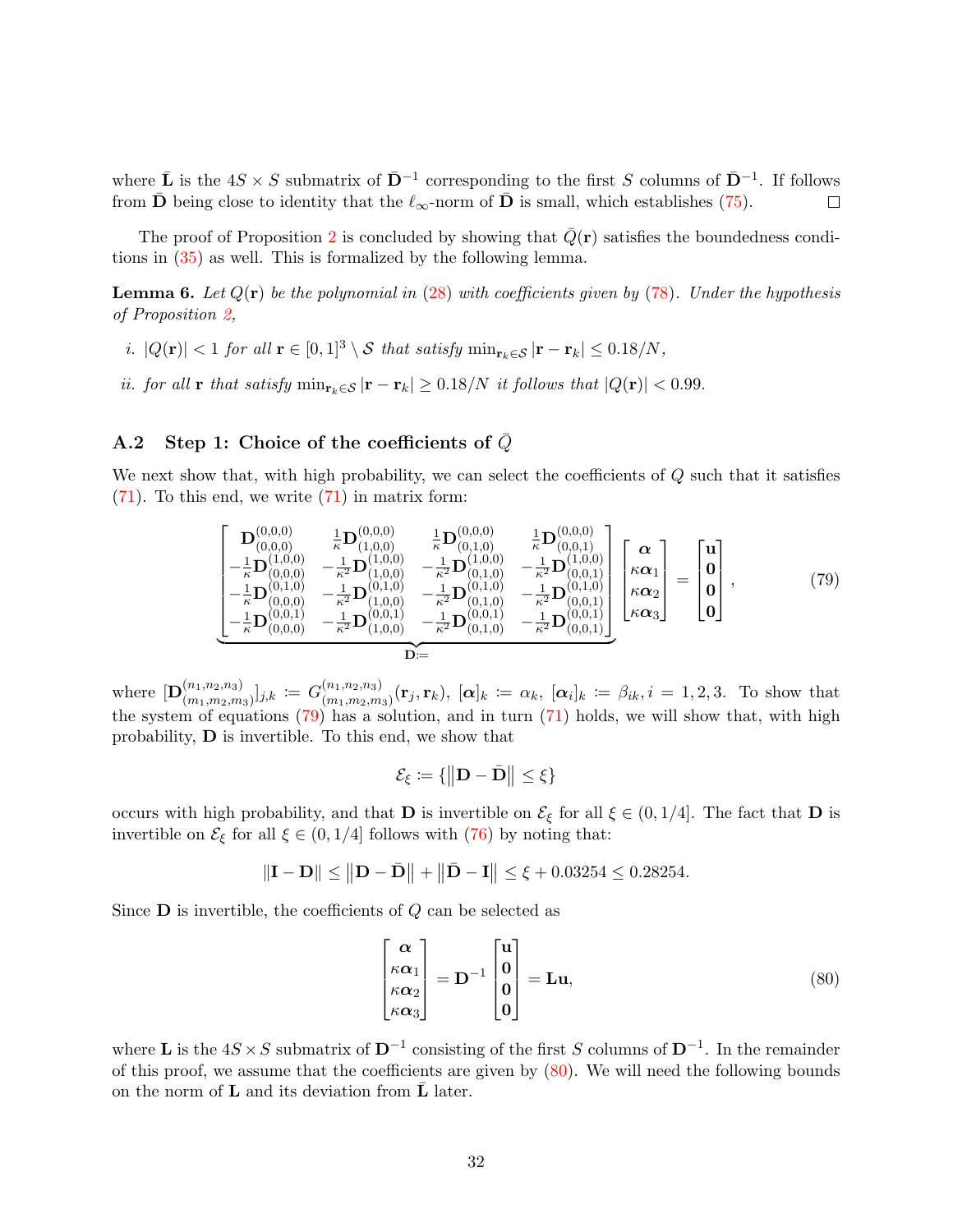where $\bar{\mathbf{L}}$ is the $4S \times S$ submatrix of $\bar{\mathbf{D}}^{-1}$ corresponding to the first $S$ columns of $\bar{\mathbf{D}}^{-1}$. If follows from $\bar{\mathbf{D}}$ being close to identity that the $\ell_\infty$-norm of $\bar{\mathbf{D}}$ is small, which establishes (75). $\square$

The proof of Proposition 2 is concluded by showing that $\bar{Q}(\mathbf{r})$ satisfies the boundedness conditions in (35) as well. This is formalized by the following lemma.

**Lemma 6.** *Let $Q(\mathbf{r})$ be the polynomial in (28) with coefficients given by (78). Under the hypothesis of Proposition 2,*

*i. $|Q(\mathbf{r})| < 1$ for all $\mathbf{r} \in [0,1]^3 \setminus \mathcal{S}$ that satisfy $\min_{\mathbf{r}_k \in \mathcal{S}} |\mathbf{r} - \mathbf{r}_k| \leq 0.18/N$,*

*ii. for all $\mathbf{r}$ that satisfy $\min_{\mathbf{r}_k \in \mathcal{S}} |\mathbf{r} - \mathbf{r}_k| \geq 0.18/N$ it follows that $|Q(\mathbf{r})| < 0.99$.*

### A.2 Step 1: Choice of the coefficients of $\bar{Q}$

We next show that, with high probability, we can select the coefficients of $Q$ such that it satisfies (71). To this end, we write (71) in matrix form:

$$
\underbrace{\begin{bmatrix}
\mathbf{D}^{(0,0,0)}_{(0,0,0)} & \frac{1}{\kappa}\mathbf{D}^{(0,0,0)}_{(1,0,0)} & \frac{1}{\kappa}\mathbf{D}^{(0,0,0)}_{(0,1,0)} & \frac{1}{\kappa}\mathbf{D}^{(0,0,0)}_{(0,0,1)} \\
-\frac{1}{\kappa}\mathbf{D}^{(1,0,0)}_{(0,0,0)} & -\frac{1}{\kappa^2}\mathbf{D}^{(1,0,0)}_{(1,0,0)} & -\frac{1}{\kappa^2}\mathbf{D}^{(1,0,0)}_{(0,1,0)} & -\frac{1}{\kappa^2}\mathbf{D}^{(1,0,0)}_{(0,0,1)} \\
-\frac{1}{\kappa}\mathbf{D}^{(0,1,0)}_{(0,0,0)} & -\frac{1}{\kappa^2}\mathbf{D}^{(0,1,0)}_{(1,0,0)} & -\frac{1}{\kappa^2}\mathbf{D}^{(0,1,0)}_{(0,1,0)} & -\frac{1}{\kappa^2}\mathbf{D}^{(0,1,0)}_{(0,0,1)} \\
-\frac{1}{\kappa}\mathbf{D}^{(0,0,1)}_{(0,0,0)} & -\frac{1}{\kappa^2}\mathbf{D}^{(0,0,1)}_{(1,0,0)} & -\frac{1}{\kappa^2}\mathbf{D}^{(0,0,1)}_{(0,1,0)} & -\frac{1}{\kappa^2}\mathbf{D}^{(0,0,1)}_{(0,0,1)}
\end{bmatrix}}_{\mathbf{D} :=}
\begin{bmatrix} \boldsymbol{\alpha} \\ \kappa\boldsymbol{\alpha}_1 \\ \kappa\boldsymbol{\alpha}_2 \\ \kappa\boldsymbol{\alpha}_3 \end{bmatrix}
=
\begin{bmatrix} \mathbf{u} \\ \mathbf{0} \\ \mathbf{0} \\ \mathbf{0} \end{bmatrix}, \tag{79}
$$

where $[\mathbf{D}^{(n_1,n_2,n_3)}_{(m_1,m_2,m_3)}]_{j,k} := G^{(n_1,n_2,n_3)}_{(m_1,m_2,m_3)}(\mathbf{r}_j, \mathbf{r}_k)$, $[\boldsymbol{\alpha}]_k := \alpha_k$, $[\boldsymbol{\alpha}_i]_k := \beta_{ik}, i = 1,2,3$. To show that the system of equations (79) has a solution, and in turn (71) holds, we will show that, with high probability, $\mathbf{D}$ is invertible. To this end, we show that

$$
\mathcal{E}_\xi := \{\|\mathbf{D} - \bar{\mathbf{D}}\| \leq \xi\}
$$

occurs with high probability, and that $\mathbf{D}$ is invertible on $\mathcal{E}_\xi$ for all $\xi \in (0, 1/4]$. The fact that $\mathbf{D}$ is invertible on $\mathcal{E}_\xi$ for all $\xi \in (0, 1/4]$ follows with (76) by noting that:

$$
\|\mathbf{I} - \mathbf{D}\| \leq \|\mathbf{D} - \bar{\mathbf{D}}\| + \|\bar{\mathbf{D}} - \mathbf{I}\| \leq \xi + 0.03254 \leq 0.28254.
$$

Since $\mathbf{D}$ is invertible, the coefficients of $Q$ can be selected as

$$
\begin{bmatrix} \boldsymbol{\alpha} \\ \kappa\boldsymbol{\alpha}_1 \\ \kappa\boldsymbol{\alpha}_2 \\ \kappa\boldsymbol{\alpha}_3 \end{bmatrix}
= \mathbf{D}^{-1}
\begin{bmatrix} \mathbf{u} \\ \mathbf{0} \\ \mathbf{0} \\ \mathbf{0} \end{bmatrix}
= \mathbf{L}\mathbf{u}, \tag{80}
$$

where $\mathbf{L}$ is the $4S \times S$ submatrix of $\mathbf{D}^{-1}$ consisting of the first $S$ columns of $\mathbf{D}^{-1}$. In the remainder of this proof, we assume that the coefficients are given by (80). We will need the following bounds on the norm of $\mathbf{L}$ and its deviation from $\bar{\mathbf{L}}$ later.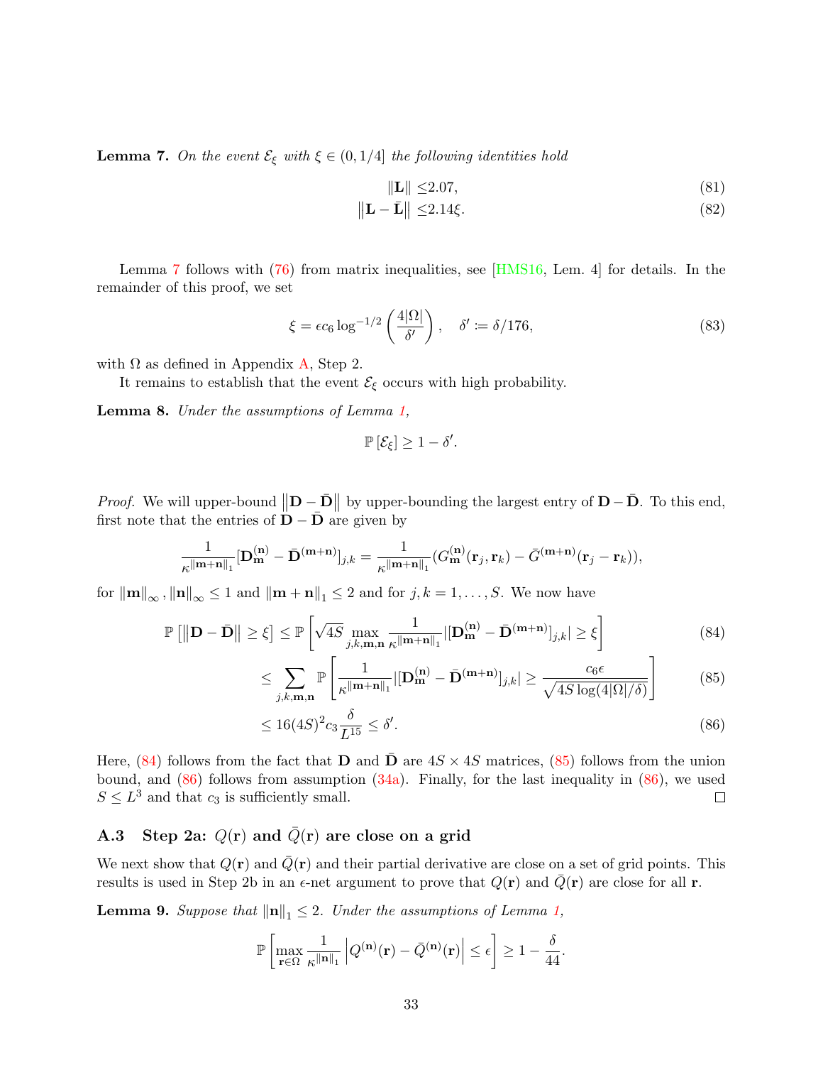**Lemma 7.** *On the event $\mathcal{E}_\xi$ with $\xi \in (0, 1/4]$ the following identities hold*

$$
\|\mathbf{L}\| \leq 2.07, \tag{81}
$$

$$
\left\|\mathbf{L} - \bar{\mathbf{L}}\right\| \leq 2.14\xi. \tag{82}
$$

Lemma 7 follows with (76) from matrix inequalities, see [HMS16, Lem. 4] for details. In the remainder of this proof, we set

$$
\xi = \epsilon c_6 \log^{-1/2}\left(\frac{4|\Omega|}{\delta'}\right), \quad \delta' := \delta/176, \tag{83}
$$

with $\Omega$ as defined in Appendix A, Step 2.

It remains to establish that the event $\mathcal{E}_\xi$ occurs with high probability.

**Lemma 8.** *Under the assumptions of Lemma 1,*

$$
\mathbb{P}\left[\mathcal{E}_\xi\right] \geq 1 - \delta'.
$$

*Proof.* We will upper-bound $\left\|\mathbf{D} - \bar{\mathbf{D}}\right\|$ by upper-bounding the largest entry of $\mathbf{D} - \bar{\mathbf{D}}$. To this end, first note that the entries of $\mathbf{D} - \bar{\mathbf{D}}$ are given by

$$
\frac{1}{\kappa^{\|\mathbf{m}+\mathbf{n}\|_1}}[\mathbf{D}_{\mathbf{m}}^{(\mathbf{n})} - \bar{\mathbf{D}}^{(\mathbf{m}+\mathbf{n})}]_{j,k} = \frac{1}{\kappa^{\|\mathbf{m}+\mathbf{n}\|_1}}(G_{\mathbf{m}}^{(\mathbf{n})}(\mathbf{r}_j, \mathbf{r}_k) - \bar{G}^{(\mathbf{m}+\mathbf{n})}(\mathbf{r}_j - \mathbf{r}_k)),
$$

for $\|\mathbf{m}\|_\infty, \|\mathbf{n}\|_\infty \leq 1$ and $\|\mathbf{m}+\mathbf{n}\|_1 \leq 2$ and for $j, k = 1, \ldots, S$. We now have

$$
\mathbb{P}\left[\left\|\mathbf{D} - \bar{\mathbf{D}}\right\| \geq \xi\right] \leq \mathbb{P}\left[\sqrt{4S} \max_{j,k,\mathbf{m},\mathbf{n}} \frac{1}{\kappa^{\|\mathbf{m}+\mathbf{n}\|_1}} |[\mathbf{D}_{\mathbf{m}}^{(\mathbf{n})} - \bar{\mathbf{D}}^{(\mathbf{m}+\mathbf{n})}]_{j,k}| \geq \xi\right] \tag{84}
$$

$$
\leq \sum_{j,k,\mathbf{m},\mathbf{n}} \mathbb{P}\left[\frac{1}{\kappa^{\|\mathbf{m}+\mathbf{n}\|_1}} |[\mathbf{D}_{\mathbf{m}}^{(\mathbf{n})} - \bar{\mathbf{D}}^{(\mathbf{m}+\mathbf{n})}]_{j,k}| \geq \frac{c_6 \epsilon}{\sqrt{4S \log(4|\Omega|/\delta)}}\right] \tag{85}
$$

$$
\leq 16(4S)^2 c_3 \frac{\delta}{L^{15}} \leq \delta'. \tag{86}
$$

Here, (84) follows from the fact that $\mathbf{D}$ and $\bar{\mathbf{D}}$ are $4S \times 4S$ matrices, (85) follows from the union bound, and (86) follows from assumption (34a). Finally, for the last inequality in (86), we used $S \leq L^3$ and that $c_3$ is sufficiently small. $\square$

### A.3 Step 2a: $Q(\mathbf{r})$ and $\bar{Q}(\mathbf{r})$ are close on a grid

We next show that $Q(\mathbf{r})$ and $\bar{Q}(\mathbf{r})$ and their partial derivative are close on a set of grid points. This results is used in Step 2b in an $\epsilon$-net argument to prove that $Q(\mathbf{r})$ and $\bar{Q}(\mathbf{r})$ are close for all $\mathbf{r}$.

**Lemma 9.** *Suppose that $\|\mathbf{n}\|_1 \leq 2$. Under the assumptions of Lemma 1,*

$$
\mathbb{P}\left[\max_{\mathbf{r} \in \Omega} \frac{1}{\kappa^{\|\mathbf{n}\|_1}} \left|Q^{(\mathbf{n})}(\mathbf{r}) - \bar{Q}^{(\mathbf{n})}(\mathbf{r})\right| \leq \epsilon\right] \geq 1 - \frac{\delta}{44}.
$$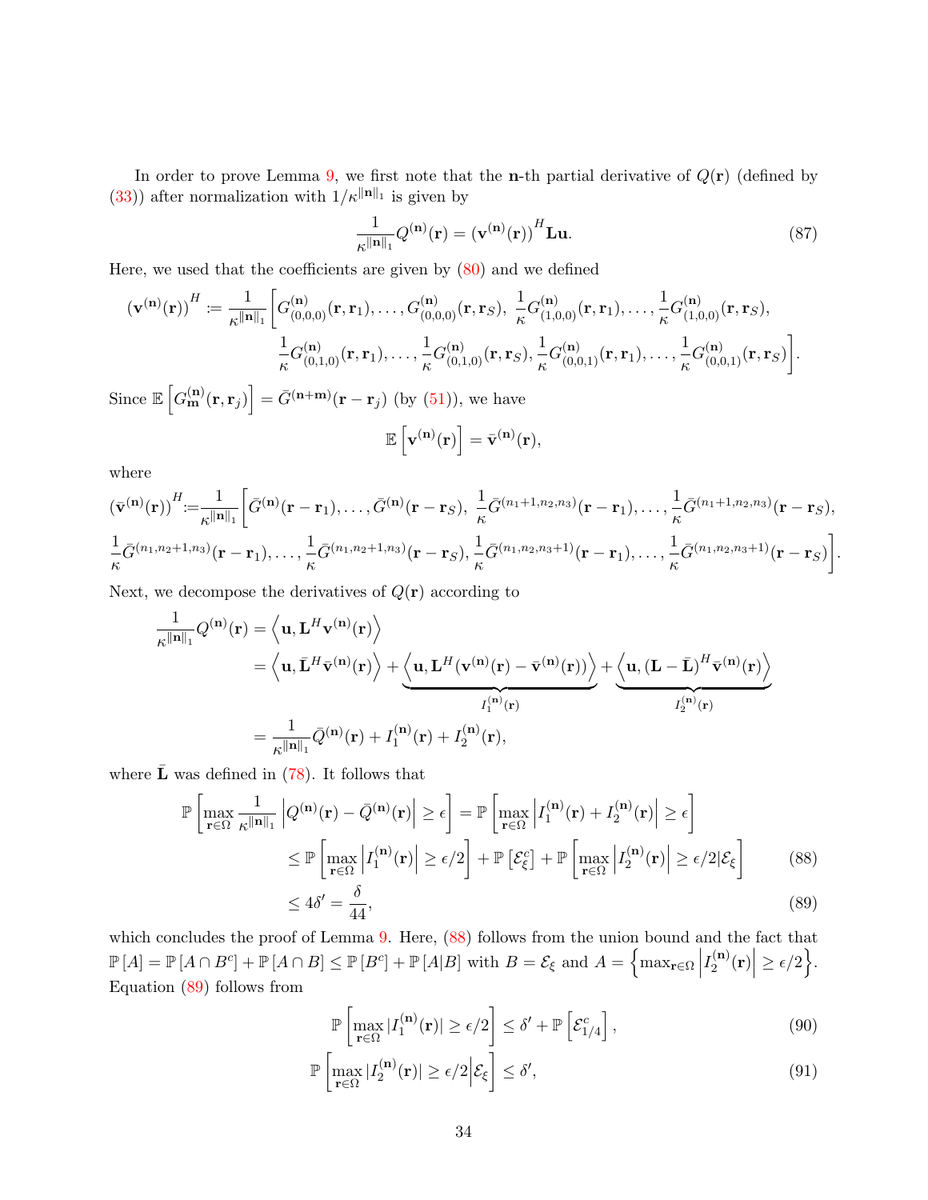In order to prove Lemma 9, we first note that the $\mathbf{n}$-th partial derivative of $Q(\mathbf{r})$ (defined by (33)) after normalization with $1/\kappa^{\|\mathbf{n}\|_1}$ is given by

$$\frac{1}{\kappa^{\|\mathbf{n}\|_1}} Q^{(\mathbf{n})}(\mathbf{r}) = \left(\mathbf{v}^{(\mathbf{n})}(\mathbf{r})\right)^H \mathbf{L}\mathbf{u}. \tag{87}$$

Here, we used that the coefficients are given by (80) and we defined

$$\begin{aligned}\left(\mathbf{v}^{(\mathbf{n})}(\mathbf{r})\right)^H := \frac{1}{\kappa^{\|\mathbf{n}\|_1}} \Big[ & G^{(\mathbf{n})}_{(0,0,0)}(\mathbf{r},\mathbf{r}_1), \ldots, G^{(\mathbf{n})}_{(0,0,0)}(\mathbf{r},\mathbf{r}_S),\ \frac{1}{\kappa} G^{(\mathbf{n})}_{(1,0,0)}(\mathbf{r},\mathbf{r}_1), \ldots, \frac{1}{\kappa} G^{(\mathbf{n})}_{(1,0,0)}(\mathbf{r},\mathbf{r}_S), \\ & \frac{1}{\kappa} G^{(\mathbf{n})}_{(0,1,0)}(\mathbf{r},\mathbf{r}_1), \ldots, \frac{1}{\kappa} G^{(\mathbf{n})}_{(0,1,0)}(\mathbf{r},\mathbf{r}_S), \frac{1}{\kappa} G^{(\mathbf{n})}_{(0,0,1)}(\mathbf{r},\mathbf{r}_1), \ldots, \frac{1}{\kappa} G^{(\mathbf{n})}_{(0,0,1)}(\mathbf{r},\mathbf{r}_S)\Big].\end{aligned}$$

Since $\mathbb{E}\left[G^{(\mathbf{n})}_{\mathbf{m}}(\mathbf{r},\mathbf{r}_j)\right] = \bar{G}^{(\mathbf{n}+\mathbf{m})}(\mathbf{r}-\mathbf{r}_j)$ (by (51)), we have

$$\mathbb{E}\left[\mathbf{v}^{(\mathbf{n})}(\mathbf{r})\right] = \bar{\mathbf{v}}^{(\mathbf{n})}(\mathbf{r}),$$

where

$$\begin{aligned}\left(\bar{\mathbf{v}}^{(\mathbf{n})}(\mathbf{r})\right)^H := \frac{1}{\kappa^{\|\mathbf{n}\|_1}} \Big[ & \bar{G}^{(\mathbf{n})}(\mathbf{r}-\mathbf{r}_1), \ldots, \bar{G}^{(\mathbf{n})}(\mathbf{r}-\mathbf{r}_S),\ \frac{1}{\kappa} \bar{G}^{(n_1+1,n_2,n_3)}(\mathbf{r}-\mathbf{r}_1), \ldots, \frac{1}{\kappa} \bar{G}^{(n_1+1,n_2,n_3)}(\mathbf{r}-\mathbf{r}_S), \\ & \frac{1}{\kappa} \bar{G}^{(n_1,n_2+1,n_3)}(\mathbf{r}-\mathbf{r}_1), \ldots, \frac{1}{\kappa} \bar{G}^{(n_1,n_2+1,n_3)}(\mathbf{r}-\mathbf{r}_S), \frac{1}{\kappa} \bar{G}^{(n_1,n_2,n_3+1)}(\mathbf{r}-\mathbf{r}_1), \ldots, \frac{1}{\kappa} \bar{G}^{(n_1,n_2,n_3+1)}(\mathbf{r}-\mathbf{r}_S)\Big].\end{aligned}$$

Next, we decompose the derivatives of $Q(\mathbf{r})$ according to

$$\begin{aligned}\frac{1}{\kappa^{\|\mathbf{n}\|_1}} Q^{(\mathbf{n})}(\mathbf{r}) &= \left\langle \mathbf{u}, \mathbf{L}^H \mathbf{v}^{(\mathbf{n})}(\mathbf{r}) \right\rangle \\ &= \left\langle \mathbf{u}, \bar{\mathbf{L}}^H \bar{\mathbf{v}}^{(\mathbf{n})}(\mathbf{r}) \right\rangle + \underbrace{\left\langle \mathbf{u}, \mathbf{L}^H \left(\mathbf{v}^{(\mathbf{n})}(\mathbf{r}) - \bar{\mathbf{v}}^{(\mathbf{n})}(\mathbf{r})\right) \right\rangle}_{I_1^{(\mathbf{n})}(\mathbf{r})} + \underbrace{\left\langle \mathbf{u}, (\mathbf{L}-\bar{\mathbf{L}})^H \bar{\mathbf{v}}^{(\mathbf{n})}(\mathbf{r}) \right\rangle}_{I_2^{(\mathbf{n})}(\mathbf{r})} \\ &= \frac{1}{\kappa^{\|\mathbf{n}\|_1}} \bar{Q}^{(\mathbf{n})}(\mathbf{r}) + I_1^{(\mathbf{n})}(\mathbf{r}) + I_2^{(\mathbf{n})}(\mathbf{r}),\end{aligned}$$

where $\bar{\mathbf{L}}$ was defined in (78). It follows that

$$\begin{aligned}\mathbb{P}\left[\max_{\mathbf{r}\in\Omega} \frac{1}{\kappa^{\|\mathbf{n}\|_1}} \left|Q^{(\mathbf{n})}(\mathbf{r}) - \bar{Q}^{(\mathbf{n})}(\mathbf{r})\right| \geq \epsilon\right] &= \mathbb{P}\left[\max_{\mathbf{r}\in\Omega} \left|I_1^{(\mathbf{n})}(\mathbf{r}) + I_2^{(\mathbf{n})}(\mathbf{r})\right| \geq \epsilon\right] \\ &\leq \mathbb{P}\left[\max_{\mathbf{r}\in\Omega} \left|I_1^{(\mathbf{n})}(\mathbf{r})\right| \geq \epsilon/2\right] + \mathbb{P}\left[\mathcal{E}_\xi^c\right] + \mathbb{P}\left[\max_{\mathbf{r}\in\Omega} \left|I_2^{(\mathbf{n})}(\mathbf{r})\right| \geq \epsilon/2 | \mathcal{E}_\xi\right] \qquad (88) \\ &\leq 4\delta' = \frac{\delta}{44}, \qquad (89)\end{aligned}$$

which concludes the proof of Lemma 9. Here, (88) follows from the union bound and the fact that $\mathbb{P}[A] = \mathbb{P}[A \cap B^c] + \mathbb{P}[A \cap B] \leq \mathbb{P}[B^c] + \mathbb{P}[A|B]$ with $B = \mathcal{E}_\xi$ and $A = \left\{\max_{\mathbf{r}\in\Omega} \left|I_2^{(\mathbf{n})}(\mathbf{r})\right| \geq \epsilon/2\right\}$. Equation (89) follows from

$$\mathbb{P}\left[\max_{\mathbf{r}\in\Omega} |I_1^{(\mathbf{n})}(\mathbf{r})| \geq \epsilon/2\right] \leq \delta' + \mathbb{P}\left[\mathcal{E}_{1/4}^c\right], \tag{90}$$

$$\mathbb{P}\left[\max_{\mathbf{r}\in\Omega} |I_2^{(\mathbf{n})}(\mathbf{r})| \geq \epsilon/2 \Big| \mathcal{E}_\xi\right] \leq \delta', \tag{91}$$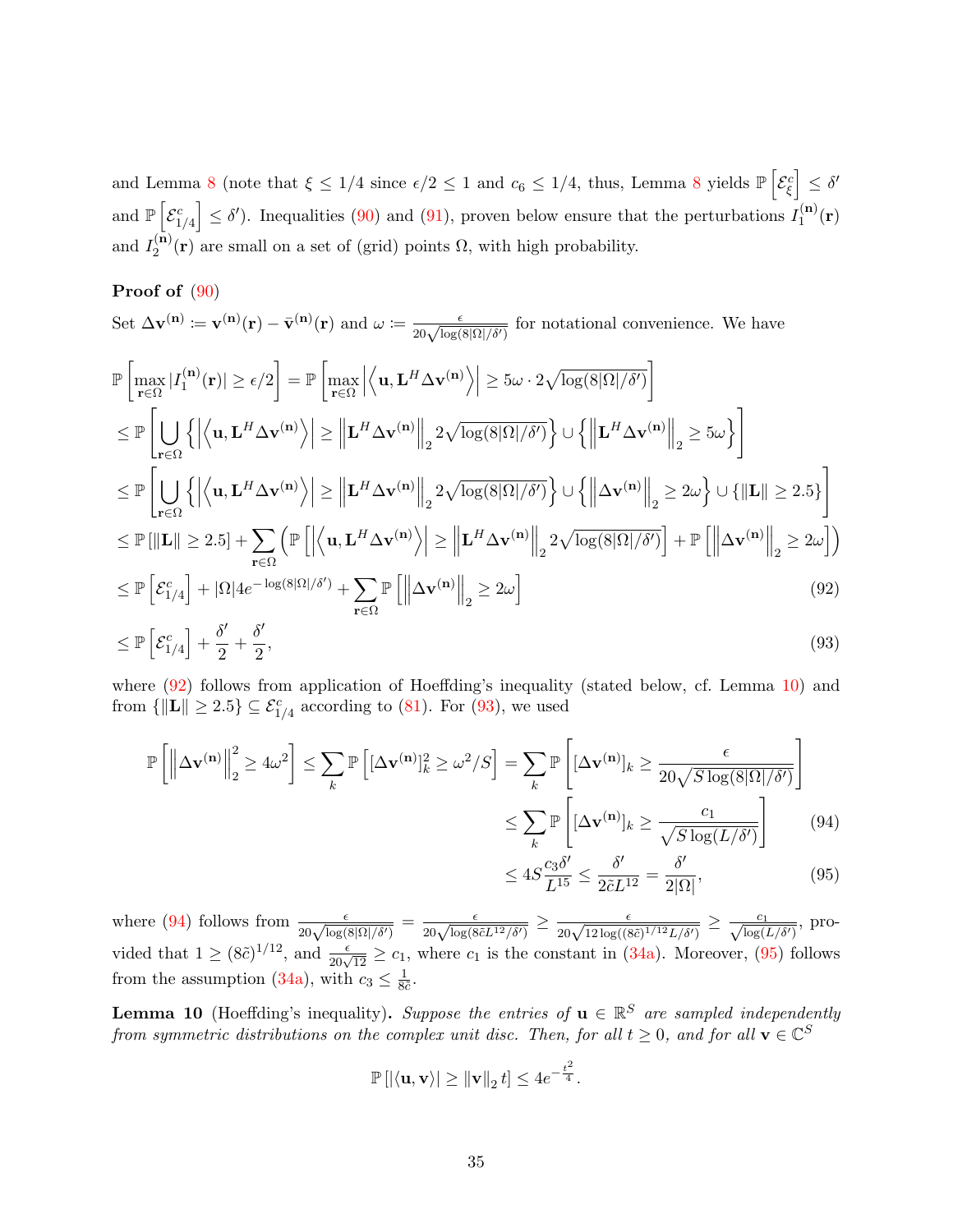and Lemma 8 (note that $\xi \leq 1/4$ since $\epsilon/2 \leq 1$ and $c_6 \leq 1/4$, thus, Lemma 8 yields $\mathbb{P}\left[\mathcal{E}_\xi^c\right] \leq \delta'$ and $\mathbb{P}\left[\mathcal{E}_{1/4}^c\right] \leq \delta'$). Inequalities (90) and (91), proven below ensure that the perturbations $I_1^{(\mathbf{n})}(\mathbf{r})$ and $I_2^{(\mathbf{n})}(\mathbf{r})$ are small on a set of (grid) points $\Omega$, with high probability.

**Proof of (90)**

Set $\Delta \mathbf{v}^{(\mathbf{n})} \coloneqq \mathbf{v}^{(\mathbf{n})}(\mathbf{r}) - \bar{\mathbf{v}}^{(\mathbf{n})}(\mathbf{r})$ and $\omega \coloneqq \frac{\epsilon}{20\sqrt{\log(8|\Omega|/\delta')}}$ for notational convenience. We have

$$
\begin{aligned}
&\mathbb{P}\left[\max_{\mathbf{r}\in\Omega} |I_1^{(\mathbf{n})}(\mathbf{r})| \geq \epsilon/2\right] = \mathbb{P}\left[\max_{\mathbf{r}\in\Omega} \left|\left\langle \mathbf{u}, \mathbf{L}^H \Delta\mathbf{v}^{(\mathbf{n})}\right\rangle\right| \geq 5\omega \cdot 2\sqrt{\log(8|\Omega|/\delta')}\right] \\
&\leq \mathbb{P}\left[\bigcup_{\mathbf{r}\in\Omega} \left\{\left|\left\langle \mathbf{u}, \mathbf{L}^H \Delta\mathbf{v}^{(\mathbf{n})}\right\rangle\right| \geq \left\|\mathbf{L}^H \Delta\mathbf{v}^{(\mathbf{n})}\right\|_2 2\sqrt{\log(8|\Omega|/\delta')}\right\} \cup \left\{\left\|\mathbf{L}^H \Delta\mathbf{v}^{(\mathbf{n})}\right\|_2 \geq 5\omega\right\}\right] \\
&\leq \mathbb{P}\left[\bigcup_{\mathbf{r}\in\Omega} \left\{\left|\left\langle \mathbf{u}, \mathbf{L}^H \Delta\mathbf{v}^{(\mathbf{n})}\right\rangle\right| \geq \left\|\mathbf{L}^H \Delta\mathbf{v}^{(\mathbf{n})}\right\|_2 2\sqrt{\log(8|\Omega|/\delta')}\right\} \cup \left\{\left\|\Delta\mathbf{v}^{(\mathbf{n})}\right\|_2 \geq 2\omega\right\} \cup \{\|\mathbf{L}\| \geq 2.5\}\right] \\
&\leq \mathbb{P}\left[\|\mathbf{L}\| \geq 2.5\right] + \sum_{\mathbf{r}\in\Omega}\left(\mathbb{P}\left[\left|\left\langle \mathbf{u}, \mathbf{L}^H \Delta\mathbf{v}^{(\mathbf{n})}\right\rangle\right| \geq \left\|\mathbf{L}^H \Delta\mathbf{v}^{(\mathbf{n})}\right\|_2 2\sqrt{\log(8|\Omega|/\delta')}\right] + \mathbb{P}\left[\left\|\Delta\mathbf{v}^{(\mathbf{n})}\right\|_2 \geq 2\omega\right]\right) \\
&\leq \mathbb{P}\left[\mathcal{E}_{1/4}^c\right] + |\Omega| 4 e^{-\log(8|\Omega|/\delta')} + \sum_{\mathbf{r}\in\Omega} \mathbb{P}\left[\left\|\Delta\mathbf{v}^{(\mathbf{n})}\right\|_2 \geq 2\omega\right] \qquad (92) \\
&\leq \mathbb{P}\left[\mathcal{E}_{1/4}^c\right] + \frac{\delta'}{2} + \frac{\delta'}{2}, \qquad (93)
\end{aligned}
$$

where (92) follows from application of Hoeffding's inequality (stated below, cf. Lemma 10) and from $\{\|\mathbf{L}\| \geq 2.5\} \subseteq \mathcal{E}_{1/4}^c$ according to (81). For (93), we used

$$
\begin{aligned}
\mathbb{P}\left[\left\|\Delta\mathbf{v}^{(\mathbf{n})}\right\|_2^2 \geq 4\omega^2\right] \leq \sum_k \mathbb{P}\left[[\Delta\mathbf{v}^{(\mathbf{n})}]_k^2 \geq \omega^2/S\right] &= \sum_k \mathbb{P}\left[[\Delta\mathbf{v}^{(\mathbf{n})}]_k \geq \frac{\epsilon}{20\sqrt{S\log(8|\Omega|/\delta')}}\right] \\
&\leq \sum_k \mathbb{P}\left[[\Delta\mathbf{v}^{(\mathbf{n})}]_k \geq \frac{c_1}{\sqrt{S\log(L/\delta')}}\right] \qquad (94) \\
&\leq 4S\frac{c_3\delta'}{L^{15}} \leq \frac{\delta'}{2\tilde{c}L^{12}} = \frac{\delta'}{2|\Omega|}, \qquad (95)
\end{aligned}
$$

where (94) follows from $\frac{\epsilon}{20\sqrt{\log(8|\Omega|/\delta')}} = \frac{\epsilon}{20\sqrt{\log(8\tilde{c}L^{12}/\delta')}} \geq \frac{\epsilon}{20\sqrt{12\log((8\tilde{c})^{1/12}L/\delta')}} \geq \frac{c_1}{\sqrt{\log(L/\delta')}}$, provided that $1 \geq (8\tilde{c})^{1/12}$, and $\frac{\epsilon}{20\sqrt{12}} \geq c_1$, where $c_1$ is the constant in (34a). Moreover, (95) follows from the assumption (34a), with $c_3 \leq \frac{1}{8\tilde{c}}$.

**Lemma 10** (Hoeffding's inequality)**.** *Suppose the entries of $\mathbf{u} \in \mathbb{R}^S$ are sampled independently from symmetric distributions on the complex unit disc. Then, for all $t \geq 0$, and for all $\mathbf{v} \in \mathbb{C}^S$*

$$
\mathbb{P}\left[|\langle \mathbf{u}, \mathbf{v}\rangle| \geq \|\mathbf{v}\|_2 t\right] \leq 4e^{-\frac{t^2}{4}}.
$$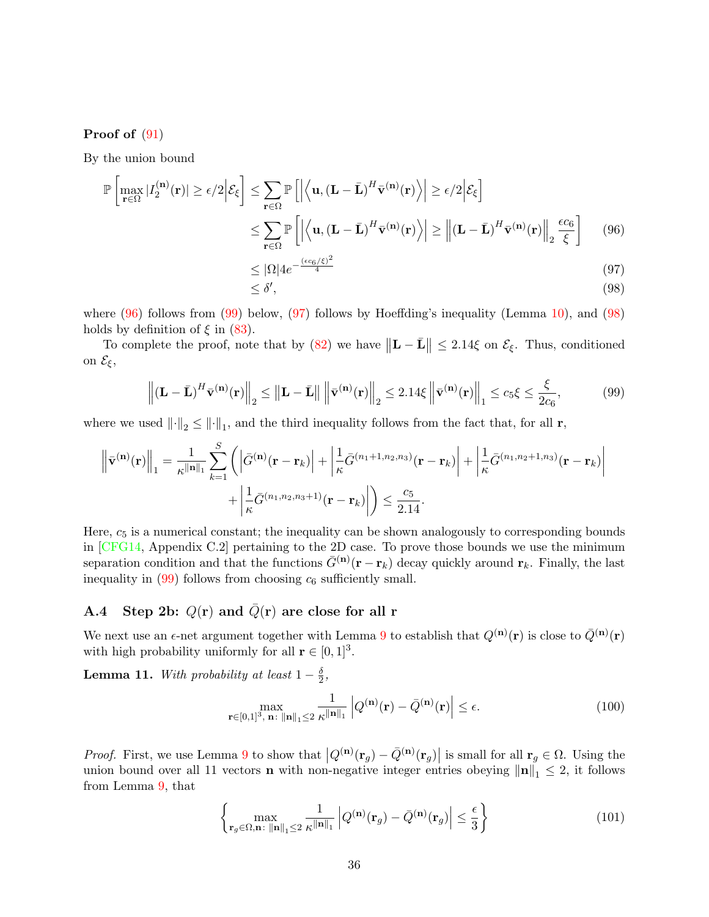**Proof of (91)**

By the union bound

$$
\begin{aligned}
\mathbb{P}\left[\max_{\mathbf{r}\in\Omega} |I_2^{(\mathbf{n})}(\mathbf{r})| \geq \epsilon/2 \middle| \mathcal{E}_\xi\right] &\leq \sum_{\mathbf{r}\in\Omega} \mathbb{P}\left[\left|\left\langle \mathbf{u}, (\mathbf{L}-\bar{\mathbf{L}})^H \bar{\mathbf{v}}^{(\mathbf{n})}(\mathbf{r})\right\rangle\right| \geq \epsilon/2 \middle| \mathcal{E}_\xi\right] \\
&\leq \sum_{\mathbf{r}\in\Omega} \mathbb{P}\left[\left|\left\langle \mathbf{u}, (\mathbf{L}-\bar{\mathbf{L}})^H \bar{\mathbf{v}}^{(\mathbf{n})}(\mathbf{r})\right\rangle\right| \geq \left\|(\mathbf{L}-\bar{\mathbf{L}})^H \bar{\mathbf{v}}^{(\mathbf{n})}(\mathbf{r})\right\|_2 \frac{\epsilon c_6}{\xi}\right] \qquad (96) \\
&\leq |\Omega| 4 e^{-\frac{(\epsilon c_6/\xi)^2}{4}} \qquad (97) \\
&\leq \delta', \qquad (98)
\end{aligned}
$$

where (96) follows from (99) below, (97) follows by Hoeffding's inequality (Lemma 10), and (98) holds by definition of $\xi$ in (83).

To complete the proof, note that by (82) we have $\left\|\mathbf{L}-\bar{\mathbf{L}}\right\| \leq 2.14\xi$ on $\mathcal{E}_\xi$. Thus, conditioned on $\mathcal{E}_\xi$,

$$
\left\|(\mathbf{L}-\bar{\mathbf{L}})^H \bar{\mathbf{v}}^{(\mathbf{n})}(\mathbf{r})\right\|_2 \leq \left\|\mathbf{L}-\bar{\mathbf{L}}\right\| \left\|\bar{\mathbf{v}}^{(\mathbf{n})}(\mathbf{r})\right\|_2 \leq 2.14\xi \left\|\bar{\mathbf{v}}^{(\mathbf{n})}(\mathbf{r})\right\|_1 \leq c_5 \xi \leq \frac{\xi}{2c_6}, \qquad (99)
$$

where we used $\|\cdot\|_2 \leq \|\cdot\|_1$, and the third inequality follows from the fact that, for all $\mathbf{r}$,

$$
\begin{aligned}
\left\|\bar{\mathbf{v}}^{(\mathbf{n})}(\mathbf{r})\right\|_1 = \frac{1}{\kappa^{\|\mathbf{n}\|_1}} \sum_{k=1}^{S} \Bigg( &\left|\bar{G}^{(\mathbf{n})}(\mathbf{r}-\mathbf{r}_k)\right| + \left|\frac{1}{\kappa}\bar{G}^{(n_1+1,n_2,n_3)}(\mathbf{r}-\mathbf{r}_k)\right| + \left|\frac{1}{\kappa}\bar{G}^{(n_1,n_2+1,n_3)}(\mathbf{r}-\mathbf{r}_k)\right| \\
&+ \left|\frac{1}{\kappa}\bar{G}^{(n_1,n_2,n_3+1)}(\mathbf{r}-\mathbf{r}_k)\right|\Bigg) \leq \frac{c_5}{2.14}.
\end{aligned}
$$

Here, $c_5$ is a numerical constant; the inequality can be shown analogously to corresponding bounds in [CFG14, Appendix C.2] pertaining to the 2D case. To prove those bounds we use the minimum separation condition and that the functions $\bar{G}^{(\mathbf{n})}(\mathbf{r}-\mathbf{r}_k)$ decay quickly around $\mathbf{r}_k$. Finally, the last inequality in (99) follows from choosing $c_6$ sufficiently small.

### A.4 Step 2b: $Q(\mathbf{r})$ and $\bar{Q}(\mathbf{r})$ are close for all $\mathbf{r}$

We next use an $\epsilon$-net argument together with Lemma 9 to establish that $Q^{(\mathbf{n})}(\mathbf{r})$ is close to $\bar{Q}^{(\mathbf{n})}(\mathbf{r})$ with high probability uniformly for all $\mathbf{r} \in [0,1]^3$.

**Lemma 11.** *With probability at least $1 - \frac{\delta}{2}$,*

$$
\max_{\mathbf{r}\in[0,1]^3,\, \mathbf{n}\colon \|\mathbf{n}\|_1 \leq 2} \frac{1}{\kappa^{\|\mathbf{n}\|_1}} \left|Q^{(\mathbf{n})}(\mathbf{r}) - \bar{Q}^{(\mathbf{n})}(\mathbf{r})\right| \leq \epsilon. \qquad (100)
$$

*Proof.* First, we use Lemma 9 to show that $\left|Q^{(\mathbf{n})}(\mathbf{r}_g) - \bar{Q}^{(\mathbf{n})}(\mathbf{r}_g)\right|$ is small for all $\mathbf{r}_g \in \Omega$. Using the union bound over all 11 vectors $\mathbf{n}$ with non-negative integer entries obeying $\|\mathbf{n}\|_1 \leq 2$, it follows from Lemma 9, that

$$
\left\{\max_{\mathbf{r}_g\in\Omega, \mathbf{n}\colon \|\mathbf{n}\|_1 \leq 2} \frac{1}{\kappa^{\|\mathbf{n}\|_1}} \left|Q^{(\mathbf{n})}(\mathbf{r}_g) - \bar{Q}^{(\mathbf{n})}(\mathbf{r}_g)\right| \leq \frac{\epsilon}{3}\right\} \qquad (101)
$$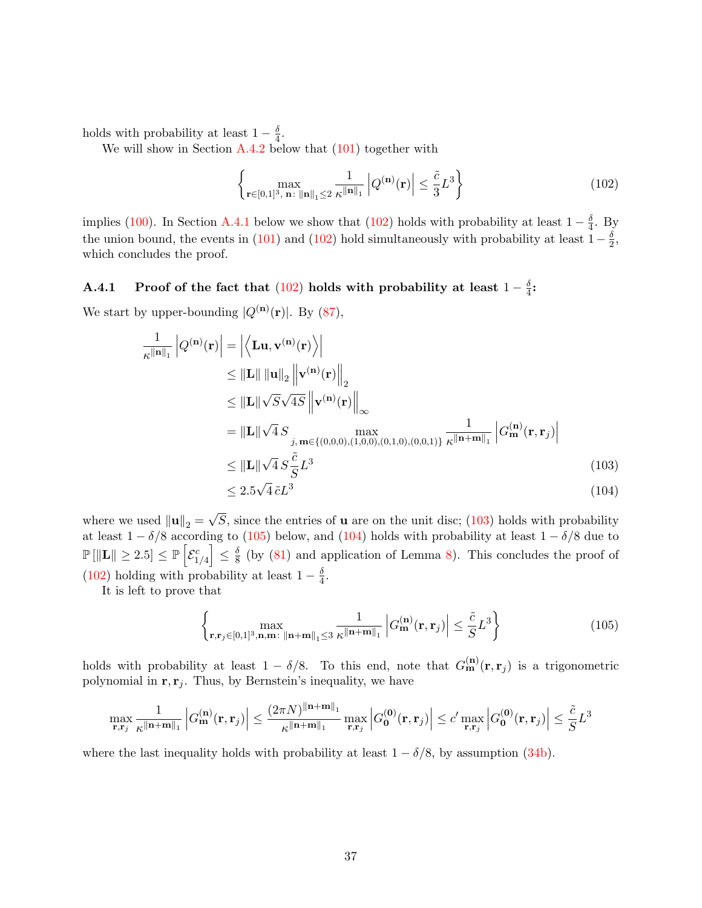holds with probability at least $1 - \frac{\delta}{4}$.

We will show in Section A.4.2 below that (101) together with

$$\left\{ \max_{\mathbf{r} \in [0,1]^3,\, \mathbf{n}\colon \|\mathbf{n}\|_1 \leq 2} \frac{1}{\kappa^{\|\mathbf{n}\|_1}} \left| Q^{(\mathbf{n})}(\mathbf{r}) \right| \leq \frac{\tilde{c}}{3} L^3 \right\} \tag{102}$$

implies (100). In Section A.4.1 below we show that (102) holds with probability at least $1 - \frac{\delta}{4}$. By the union bound, the events in (101) and (102) hold simultaneously with probability at least $1 - \frac{\delta}{2}$, which concludes the proof.

### A.4.1 Proof of the fact that (102) holds with probability at least $1 - \frac{\delta}{4}$:

We start by upper-bounding $|Q^{(\mathbf{n})}(\mathbf{r})|$. By (87),

$$\begin{aligned}
\frac{1}{\kappa^{\|\mathbf{n}\|_1}} \left| Q^{(\mathbf{n})}(\mathbf{r}) \right| &= \left| \left\langle \mathbf{L}\mathbf{u}, \mathbf{v}^{(\mathbf{n})}(\mathbf{r}) \right\rangle \right| \\
&\leq \|\mathbf{L}\| \left\|\mathbf{u}\right\|_2 \left\| \mathbf{v}^{(\mathbf{n})}(\mathbf{r}) \right\|_2 \\
&\leq \|\mathbf{L}\| \sqrt{S} \sqrt{4S} \left\| \mathbf{v}^{(\mathbf{n})}(\mathbf{r}) \right\|_\infty \\
&= \|\mathbf{L}\| \sqrt{4}\, S \max_{j,\, \mathbf{m} \in \{(0,0,0),(1,0,0),(0,1,0),(0,0,1)\}} \frac{1}{\kappa^{\|\mathbf{n}+\mathbf{m}\|_1}} \left| G_{\mathbf{m}}^{(\mathbf{n})}(\mathbf{r}, \mathbf{r}_j) \right| \\
&\leq \|\mathbf{L}\| \sqrt{4}\, S \frac{\tilde{c}}{S} L^3 \qquad (103) \\
&\leq 2.5 \sqrt{4}\, \tilde{c} L^3 \qquad (104)
\end{aligned}$$

where we used $\left\|\mathbf{u}\right\|_2 = \sqrt{S}$, since the entries of $\mathbf{u}$ are on the unit disc; (103) holds with probability at least $1 - \delta/8$ according to (105) below, and (104) holds with probability at least $1 - \delta/8$ due to $\mathbb{P}\left[\|\mathbf{L}\| \geq 2.5\right] \leq \mathbb{P}\left[\mathcal{E}_{1/4}^c\right] \leq \frac{\delta}{8}$ (by (81) and application of Lemma 8). This concludes the proof of (102) holding with probability at least $1 - \frac{\delta}{4}$.

It is left to prove that

$$\left\{ \max_{\mathbf{r}, \mathbf{r}_j \in [0,1]^3, \mathbf{n}, \mathbf{m}\colon \|\mathbf{n}+\mathbf{m}\|_1 \leq 3} \frac{1}{\kappa^{\|\mathbf{n}+\mathbf{m}\|_1}} \left| G_{\mathbf{m}}^{(\mathbf{n})}(\mathbf{r}, \mathbf{r}_j) \right| \leq \frac{\tilde{c}}{S} L^3 \right\} \tag{105}$$

holds with probability at least $1 - \delta/8$. To this end, note that $G_{\mathbf{m}}^{(\mathbf{n})}(\mathbf{r}, \mathbf{r}_j)$ is a trigonometric polynomial in $\mathbf{r}, \mathbf{r}_j$. Thus, by Bernstein's inequality, we have

$$\max_{\mathbf{r}, \mathbf{r}_j} \frac{1}{\kappa^{\|\mathbf{n}+\mathbf{m}\|_1}} \left| G_{\mathbf{m}}^{(\mathbf{n})}(\mathbf{r}, \mathbf{r}_j) \right| \leq \frac{(2\pi N)^{\|\mathbf{n}+\mathbf{m}\|_1}}{\kappa^{\|\mathbf{n}+\mathbf{m}\|_1}} \max_{\mathbf{r}, \mathbf{r}_j} \left| G_{\mathbf{0}}^{(\mathbf{0})}(\mathbf{r}, \mathbf{r}_j) \right| \leq c' \max_{\mathbf{r}, \mathbf{r}_j} \left| G_{\mathbf{0}}^{(\mathbf{0})}(\mathbf{r}, \mathbf{r}_j) \right| \leq \frac{\tilde{c}}{S} L^3$$

where the last inequality holds with probability at least $1 - \delta/8$, by assumption (34b).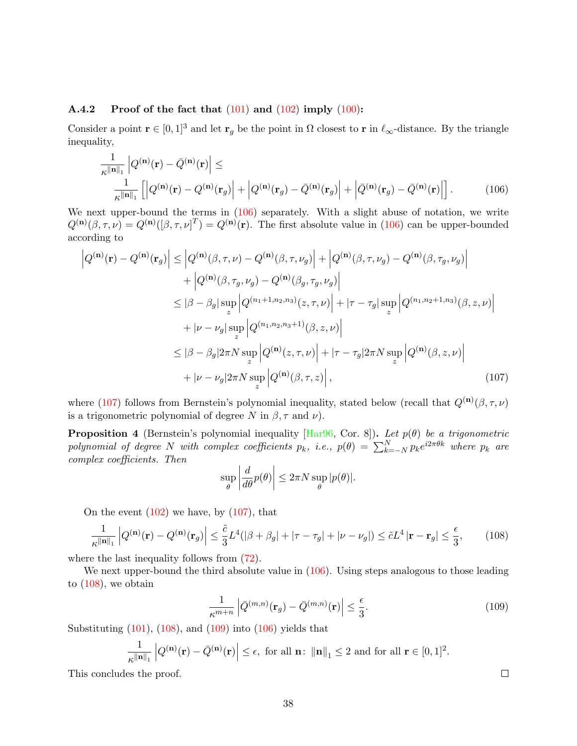### A.4.2 Proof of the fact that (101) and (102) imply (100):

Consider a point $\mathbf{r} \in [0,1]^3$ and let $\mathbf{r}_g$ be the point in $\Omega$ closest to $\mathbf{r}$ in $\ell_\infty$-distance. By the triangle inequality,

$$
\begin{aligned}
&\frac{1}{\kappa^{\|\mathbf{n}\|_1}} \left| Q^{(\mathbf{n})}(\mathbf{r}) - \bar{Q}^{(\mathbf{n})}(\mathbf{r}) \right| \leq \\
&\qquad \frac{1}{\kappa^{\|\mathbf{n}\|_1}} \left[ \left| Q^{(\mathbf{n})}(\mathbf{r}) - Q^{(\mathbf{n})}(\mathbf{r}_g) \right| + \left| Q^{(\mathbf{n})}(\mathbf{r}_g) - \bar{Q}^{(\mathbf{n})}(\mathbf{r}_g) \right| + \left| \bar{Q}^{(\mathbf{n})}(\mathbf{r}_g) - \bar{Q}^{(\mathbf{n})}(\mathbf{r}) \right| \right]. \qquad (106)
\end{aligned}
$$

We next upper-bound the terms in (106) separately. With a slight abuse of notation, we write $Q^{(\mathbf{n})}(\beta,\tau,\nu) = Q^{(\mathbf{n})}([\beta,\tau,\nu]^T) = Q^{(\mathbf{n})}(\mathbf{r})$. The first absolute value in (106) can be upper-bounded according to

$$
\begin{aligned}
\left| Q^{(\mathbf{n})}(\mathbf{r}) - Q^{(\mathbf{n})}(\mathbf{r}_g) \right| &\leq \left| Q^{(\mathbf{n})}(\beta,\tau,\nu) - Q^{(\mathbf{n})}(\beta,\tau,\nu_g) \right| + \left| Q^{(\mathbf{n})}(\beta,\tau,\nu_g) - Q^{(\mathbf{n})}(\beta,\tau_g,\nu_g) \right| \\
&\quad + \left| Q^{(\mathbf{n})}(\beta,\tau_g,\nu_g) - Q^{(\mathbf{n})}(\beta_g,\tau_g,\nu_g) \right| \\
&\leq |\beta - \beta_g| \sup_z \left| Q^{(n_1+1,n_2,n_3)}(z,\tau,\nu) \right| + |\tau - \tau_g| \sup_z \left| Q^{(n_1,n_2+1,n_3)}(\beta,z,\nu) \right| \\
&\quad + |\nu - \nu_g| \sup_z \left| Q^{(n_1,n_2,n_3+1)}(\beta,z,\nu) \right| \\
&\leq |\beta - \beta_g| 2\pi N \sup_z \left| Q^{(\mathbf{n})}(z,\tau,\nu) \right| + |\tau - \tau_g| 2\pi N \sup_z \left| Q^{(\mathbf{n})}(\beta,z,\nu) \right| \\
&\quad + |\nu - \nu_g| 2\pi N \sup_z \left| Q^{(\mathbf{n})}(\beta,\tau,z) \right|, \qquad (107)
\end{aligned}
$$

where (107) follows from Bernstein's polynomial inequality, stated below (recall that $Q^{(\mathbf{n})}(\beta,\tau,\nu)$ is a trigonometric polynomial of degree $N$ in $\beta,\tau$ and $\nu$).

**Proposition 4** (Bernstein's polynomial inequality [Har96, Cor. 8])**.** *Let $p(\theta)$ be a trigonometric polynomial of degree $N$ with complex coefficients $p_k$, i.e., $p(\theta) = \sum_{k=-N}^{N} p_k e^{i2\pi\theta k}$ where $p_k$ are complex coefficients. Then*

$$
\sup_\theta \left| \frac{d}{d\theta} p(\theta) \right| \leq 2\pi N \sup_\theta |p(\theta)|.
$$

On the event (102) we have, by (107), that

$$
\frac{1}{\kappa^{\|\mathbf{n}\|_1}} \left| Q^{(\mathbf{n})}(\mathbf{r}) - Q^{(\mathbf{n})}(\mathbf{r}_g) \right| \leq \frac{\tilde{c}}{3} L^4 (|\beta + \beta_g| + |\tau - \tau_g| + |\nu - \nu_g|) \leq \tilde{c} L^4 \left| \mathbf{r} - \mathbf{r}_g \right| \leq \frac{\epsilon}{3}, \qquad (108)
$$

where the last inequality follows from (72).

We next upper-bound the third absolute value in (106). Using steps analogous to those leading to (108), we obtain

$$
\frac{1}{\kappa^{m+n}} \left| \bar{Q}^{(m,n)}(\mathbf{r}_g) - \bar{Q}^{(m,n)}(\mathbf{r}) \right| \leq \frac{\epsilon}{3}. \qquad (109)
$$

Substituting (101), (108), and (109) into (106) yields that

$$
\frac{1}{\kappa^{\|\mathbf{n}\|_1}} \left| Q^{(\mathbf{n})}(\mathbf{r}) - \bar{Q}^{(\mathbf{n})}(\mathbf{r}) \right| \leq \epsilon, \text{ for all } \mathbf{n}\colon \|\mathbf{n}\|_1 \leq 2 \text{ and for all } \mathbf{r} \in [0,1]^2.
$$

This concludes the proof. □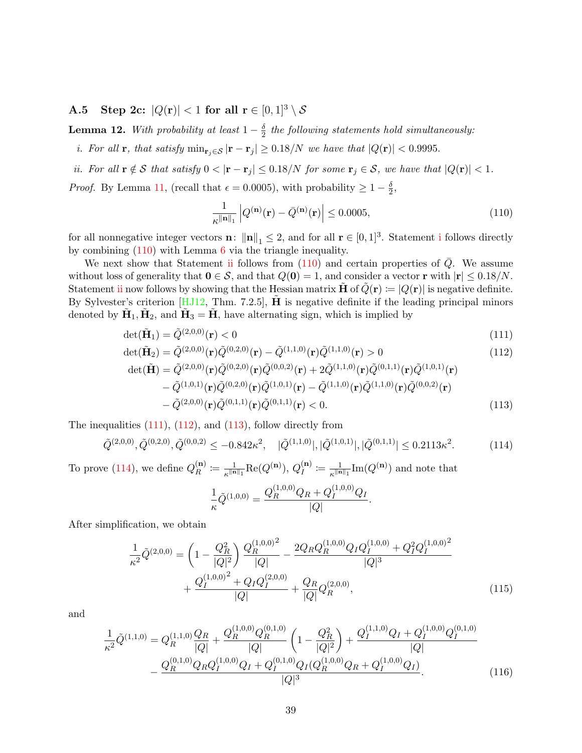### A.5 Step 2c: $|Q(\mathbf{r})| < 1$ for all $\mathbf{r} \in [0,1]^3 \setminus \mathcal{S}$

**Lemma 12.** *With probability at least $1 - \frac{\delta}{2}$ the following statements hold simultaneously:*

*i. For all $\mathbf{r}$, that satisfy $\min_{\mathbf{r}_j \in \mathcal{S}} |\mathbf{r} - \mathbf{r}_j| \geq 0.18/N$ we have that $|Q(\mathbf{r})| < 0.9995$.*

*ii. For all $\mathbf{r} \notin \mathcal{S}$ that satisfy $0 < |\mathbf{r} - \mathbf{r}_j| \leq 0.18/N$ for some $\mathbf{r}_j \in \mathcal{S}$, we have that $|Q(\mathbf{r})| < 1$.*

*Proof.* By Lemma 11, (recall that $\epsilon = 0.0005$), with probability $\geq 1 - \frac{\delta}{2}$,

$$\frac{1}{\kappa^{\|\mathbf{n}\|_1}} \left| Q^{(\mathbf{n})}(\mathbf{r}) - \bar{Q}^{(\mathbf{n})}(\mathbf{r}) \right| \leq 0.0005, \tag{110}$$

for all nonnegative integer vectors $\mathbf{n}$: $\|\mathbf{n}\|_1 \leq 2$, and for all $\mathbf{r} \in [0,1]^3$. Statement i follows directly by combining (110) with Lemma 6 via the triangle inequality.

We next show that Statement ii follows from (110) and certain properties of $\bar{Q}$. We assume without loss of generality that $\mathbf{0} \in \mathcal{S}$, and that $Q(\mathbf{0}) = 1$, and consider a vector $\mathbf{r}$ with $|\mathbf{r}| \leq 0.18/N$. Statement ii now follows by showing that the Hessian matrix $\tilde{\mathbf{H}}$ of $\tilde{Q}(\mathbf{r}) := |Q(\mathbf{r})|$ is negative definite. By Sylvester's criterion [HJ12, Thm. 7.2.5], $\tilde{\mathbf{H}}$ is negative definite if the leading principal minors denoted by $\tilde{\mathbf{H}}_1, \tilde{\mathbf{H}}_2$, and $\tilde{\mathbf{H}}_3 = \tilde{\mathbf{H}}$, have alternating sign, which is implied by

$$\det(\tilde{\mathbf{H}}_1) = \tilde{Q}^{(2,0,0)}(\mathbf{r}) < 0 \tag{111}$$

$$\det(\tilde{\mathbf{H}}_2) = \tilde{Q}^{(2,0,0)}(\mathbf{r})\tilde{Q}^{(0,2,0)}(\mathbf{r}) - \tilde{Q}^{(1,1,0)}(\mathbf{r})\tilde{Q}^{(1,1,0)}(\mathbf{r}) > 0 \tag{112}$$

$$\begin{aligned}\det(\tilde{\mathbf{H}}) = {} & \tilde{Q}^{(2,0,0)}(\mathbf{r})\tilde{Q}^{(0,2,0)}(\mathbf{r})\tilde{Q}^{(0,0,2)}(\mathbf{r}) + 2\tilde{Q}^{(1,1,0)}(\mathbf{r})\tilde{Q}^{(0,1,1)}(\mathbf{r})\tilde{Q}^{(1,0,1)}(\mathbf{r}) \\ & - \tilde{Q}^{(1,0,1)}(\mathbf{r})\tilde{Q}^{(0,2,0)}(\mathbf{r})\tilde{Q}^{(1,0,1)}(\mathbf{r}) - \tilde{Q}^{(1,1,0)}(\mathbf{r})\tilde{Q}^{(1,1,0)}(\mathbf{r})\tilde{Q}^{(0,0,2)}(\mathbf{r}) \\ & - \tilde{Q}^{(2,0,0)}(\mathbf{r})\tilde{Q}^{(0,1,1)}(\mathbf{r})\tilde{Q}^{(0,1,1)}(\mathbf{r}) < 0.\end{aligned} \tag{113}$$

The inequalities (111), (112), and (113), follow directly from

$$\tilde{Q}^{(2,0,0)}, \tilde{Q}^{(0,2,0)}, \tilde{Q}^{(0,0,2)} \leq -0.842\kappa^2, \quad |\tilde{Q}^{(1,1,0)}|, |\tilde{Q}^{(1,0,1)}|, |\tilde{Q}^{(0,1,1)}| \leq 0.2113\kappa^2. \tag{114}$$

To prove (114), we define $Q_R^{(\mathbf{n})} := \frac{1}{\kappa^{\|\mathbf{n}\|_1}} \mathrm{Re}(Q^{(\mathbf{n})})$, $Q_I^{(\mathbf{n})} := \frac{1}{\kappa^{\|\mathbf{n}\|_1}} \mathrm{Im}(Q^{(\mathbf{n})})$ and note that

$$\frac{1}{\kappa}\tilde{Q}^{(1,0,0)} = \frac{Q_R^{(1,0,0)} Q_R + Q_I^{(1,0,0)} Q_I}{|Q|}.$$

After simplification, we obtain

$$\begin{aligned}\frac{1}{\kappa^2}\tilde{Q}^{(2,0,0)} = {} & \left(1 - \frac{Q_R^2}{|Q|^2}\right) \frac{{Q_R^{(1,0,0)}}^2}{|Q|} - \frac{2 Q_R Q_R^{(1,0,0)} Q_I Q_I^{(1,0,0)} + Q_I^2 {Q_I^{(1,0,0)}}^2}{|Q|^3} \\ & + \frac{{Q_I^{(1,0,0)}}^2 + Q_I Q_I^{(2,0,0)}}{|Q|} + \frac{Q_R}{|Q|} Q_R^{(2,0,0)},\end{aligned} \tag{115}$$

and

$$\begin{aligned}\frac{1}{\kappa^2}\tilde{Q}^{(1,1,0)} = {} & Q_R^{(1,1,0)} \frac{Q_R}{|Q|} + \frac{Q_R^{(1,0,0)} Q_R^{(0,1,0)}}{|Q|} \left(1 - \frac{Q_R^2}{|Q|^2}\right) + \frac{Q_I^{(1,1,0)} Q_I + Q_I^{(1,0,0)} Q_I^{(0,1,0)}}{|Q|} \\ & - \frac{Q_R^{(0,1,0)} Q_R Q_I^{(1,0,0)} Q_I + Q_I^{(0,1,0)} Q_I (Q_R^{(1,0,0)} Q_R + Q_I^{(1,0,0)} Q_I)}{|Q|^3}.\end{aligned} \tag{116}$$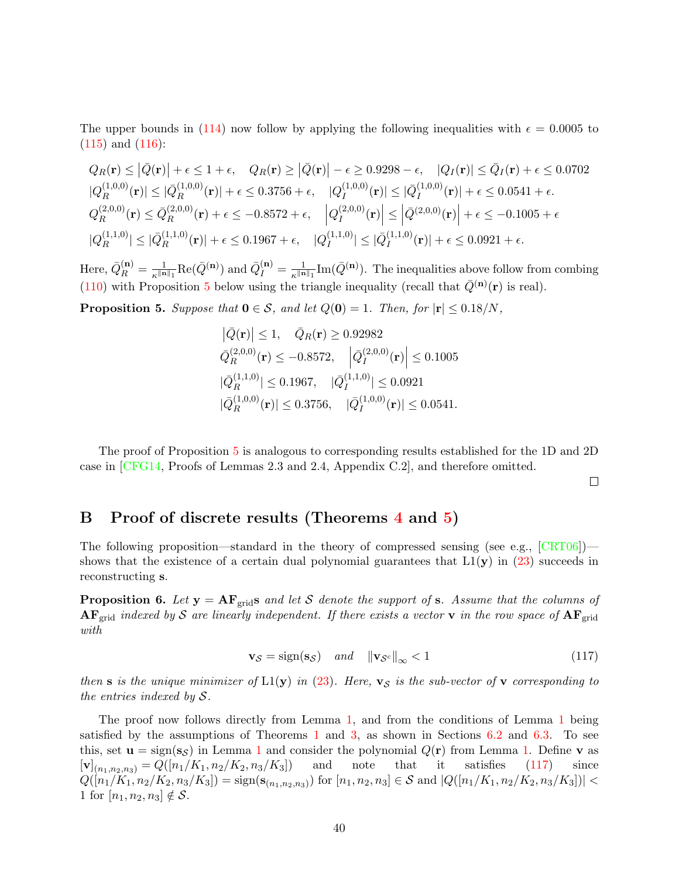The upper bounds in (114) now follow by applying the following inequalities with $\epsilon = 0.0005$ to (115) and (116):

$$
\begin{aligned}
&Q_R(\mathbf{r}) \leq \left|\bar{Q}(\mathbf{r})\right| + \epsilon \leq 1 + \epsilon, \quad Q_R(\mathbf{r}) \geq \left|\bar{Q}(\mathbf{r})\right| - \epsilon \geq 0.9298 - \epsilon, \quad |Q_I(\mathbf{r})| \leq \bar{Q}_I(\mathbf{r}) + \epsilon \leq 0.0702 \\
&|Q_R^{(1,0,0)}(\mathbf{r})| \leq |\bar{Q}_R^{(1,0,0)}(\mathbf{r})| + \epsilon \leq 0.3756 + \epsilon, \quad |Q_I^{(1,0,0)}(\mathbf{r})| \leq |\bar{Q}_I^{(1,0,0)}(\mathbf{r})| + \epsilon \leq 0.0541 + \epsilon. \\
&Q_R^{(2,0,0)}(\mathbf{r}) \leq \bar{Q}_R^{(2,0,0)}(\mathbf{r}) + \epsilon \leq -0.8572 + \epsilon, \quad \left|Q_I^{(2,0,0)}(\mathbf{r})\right| \leq \left|\bar{Q}^{(2,0,0)}(\mathbf{r})\right| + \epsilon \leq -0.1005 + \epsilon \\
&|Q_R^{(1,1,0)}| \leq |\bar{Q}_R^{(1,1,0)}(\mathbf{r})| + \epsilon \leq 0.1967 + \epsilon, \quad |Q_I^{(1,1,0)}| \leq |\bar{Q}_I^{(1,1,0)}(\mathbf{r})| + \epsilon \leq 0.0921 + \epsilon.
\end{aligned}
$$

Here, $\bar{Q}_R^{(\mathbf{n})} = \frac{1}{\kappa^{\|\mathbf{n}\|_1}} \mathrm{Re}(\bar{Q}^{(\mathbf{n})})$ and $\bar{Q}_I^{(\mathbf{n})} = \frac{1}{\kappa^{\|\mathbf{n}\|_1}} \mathrm{Im}(\bar{Q}^{(\mathbf{n})})$. The inequalities above follow from combing (110) with Proposition 5 below using the triangle inequality (recall that $\bar{Q}^{(\mathbf{n})}(\mathbf{r})$ is real).

**Proposition 5.** *Suppose that $\mathbf{0} \in \mathcal{S}$, and let $Q(\mathbf{0}) = 1$. Then, for $|\mathbf{r}| \leq 0.18/N$,*

$$
\begin{aligned}
&\left|\bar{Q}(\mathbf{r})\right| \leq 1, \quad \bar{Q}_R(\mathbf{r}) \geq 0.92982 \\
&\bar{Q}_R^{(2,0,0)}(\mathbf{r}) \leq -0.8572, \quad \left|\bar{Q}_I^{(2,0,0)}(\mathbf{r})\right| \leq 0.1005 \\
&|\bar{Q}_R^{(1,1,0)}| \leq 0.1967, \quad |\bar{Q}_I^{(1,1,0)}| \leq 0.0921 \\
&|\bar{Q}_R^{(1,0,0)}(\mathbf{r})| \leq 0.3756, \quad |\bar{Q}_I^{(1,0,0)}(\mathbf{r})| \leq 0.0541.
\end{aligned}
$$

The proof of Proposition 5 is analogous to corresponding results established for the 1D and 2D case in [CFG14, Proofs of Lemmas 2.3 and 2.4, Appendix C.2], and therefore omitted.

□

## B Proof of discrete results (Theorems 4 and 5)

The following proposition—standard in the theory of compressed sensing (see e.g., [CRT06])—shows that the existence of a certain dual polynomial guarantees that $\mathrm{L1}(\mathbf{y})$ in (23) succeeds in reconstructing $\mathbf{s}$.

**Proposition 6.** *Let $\mathbf{y} = \mathbf{AF}_{\mathrm{grid}}\mathbf{s}$ and let $\mathcal{S}$ denote the support of $\mathbf{s}$. Assume that the columns of $\mathbf{AF}_{\mathrm{grid}}$ indexed by $\mathcal{S}$ are linearly independent. If there exists a vector $\mathbf{v}$ in the row space of $\mathbf{AF}_{\mathrm{grid}}$ with*

$$
\mathbf{v}_{\mathcal{S}} = \mathrm{sign}(\mathbf{s}_{\mathcal{S}}) \quad \text{and} \quad \left\|\mathbf{v}_{\mathcal{S}^c}\right\|_\infty < 1 \tag{117}
$$

*then $\mathbf{s}$ is the unique minimizer of $\mathrm{L1}(\mathbf{y})$ in (23). Here, $\mathbf{v}_{\mathcal{S}}$ is the sub-vector of $\mathbf{v}$ corresponding to the entries indexed by $\mathcal{S}$.*

The proof now follows directly from Lemma 1, and from the conditions of Lemma 1 being satisfied by the assumptions of Theorems 1 and 3, as shown in Sections 6.2 and 6.3. To see this, set $\mathbf{u} = \mathrm{sign}(\mathbf{s}_{\mathcal{S}})$ in Lemma 1 and consider the polynomial $Q(\mathbf{r})$ from Lemma 1. Define $\mathbf{v}$ as $[\mathbf{v}]_{(n_1,n_2,n_3)} = Q([n_1/K_1, n_2/K_2, n_3/K_3])$ and note that it satisfies (117) since $Q([n_1/K_1, n_2/K_2, n_3/K_3]) = \mathrm{sign}(\mathbf{s}_{(n_1,n_2,n_3)})$ for $[n_1, n_2, n_3] \in \mathcal{S}$ and $|Q([n_1/K_1, n_2/K_2, n_3/K_3])| < 1$ for $[n_1, n_2, n_3] \notin \mathcal{S}$.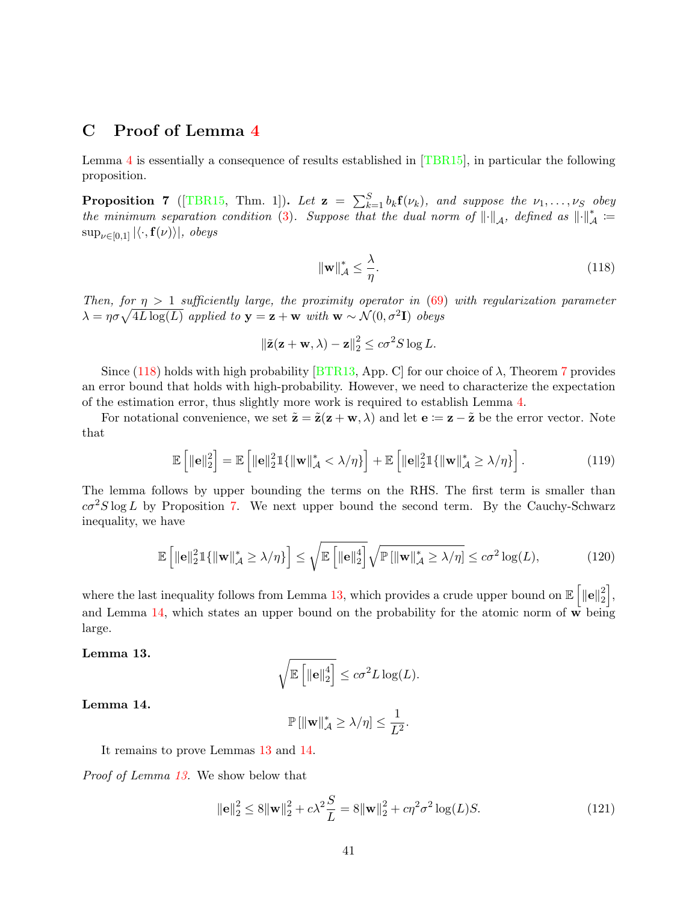# C Proof of Lemma 4

Lemma 4 is essentially a consequence of results established in [TBR15], in particular the following proposition.

**Proposition 7** ([TBR15, Thm. 1])**.** *Let $\mathbf{z} = \sum_{k=1}^{S} b_k \mathbf{f}(\nu_k)$, and suppose the $\nu_1, \ldots, \nu_S$ obey the minimum separation condition (3). Suppose that the dual norm of $\|\cdot\|_{\mathcal{A}}$, defined as $\|\cdot\|_{\mathcal{A}}^* := \sup_{\nu \in [0,1]} |\langle \cdot, \mathbf{f}(\nu) \rangle|$, obeys*

$$\|\mathbf{w}\|_{\mathcal{A}}^* \leq \frac{\lambda}{\eta}. \tag{118}$$

*Then, for $\eta > 1$ sufficiently large, the proximity operator in (69) with regularization parameter $\lambda = \eta \sigma \sqrt{4L \log(L)}$ applied to $\mathbf{y} = \mathbf{z} + \mathbf{w}$ with $\mathbf{w} \sim \mathcal{N}(0, \sigma^2 \mathbf{I})$ obeys*

$$\|\tilde{\mathbf{z}}(\mathbf{z} + \mathbf{w}, \lambda) - \mathbf{z}\|_2^2 \leq c\sigma^2 S \log L.$$

Since (118) holds with high probability [BTR13, App. C] for our choice of $\lambda$, Theorem 7 provides an error bound that holds with high-probability. However, we need to characterize the expectation of the estimation error, thus slightly more work is required to establish Lemma 4.

For notational convenience, we set $\tilde{\mathbf{z}} = \tilde{\mathbf{z}}(\mathbf{z} + \mathbf{w}, \lambda)$ and let $\mathbf{e} := \mathbf{z} - \tilde{\mathbf{z}}$ be the error vector. Note that

$$\mathbb{E}\left[\|\mathbf{e}\|_2^2\right] = \mathbb{E}\left[\|\mathbf{e}\|_2^2 \mathbb{1}\{\|\mathbf{w}\|_{\mathcal{A}}^* < \lambda/\eta\}\right] + \mathbb{E}\left[\|\mathbf{e}\|_2^2 \mathbb{1}\{\|\mathbf{w}\|_{\mathcal{A}}^* \geq \lambda/\eta\}\right]. \tag{119}$$

The lemma follows by upper bounding the terms on the RHS. The first term is smaller than $c\sigma^2 S \log L$ by Proposition 7. We next upper bound the second term. By the Cauchy-Schwarz inequality, we have

$$\mathbb{E}\left[\|\mathbf{e}\|_2^2 \mathbb{1}\{\|\mathbf{w}\|_{\mathcal{A}}^* \geq \lambda/\eta\}\right] \leq \sqrt{\mathbb{E}\left[\|\mathbf{e}\|_2^4\right]} \sqrt{\mathbb{P}\left[\|\mathbf{w}\|_{\mathcal{A}}^* \geq \lambda/\eta\right]} \leq c\sigma^2 \log(L), \tag{120}$$

where the last inequality follows from Lemma 13, which provides a crude upper bound on $\mathbb{E}\left[\|\mathbf{e}\|_2^2\right]$, and Lemma 14, which states an upper bound on the probability for the atomic norm of $\mathbf{w}$ being large.

**Lemma 13.**

$$\sqrt{\mathbb{E}\left[\|\mathbf{e}\|_2^4\right]} \leq c\sigma^2 L \log(L).$$

**Lemma 14.**

$$\mathbb{P}\left[\|\mathbf{w}\|_{\mathcal{A}}^* \geq \lambda/\eta\right] \leq \frac{1}{L^2}.$$

It remains to prove Lemmas 13 and 14.

*Proof of Lemma 13.* We show below that

$$\|\mathbf{e}\|_2^2 \leq 8\|\mathbf{w}\|_2^2 + c\lambda^2 \frac{S}{L} = 8\|\mathbf{w}\|_2^2 + c\eta^2 \sigma^2 \log(L) S. \tag{121}$$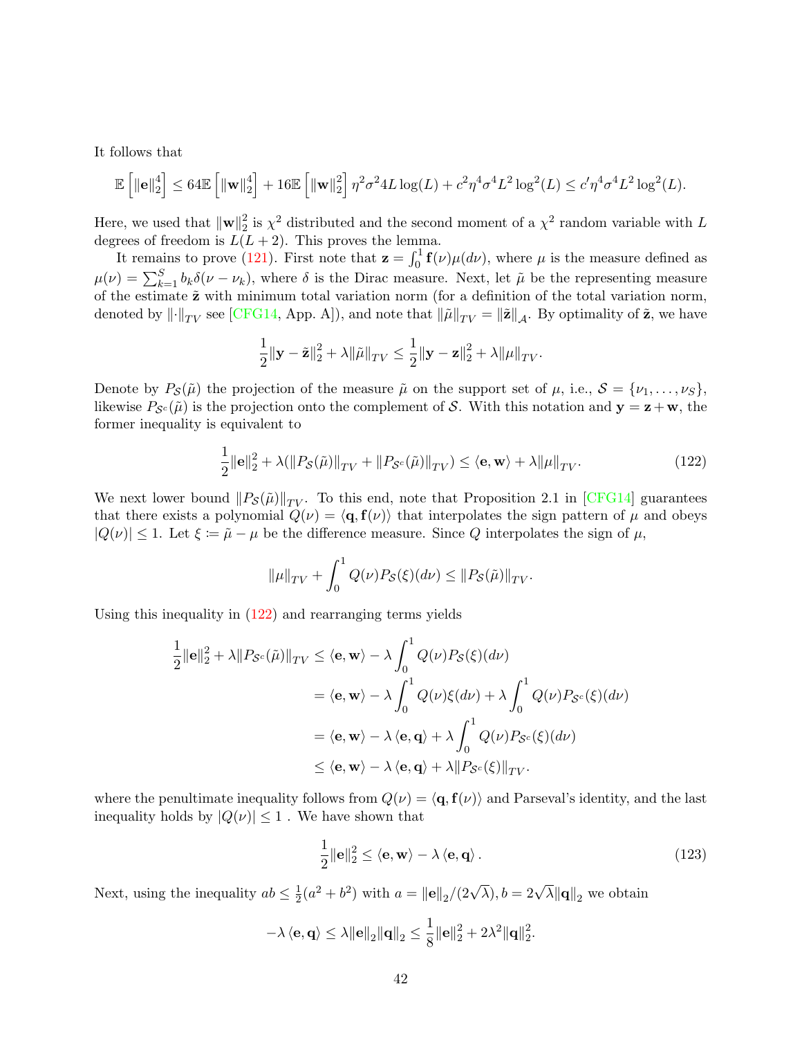It follows that

$$\mathbb{E}\left[\|\mathbf{e}\|_2^4\right] \leq 64\mathbb{E}\left[\|\mathbf{w}\|_2^4\right] + 16\mathbb{E}\left[\|\mathbf{w}\|_2^2\right]\eta^2\sigma^2 4L\log(L) + c^2\eta^4\sigma^4 L^2\log^2(L) \leq c'\eta^4\sigma^4 L^2\log^2(L).$$

Here, we used that $\|\mathbf{w}\|_2^2$ is $\chi^2$ distributed and the second moment of a $\chi^2$ random variable with $L$ degrees of freedom is $L(L+2)$. This proves the lemma.

It remains to prove (121). First note that $\mathbf{z} = \int_0^1 \mathbf{f}(\nu)\mu(d\nu)$, where $\mu$ is the measure defined as $\mu(\nu) = \sum_{k=1}^S b_k\delta(\nu - \nu_k)$, where $\delta$ is the Dirac measure. Next, let $\tilde{\mu}$ be the representing measure of the estimate $\tilde{\mathbf{z}}$ with minimum total variation norm (for a definition of the total variation norm, denoted by $\|\cdot\|_{TV}$ see [CFG14, App. A]), and note that $\|\tilde{\mu}\|_{TV} = \|\tilde{\mathbf{z}}\|_{\mathcal{A}}$. By optimality of $\tilde{\mathbf{z}}$, we have

$$\frac{1}{2}\|\mathbf{y} - \tilde{\mathbf{z}}\|_2^2 + \lambda\|\tilde{\mu}\|_{TV} \leq \frac{1}{2}\|\mathbf{y} - \mathbf{z}\|_2^2 + \lambda\|\mu\|_{TV}.$$

Denote by $P_{\mathcal{S}}(\tilde{\mu})$ the projection of the measure $\tilde{\mu}$ on the support set of $\mu$, i.e., $\mathcal{S} = \{\nu_1, \ldots, \nu_S\}$, likewise $P_{\mathcal{S}^c}(\tilde{\mu})$ is the projection onto the complement of $\mathcal{S}$. With this notation and $\mathbf{y} = \mathbf{z} + \mathbf{w}$, the former inequality is equivalent to

$$\frac{1}{2}\|\mathbf{e}\|_2^2 + \lambda(\|P_{\mathcal{S}}(\tilde{\mu})\|_{TV} + \|P_{\mathcal{S}^c}(\tilde{\mu})\|_{TV}) \leq \langle \mathbf{e}, \mathbf{w}\rangle + \lambda\|\mu\|_{TV}. \tag{122}$$

We next lower bound $\|P_{\mathcal{S}}(\tilde{\mu})\|_{TV}$. To this end, note that Proposition 2.1 in [CFG14] guarantees that there exists a polynomial $Q(\nu) = \langle \mathbf{q}, \mathbf{f}(\nu)\rangle$ that interpolates the sign pattern of $\mu$ and obeys $|Q(\nu)| \leq 1$. Let $\xi \coloneqq \tilde{\mu} - \mu$ be the difference measure. Since $Q$ interpolates the sign of $\mu$,

$$\|\mu\|_{TV} + \int_0^1 Q(\nu)P_{\mathcal{S}}(\xi)(d\nu) \leq \|P_{\mathcal{S}}(\tilde{\mu})\|_{TV}.$$

Using this inequality in (122) and rearranging terms yields

$$\begin{aligned}
\frac{1}{2}\|\mathbf{e}\|_2^2 + \lambda\|P_{\mathcal{S}^c}(\tilde{\mu})\|_{TV} &\leq \langle \mathbf{e}, \mathbf{w}\rangle - \lambda\int_0^1 Q(\nu)P_{\mathcal{S}}(\xi)(d\nu) \\
&= \langle \mathbf{e}, \mathbf{w}\rangle - \lambda\int_0^1 Q(\nu)\xi(d\nu) + \lambda\int_0^1 Q(\nu)P_{\mathcal{S}^c}(\xi)(d\nu) \\
&= \langle \mathbf{e}, \mathbf{w}\rangle - \lambda\langle \mathbf{e}, \mathbf{q}\rangle + \lambda\int_0^1 Q(\nu)P_{\mathcal{S}^c}(\xi)(d\nu) \\
&\leq \langle \mathbf{e}, \mathbf{w}\rangle - \lambda\langle \mathbf{e}, \mathbf{q}\rangle + \lambda\|P_{\mathcal{S}^c}(\xi)\|_{TV}.
\end{aligned}$$

where the penultimate inequality follows from $Q(\nu) = \langle \mathbf{q}, \mathbf{f}(\nu)\rangle$ and Parseval's identity, and the last inequality holds by $|Q(\nu)| \leq 1$ . We have shown that

$$\frac{1}{2}\|\mathbf{e}\|_2^2 \leq \langle \mathbf{e}, \mathbf{w}\rangle - \lambda\langle \mathbf{e}, \mathbf{q}\rangle. \tag{123}$$

Next, using the inequality $ab \leq \frac{1}{2}(a^2 + b^2)$ with $a = \|\mathbf{e}\|_2/(2\sqrt{\lambda}), b = 2\sqrt{\lambda}\|\mathbf{q}\|_2$ we obtain

$$-\lambda\langle \mathbf{e}, \mathbf{q}\rangle \leq \lambda\|\mathbf{e}\|_2\|\mathbf{q}\|_2 \leq \frac{1}{8}\|\mathbf{e}\|_2^2 + 2\lambda^2\|\mathbf{q}\|_2^2.$$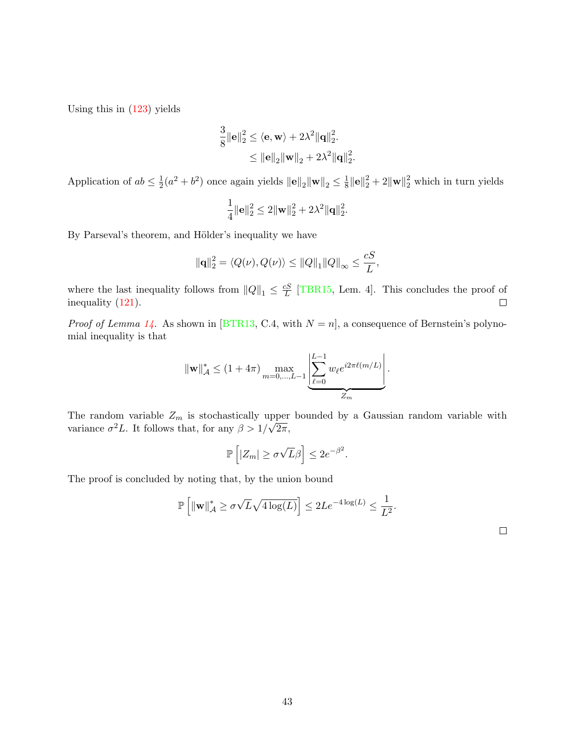Using this in (123) yields

$$\frac{3}{8}\|\mathbf{e}\|_2^2 \leq \langle \mathbf{e}, \mathbf{w} \rangle + 2\lambda^2 \|\mathbf{q}\|_2^2.$$
$$\leq \|\mathbf{e}\|_2 \|\mathbf{w}\|_2 + 2\lambda^2 \|\mathbf{q}\|_2^2.$$

Application of $ab \leq \frac{1}{2}(a^2 + b^2)$ once again yields $\|\mathbf{e}\|_2 \|\mathbf{w}\|_2 \leq \frac{1}{8}\|\mathbf{e}\|_2^2 + 2\|\mathbf{w}\|_2^2$ which in turn yields

$$\frac{1}{4}\|\mathbf{e}\|_2^2 \leq 2\|\mathbf{w}\|_2^2 + 2\lambda^2 \|\mathbf{q}\|_2^2.$$

By Parseval's theorem, and Hölder's inequality we have

$$\|\mathbf{q}\|_2^2 = \langle Q(\nu), Q(\nu) \rangle \leq \|Q\|_1 \|Q\|_\infty \leq \frac{cS}{L},$$

where the last inequality follows from $\|Q\|_1 \leq \frac{cS}{L}$ [TBR15, Lem. 4]. This concludes the proof of inequality (121). □

*Proof of Lemma 14.* As shown in [BTR13, C.4, with $N = n$], a consequence of Bernstein's polynomial inequality is that

$$\|\mathbf{w}\|_{\mathcal{A}}^* \leq (1 + 4\pi) \max_{m=0,\ldots,L-1} \underbrace{\left| \sum_{\ell=0}^{L-1} w_\ell e^{i2\pi\ell(m/L)} \right|}_{Z_m}.$$

The random variable $Z_m$ is stochastically upper bounded by a Gaussian random variable with variance $\sigma^2 L$. It follows that, for any $\beta > 1/\sqrt{2\pi}$,

$$\mathbb{P}\left[|Z_m| \geq \sigma\sqrt{L}\beta\right] \leq 2e^{-\beta^2}.$$

The proof is concluded by noting that, by the union bound

$$\mathbb{P}\left[\|\mathbf{w}\|_{\mathcal{A}}^* \geq \sigma\sqrt{L}\sqrt{4\log(L)}\right] \leq 2Le^{-4\log(L)} \leq \frac{1}{L^2}.$$

□